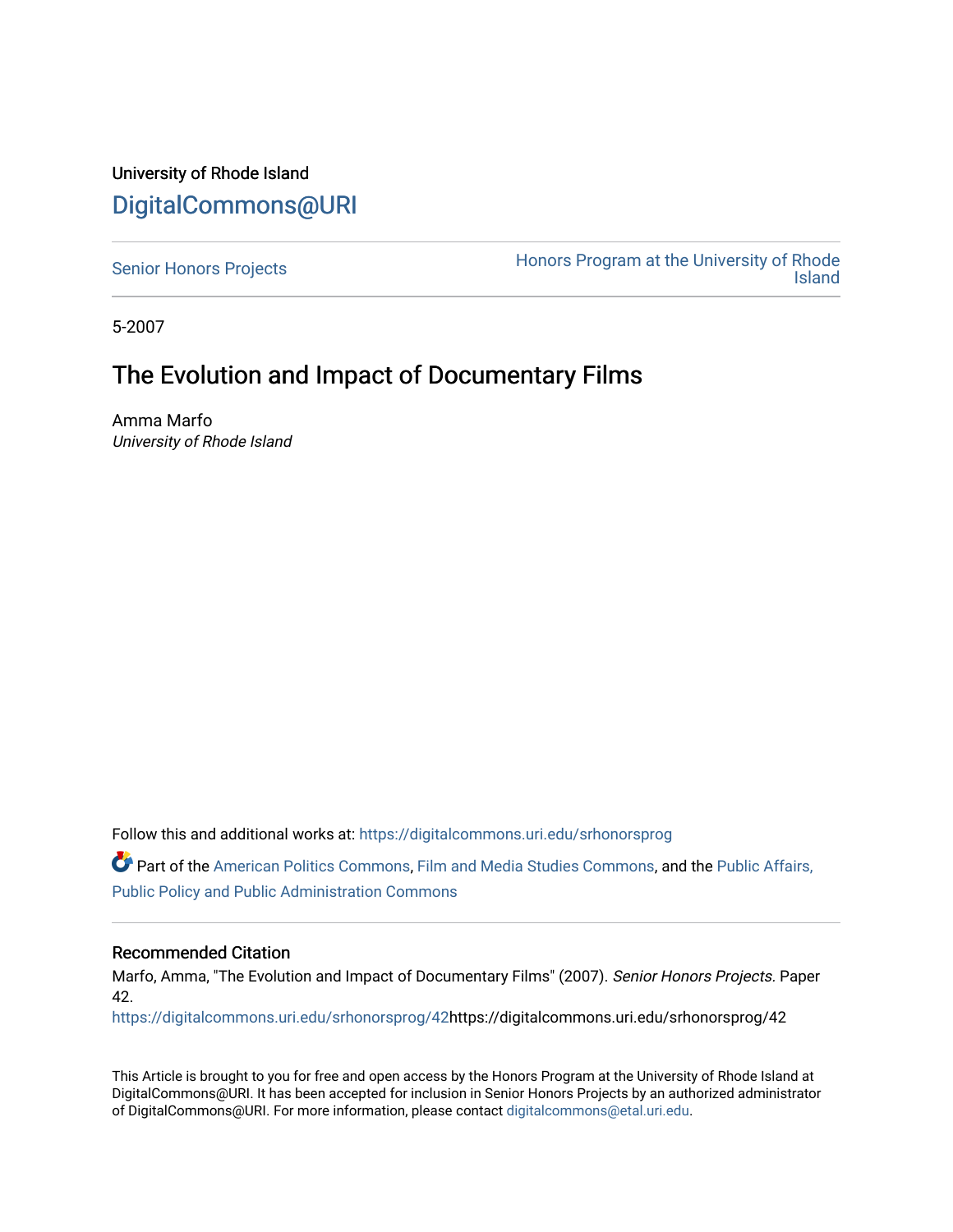University of Rhode Island

DigitalCommons@URI

Senior Honors Projects

Honors Program at the University of Rhode Island

5-2007

# The Evolution and Impact of Documentary Films

Amma Marfo

*University of Rhode Island*

Follow this and additional works at: https://digitalcommons.uri.edu/srhonorsprog

Part of the American Politics Commons, Film and Media Studies Commons, and the Public Affairs, Public Policy and Public Administration Commons

## Recommended Citation

Marfo, Amma, "The Evolution and Impact of Documentary Films" (2007). *Senior Honors Projects.* Paper 42.

https://digitalcommons.uri.edu/srhonorsprog/42https://digitalcommons.uri.edu/srhonorsprog/42

This Article is brought to you for free and open access by the Honors Program at the University of Rhode Island at DigitalCommons@URI. It has been accepted for inclusion in Senior Honors Projects by an authorized administrator of DigitalCommons@URI. For more information, please contact digitalcommons@etal.uri.edu.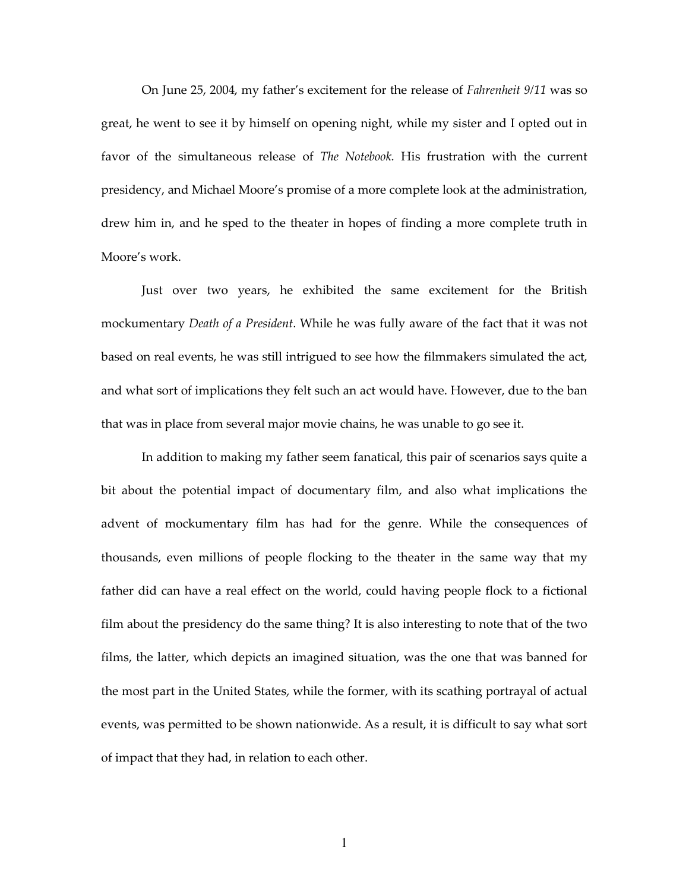On June 25, 2004, my father's excitement for the release of *Fahrenheit 9/11* was so great, he went to see it by himself on opening night, while my sister and I opted out in favor of the simultaneous release of *The Notebook.* His frustration with the current presidency, and Michael Moore's promise of a more complete look at the administration, drew him in, and he sped to the theater in hopes of finding a more complete truth in Moore's work.

Just over two years, he exhibited the same excitement for the British mockumentary *Death of a President*. While he was fully aware of the fact that it was not based on real events, he was still intrigued to see how the filmmakers simulated the act, and what sort of implications they felt such an act would have. However, due to the ban that was in place from several major movie chains, he was unable to go see it.

In addition to making my father seem fanatical, this pair of scenarios says quite a bit about the potential impact of documentary film, and also what implications the advent of mockumentary film has had for the genre. While the consequences of thousands, even millions of people flocking to the theater in the same way that my father did can have a real effect on the world, could having people flock to a fictional film about the presidency do the same thing? It is also interesting to note that of the two films, the latter, which depicts an imagined situation, was the one that was banned for the most part in the United States, while the former, with its scathing portrayal of actual events, was permitted to be shown nationwide. As a result, it is difficult to say what sort of impact that they had, in relation to each other.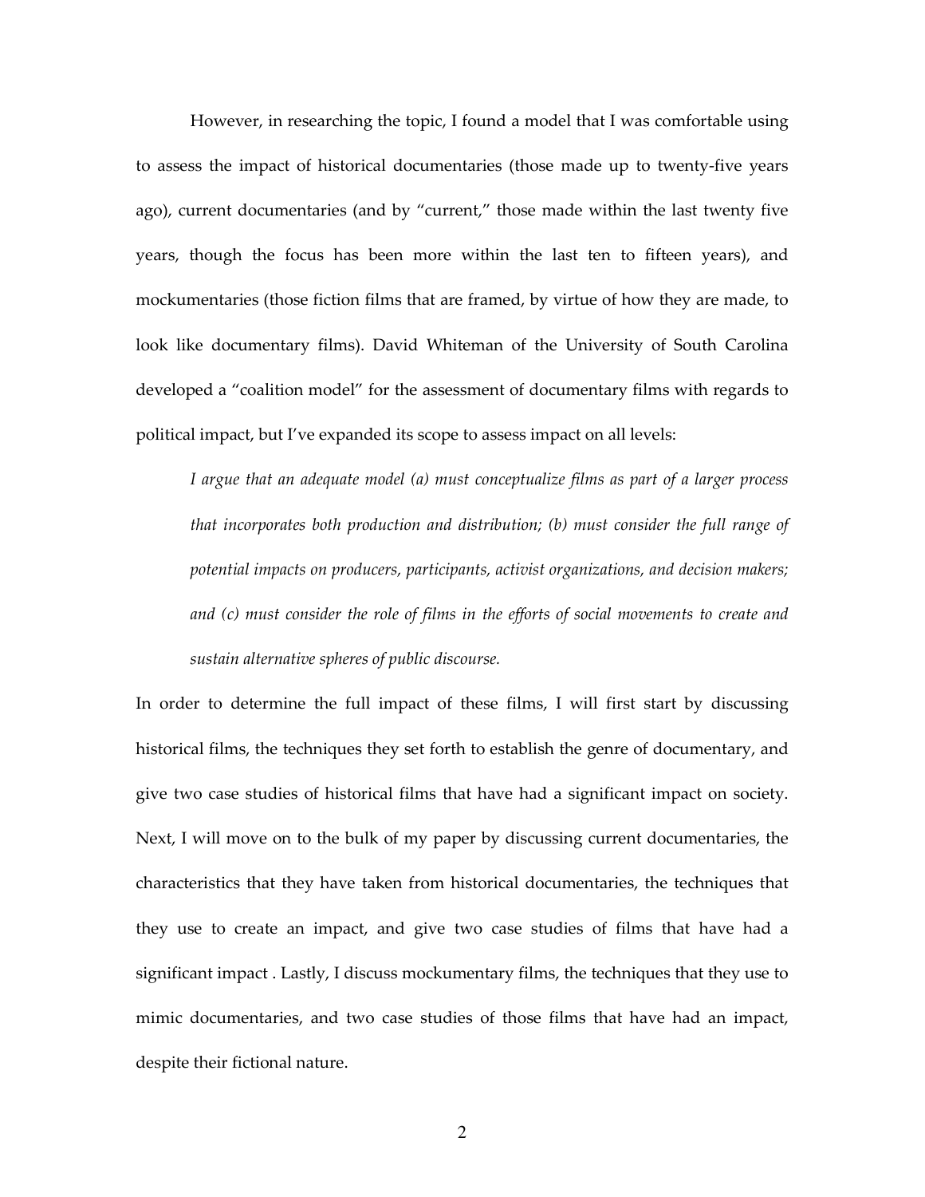However, in researching the topic, I found a model that I was comfortable using to assess the impact of historical documentaries (those made up to twenty-five years ago), current documentaries (and by "current," those made within the last twenty five years, though the focus has been more within the last ten to fifteen years), and mockumentaries (those fiction films that are framed, by virtue of how they are made, to look like documentary films). David Whiteman of the University of South Carolina developed a "coalition model" for the assessment of documentary films with regards to political impact, but I've expanded its scope to assess impact on all levels:

> *I argue that an adequate model (a) must conceptualize films as part of a larger process that incorporates both production and distribution; (b) must consider the full range of potential impacts on producers, participants, activist organizations, and decision makers; and (c) must consider the role of films in the efforts of social movements to create and sustain alternative spheres of public discourse.*

In order to determine the full impact of these films, I will first start by discussing historical films, the techniques they set forth to establish the genre of documentary, and give two case studies of historical films that have had a significant impact on society. Next, I will move on to the bulk of my paper by discussing current documentaries, the characteristics that they have taken from historical documentaries, the techniques that they use to create an impact, and give two case studies of films that have had a significant impact . Lastly, I discuss mockumentary films, the techniques that they use to mimic documentaries, and two case studies of those films that have had an impact, despite their fictional nature.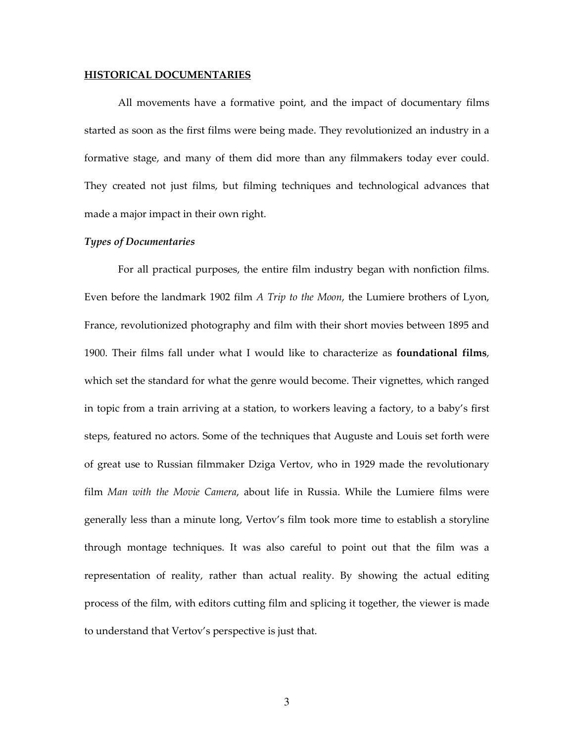## HISTORICAL DOCUMENTARIES

All movements have a formative point, and the impact of documentary films started as soon as the first films were being made. They revolutionized an industry in a formative stage, and many of them did more than any filmmakers today ever could. They created not just films, but filming techniques and technological advances that made a major impact in their own right.

### *Types of Documentaries*

For all practical purposes, the entire film industry began with nonfiction films. Even before the landmark 1902 film *A Trip to the Moon*, the Lumiere brothers of Lyon, France, revolutionized photography and film with their short movies between 1895 and 1900. Their films fall under what I would like to characterize as **foundational films**, which set the standard for what the genre would become. Their vignettes, which ranged in topic from a train arriving at a station, to workers leaving a factory, to a baby's first steps, featured no actors. Some of the techniques that Auguste and Louis set forth were of great use to Russian filmmaker Dziga Vertov, who in 1929 made the revolutionary film *Man with the Movie Camera*, about life in Russia. While the Lumiere films were generally less than a minute long, Vertov's film took more time to establish a storyline through montage techniques. It was also careful to point out that the film was a representation of reality, rather than actual reality. By showing the actual editing process of the film, with editors cutting film and splicing it together, the viewer is made to understand that Vertov's perspective is just that.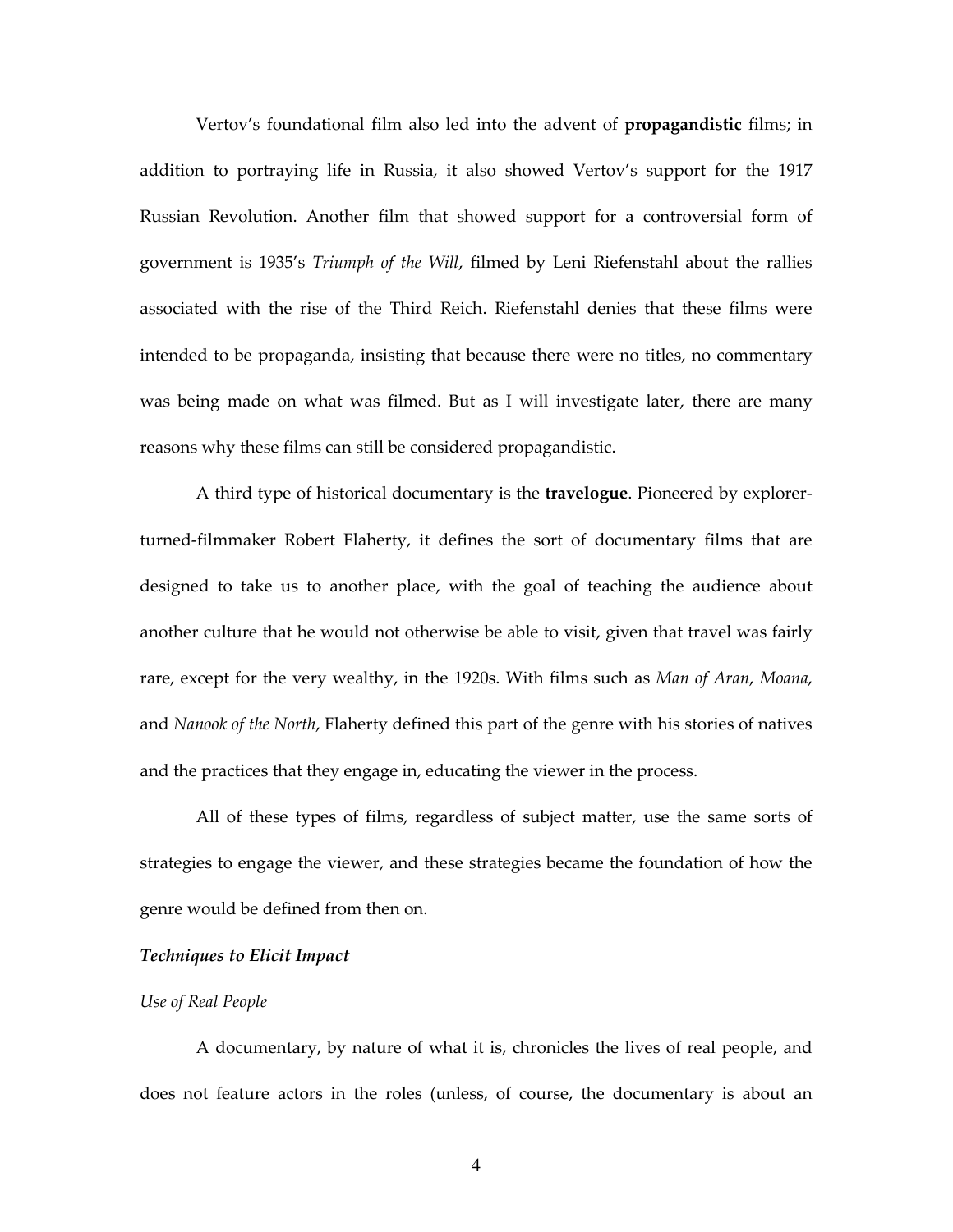Vertov's foundational film also led into the advent of **propagandistic** films; in addition to portraying life in Russia, it also showed Vertov's support for the 1917 Russian Revolution. Another film that showed support for a controversial form of government is 1935's *Triumph of the Will*, filmed by Leni Riefenstahl about the rallies associated with the rise of the Third Reich. Riefenstahl denies that these films were intended to be propaganda, insisting that because there were no titles, no commentary was being made on what was filmed. But as I will investigate later, there are many reasons why these films can still be considered propagandistic.

A third type of historical documentary is the **travelogue**. Pioneered by explorer-turned-filmmaker Robert Flaherty, it defines the sort of documentary films that are designed to take us to another place, with the goal of teaching the audience about another culture that he would not otherwise be able to visit, given that travel was fairly rare, except for the very wealthy, in the 1920s. With films such as *Man of Aran*, *Moana*, and *Nanook of the North*, Flaherty defined this part of the genre with his stories of natives and the practices that they engage in, educating the viewer in the process.

All of these types of films, regardless of subject matter, use the same sorts of strategies to engage the viewer, and these strategies became the foundation of how the genre would be defined from then on.

### ***Techniques to Elicit Impact***

#### *Use of Real People*

A documentary, by nature of what it is, chronicles the lives of real people, and does not feature actors in the roles (unless, of course, the documentary is about an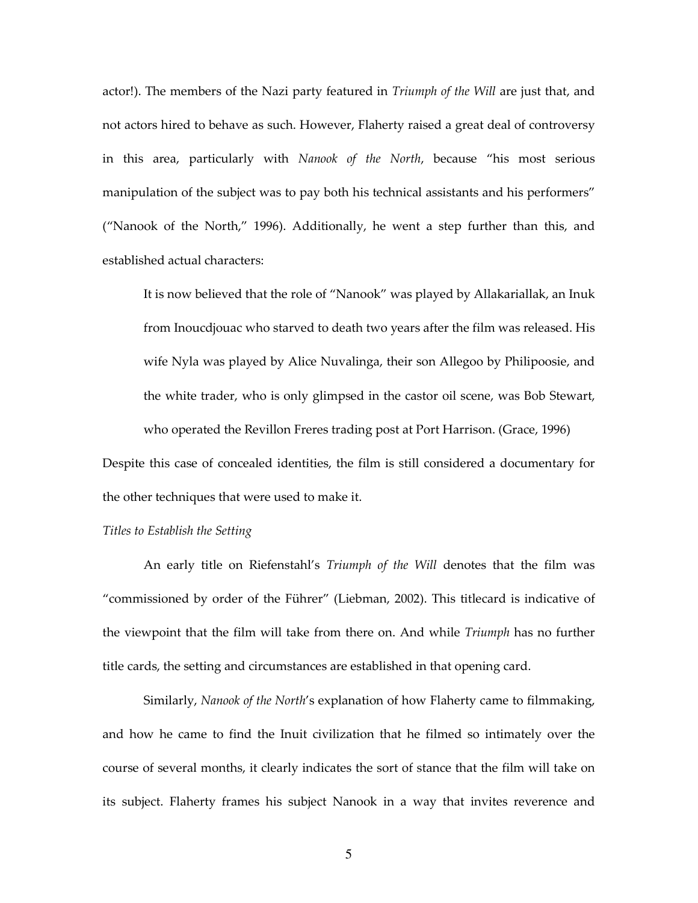actor!). The members of the Nazi party featured in *Triumph of the Will* are just that, and not actors hired to behave as such. However, Flaherty raised a great deal of controversy in this area, particularly with *Nanook of the North*, because "his most serious manipulation of the subject was to pay both his technical assistants and his performers" ("Nanook of the North," 1996). Additionally, he went a step further than this, and established actual characters:

> It is now believed that the role of "Nanook" was played by Allakariallak, an Inuk from Inoucdjouac who starved to death two years after the film was released. His wife Nyla was played by Alice Nuvalinga, their son Allegoo by Philipoosie, and the white trader, who is only glimpsed in the castor oil scene, was Bob Stewart, who operated the Revillon Freres trading post at Port Harrison. (Grace, 1996)

Despite this case of concealed identities, the film is still considered a documentary for the other techniques that were used to make it.

*Titles to Establish the Setting*

An early title on Riefenstahl's *Triumph of the Will* denotes that the film was "commissioned by order of the Führer" (Liebman, 2002). This titlecard is indicative of the viewpoint that the film will take from there on. And while *Triumph* has no further title cards, the setting and circumstances are established in that opening card.

Similarly, *Nanook of the North*'s explanation of how Flaherty came to filmmaking, and how he came to find the Inuit civilization that he filmed so intimately over the course of several months, it clearly indicates the sort of stance that the film will take on its subject. Flaherty frames his subject Nanook in a way that invites reverence and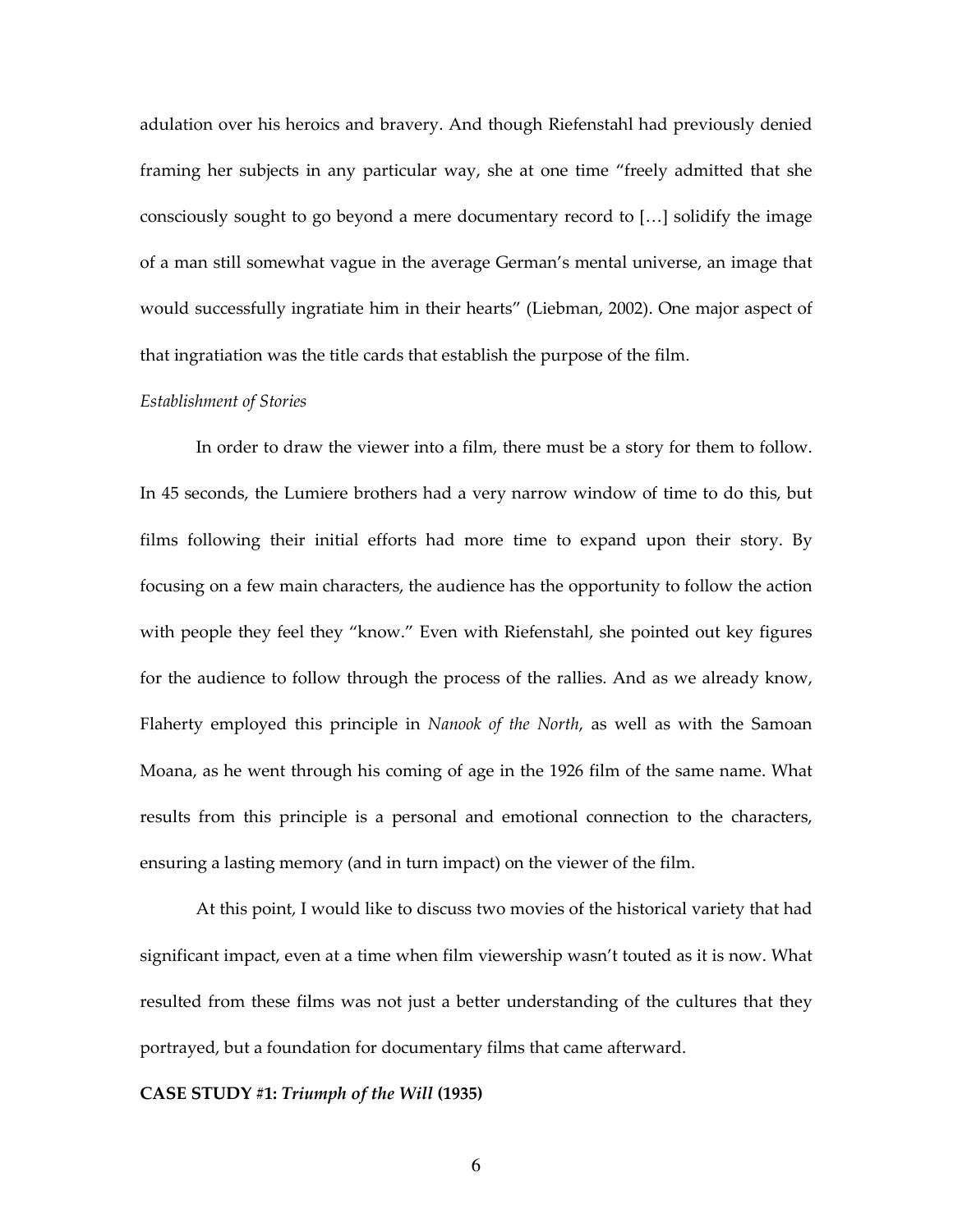adulation over his heroics and bravery. And though Riefenstahl had previously denied framing her subjects in any particular way, she at one time "freely admitted that she consciously sought to go beyond a mere documentary record to […] solidify the image of a man still somewhat vague in the average German's mental universe, an image that would successfully ingratiate him in their hearts" (Liebman, 2002). One major aspect of that ingratiation was the title cards that establish the purpose of the film.

*Establishment of Stories*

In order to draw the viewer into a film, there must be a story for them to follow. In 45 seconds, the Lumiere brothers had a very narrow window of time to do this, but films following their initial efforts had more time to expand upon their story. By focusing on a few main characters, the audience has the opportunity to follow the action with people they feel they "know." Even with Riefenstahl, she pointed out key figures for the audience to follow through the process of the rallies. And as we already know, Flaherty employed this principle in *Nanook of the North*, as well as with the Samoan Moana, as he went through his coming of age in the 1926 film of the same name. What results from this principle is a personal and emotional connection to the characters, ensuring a lasting memory (and in turn impact) on the viewer of the film.

At this point, I would like to discuss two movies of the historical variety that had significant impact, even at a time when film viewership wasn't touted as it is now. What resulted from these films was not just a better understanding of the cultures that they portrayed, but a foundation for documentary films that came afterward.

**CASE STUDY #1: *Triumph of the Will* (1935)**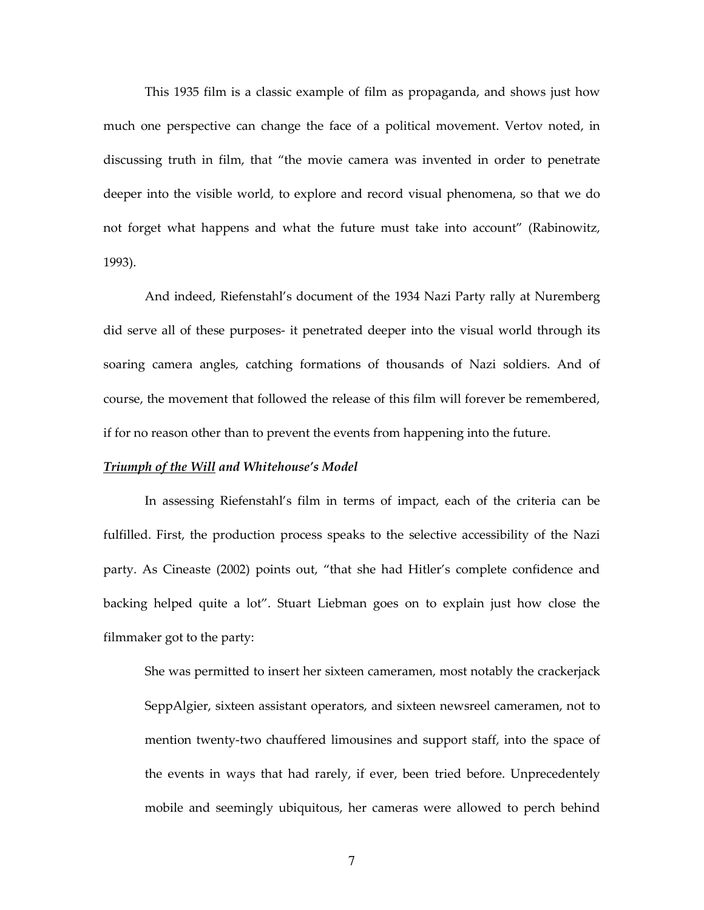This 1935 film is a classic example of film as propaganda, and shows just how much one perspective can change the face of a political movement. Vertov noted, in discussing truth in film, that "the movie camera was invented in order to penetrate deeper into the visible world, to explore and record visual phenomena, so that we do not forget what happens and what the future must take into account" (Rabinowitz, 1993).

And indeed, Riefenstahl's document of the 1934 Nazi Party rally at Nuremberg did serve all of these purposes- it penetrated deeper into the visual world through its soaring camera angles, catching formations of thousands of Nazi soldiers. And of course, the movement that followed the release of this film will forever be remembered, if for no reason other than to prevent the events from happening into the future.

***Triumph of the Will* and Whitehouse's Model**

In assessing Riefenstahl's film in terms of impact, each of the criteria can be fulfilled. First, the production process speaks to the selective accessibility of the Nazi party. As Cineaste (2002) points out, "that she had Hitler's complete confidence and backing helped quite a lot". Stuart Liebman goes on to explain just how close the filmmaker got to the party:

> She was permitted to insert her sixteen cameramen, most notably the crackerjack SeppAlgier, sixteen assistant operators, and sixteen newsreel cameramen, not to mention twenty-two chauffered limousines and support staff, into the space of the events in ways that had rarely, if ever, been tried before. Unprecedentely mobile and seemingly ubiquitous, her cameras were allowed to perch behind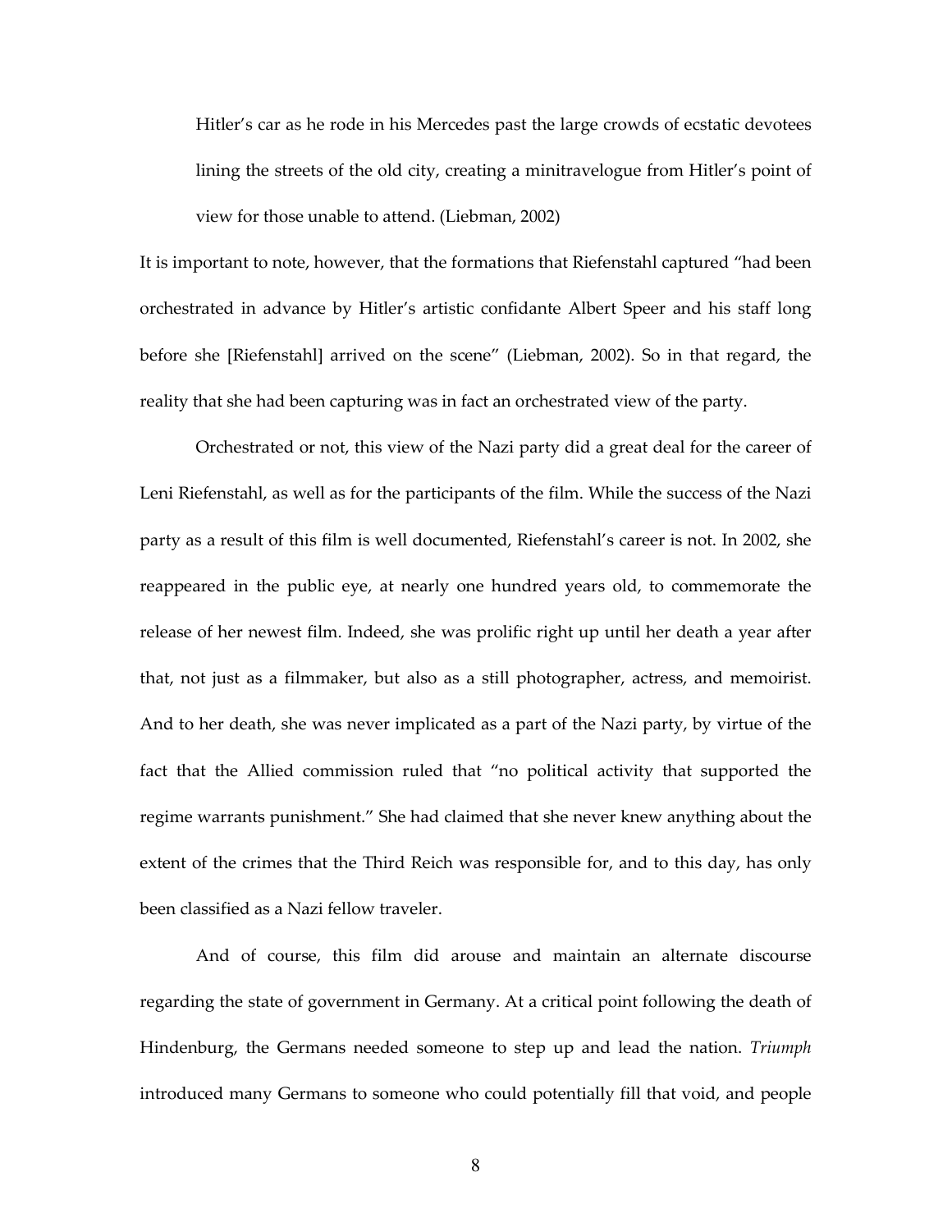> Hitler's car as he rode in his Mercedes past the large crowds of ecstatic devotees lining the streets of the old city, creating a minitravelogue from Hitler's point of view for those unable to attend. (Liebman, 2002)

It is important to note, however, that the formations that Riefenstahl captured "had been orchestrated in advance by Hitler's artistic confidante Albert Speer and his staff long before she [Riefenstahl] arrived on the scene" (Liebman, 2002). So in that regard, the reality that she had been capturing was in fact an orchestrated view of the party.

Orchestrated or not, this view of the Nazi party did a great deal for the career of Leni Riefenstahl, as well as for the participants of the film. While the success of the Nazi party as a result of this film is well documented, Riefenstahl's career is not. In 2002, she reappeared in the public eye, at nearly one hundred years old, to commemorate the release of her newest film. Indeed, she was prolific right up until her death a year after that, not just as a filmmaker, but also as a still photographer, actress, and memoirist. And to her death, she was never implicated as a part of the Nazi party, by virtue of the fact that the Allied commission ruled that "no political activity that supported the regime warrants punishment." She had claimed that she never knew anything about the extent of the crimes that the Third Reich was responsible for, and to this day, has only been classified as a Nazi fellow traveler.

And of course, this film did arouse and maintain an alternate discourse regarding the state of government in Germany. At a critical point following the death of Hindenburg, the Germans needed someone to step up and lead the nation. *Triumph* introduced many Germans to someone who could potentially fill that void, and people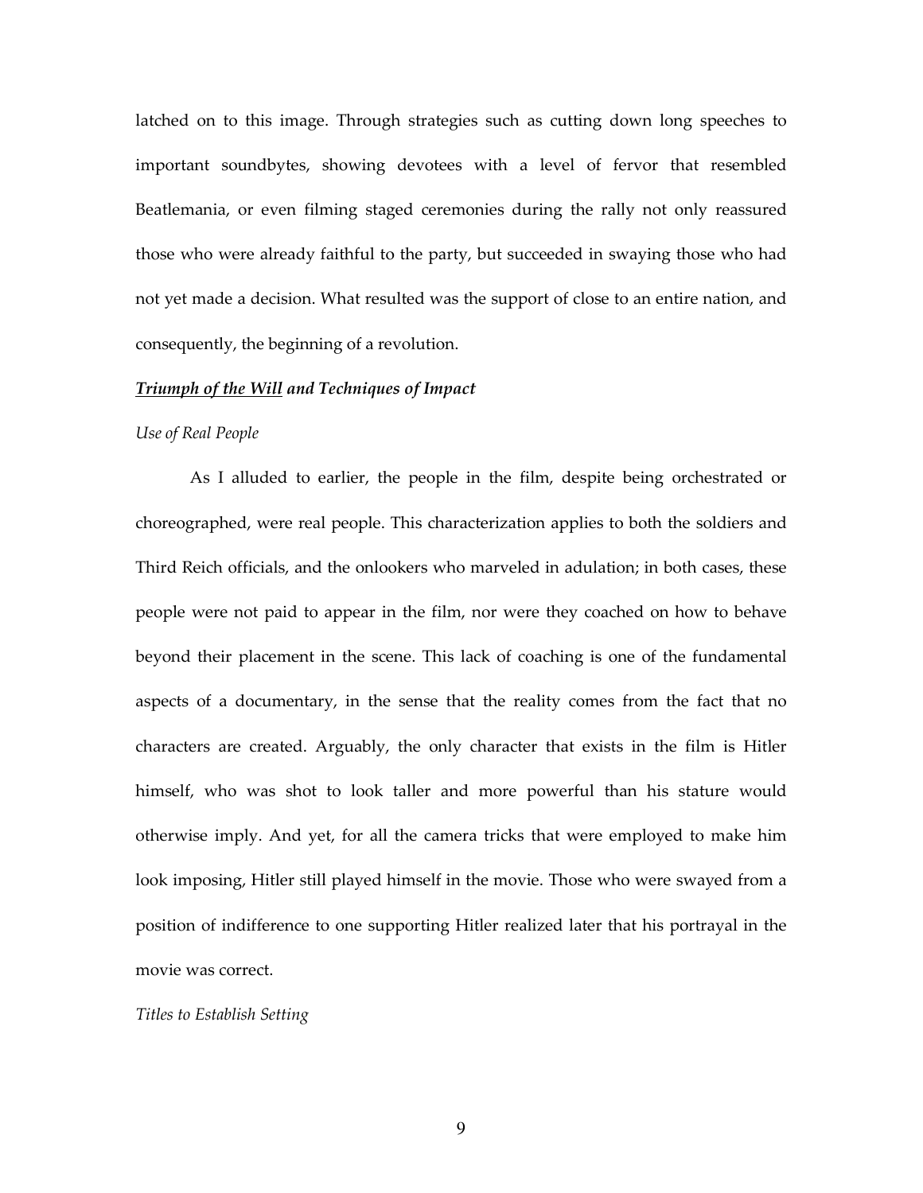latched on to this image. Through strategies such as cutting down long speeches to important soundbytes, showing devotees with a level of fervor that resembled Beatlemania, or even filming staged ceremonies during the rally not only reassured those who were already faithful to the party, but succeeded in swaying those who had not yet made a decision. What resulted was the support of close to an entire nation, and consequently, the beginning of a revolution.

### ***Triumph of the Will* and Techniques of Impact**

#### *Use of Real People*

As I alluded to earlier, the people in the film, despite being orchestrated or choreographed, were real people. This characterization applies to both the soldiers and Third Reich officials, and the onlookers who marveled in adulation; in both cases, these people were not paid to appear in the film, nor were they coached on how to behave beyond their placement in the scene. This lack of coaching is one of the fundamental aspects of a documentary, in the sense that the reality comes from the fact that no characters are created. Arguably, the only character that exists in the film is Hitler himself, who was shot to look taller and more powerful than his stature would otherwise imply. And yet, for all the camera tricks that were employed to make him look imposing, Hitler still played himself in the movie. Those who were swayed from a position of indifference to one supporting Hitler realized later that his portrayal in the movie was correct.

#### *Titles to Establish Setting*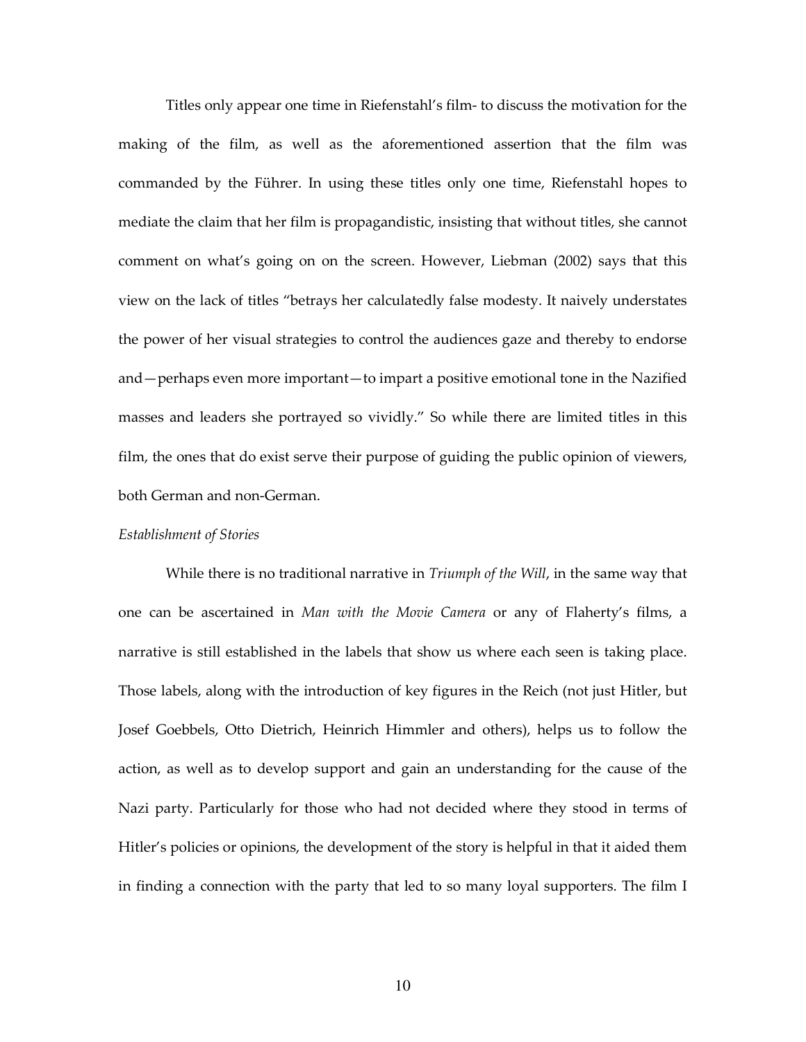Titles only appear one time in Riefenstahl's film- to discuss the motivation for the making of the film, as well as the aforementioned assertion that the film was commanded by the Führer. In using these titles only one time, Riefenstahl hopes to mediate the claim that her film is propagandistic, insisting that without titles, she cannot comment on what's going on on the screen. However, Liebman (2002) says that this view on the lack of titles "betrays her calculatedly false modesty. It naively understates the power of her visual strategies to control the audiences gaze and thereby to endorse and—perhaps even more important—to impart a positive emotional tone in the Nazified masses and leaders she portrayed so vividly." So while there are limited titles in this film, the ones that do exist serve their purpose of guiding the public opinion of viewers, both German and non-German.

*Establishment of Stories*

While there is no traditional narrative in *Triumph of the Will*, in the same way that one can be ascertained in *Man with the Movie Camera* or any of Flaherty's films, a narrative is still established in the labels that show us where each seen is taking place. Those labels, along with the introduction of key figures in the Reich (not just Hitler, but Josef Goebbels, Otto Dietrich, Heinrich Himmler and others), helps us to follow the action, as well as to develop support and gain an understanding for the cause of the Nazi party. Particularly for those who had not decided where they stood in terms of Hitler's policies or opinions, the development of the story is helpful in that it aided them in finding a connection with the party that led to so many loyal supporters. The film I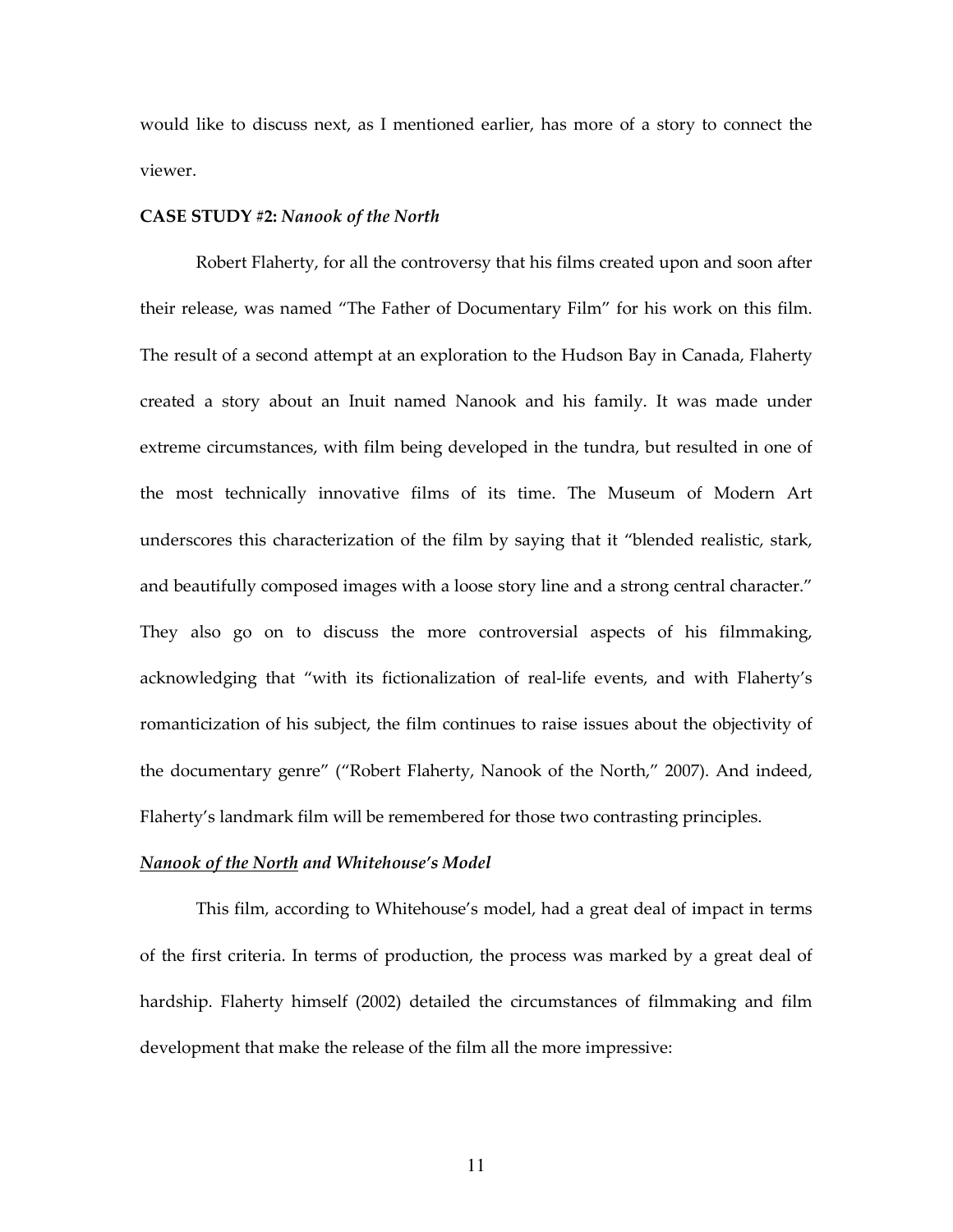would like to discuss next, as I mentioned earlier, has more of a story to connect the viewer.

**CASE STUDY #2:** ***Nanook of the North***

Robert Flaherty, for all the controversy that his films created upon and soon after their release, was named "The Father of Documentary Film" for his work on this film. The result of a second attempt at an exploration to the Hudson Bay in Canada, Flaherty created a story about an Inuit named Nanook and his family. It was made under extreme circumstances, with film being developed in the tundra, but resulted in one of the most technically innovative films of its time. The Museum of Modern Art underscores this characterization of the film by saying that it "blended realistic, stark, and beautifully composed images with a loose story line and a strong central character." They also go on to discuss the more controversial aspects of his filmmaking, acknowledging that "with its fictionalization of real-life events, and with Flaherty's romanticization of his subject, the film continues to raise issues about the objectivity of the documentary genre" ("Robert Flaherty, Nanook of the North," 2007). And indeed, Flaherty's landmark film will be remembered for those two contrasting principles.

***Nanook of the North* and Whitehouse's Model**

This film, according to Whitehouse's model, had a great deal of impact in terms of the first criteria. In terms of production, the process was marked by a great deal of hardship. Flaherty himself (2002) detailed the circumstances of filmmaking and film development that make the release of the film all the more impressive: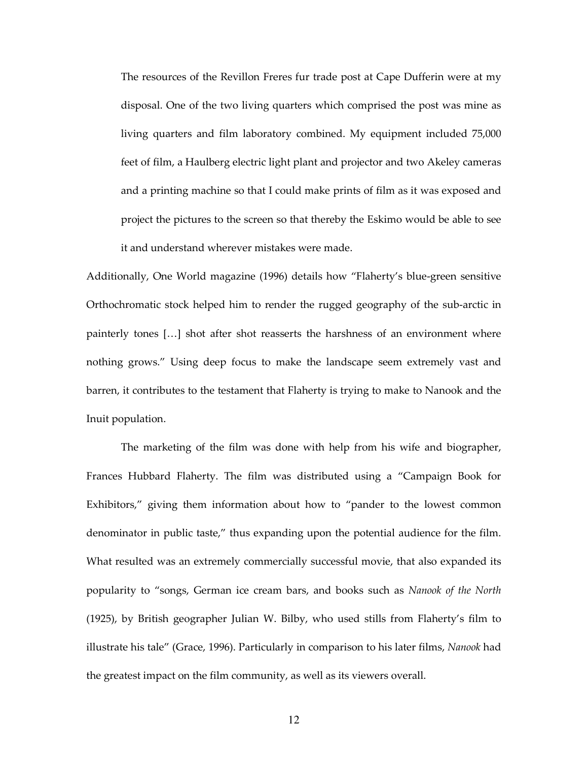> The resources of the Revillon Freres fur trade post at Cape Dufferin were at my disposal. One of the two living quarters which comprised the post was mine as living quarters and film laboratory combined. My equipment included 75,000 feet of film, a Haulberg electric light plant and projector and two Akeley cameras and a printing machine so that I could make prints of film as it was exposed and project the pictures to the screen so that thereby the Eskimo would be able to see it and understand wherever mistakes were made.

Additionally, One World magazine (1996) details how "Flaherty's blue-green sensitive Orthochromatic stock helped him to render the rugged geography of the sub-arctic in painterly tones […] shot after shot reasserts the harshness of an environment where nothing grows." Using deep focus to make the landscape seem extremely vast and barren, it contributes to the testament that Flaherty is trying to make to Nanook and the Inuit population.

The marketing of the film was done with help from his wife and biographer, Frances Hubbard Flaherty. The film was distributed using a "Campaign Book for Exhibitors," giving them information about how to "pander to the lowest common denominator in public taste," thus expanding upon the potential audience for the film. What resulted was an extremely commercially successful movie, that also expanded its popularity to "songs, German ice cream bars, and books such as *Nanook of the North* (1925), by British geographer Julian W. Bilby, who used stills from Flaherty's film to illustrate his tale" (Grace, 1996). Particularly in comparison to his later films, *Nanook* had the greatest impact on the film community, as well as its viewers overall.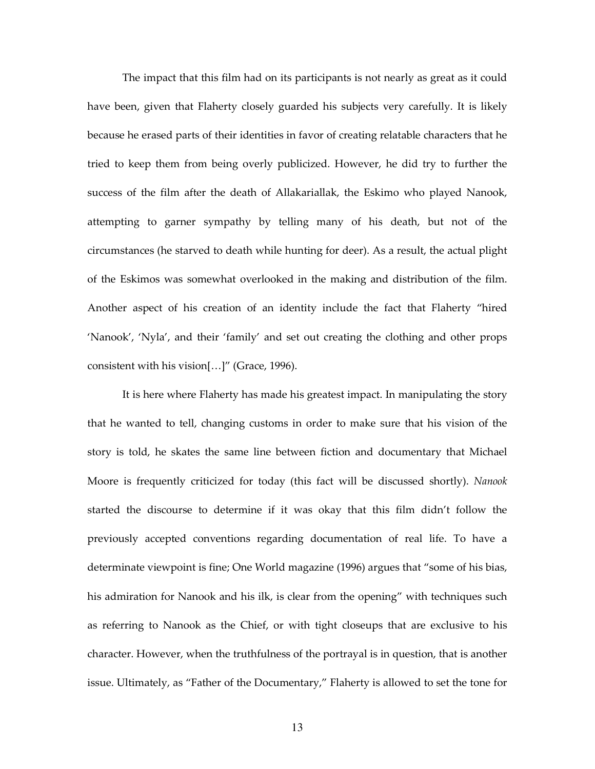The impact that this film had on its participants is not nearly as great as it could have been, given that Flaherty closely guarded his subjects very carefully. It is likely because he erased parts of their identities in favor of creating relatable characters that he tried to keep them from being overly publicized. However, he did try to further the success of the film after the death of Allakariallak, the Eskimo who played Nanook, attempting to garner sympathy by telling many of his death, but not of the circumstances (he starved to death while hunting for deer). As a result, the actual plight of the Eskimos was somewhat overlooked in the making and distribution of the film. Another aspect of his creation of an identity include the fact that Flaherty "hired 'Nanook', 'Nyla', and their 'family' and set out creating the clothing and other props consistent with his vision[…]" (Grace, 1996).

It is here where Flaherty has made his greatest impact. In manipulating the story that he wanted to tell, changing customs in order to make sure that his vision of the story is told, he skates the same line between fiction and documentary that Michael Moore is frequently criticized for today (this fact will be discussed shortly). *Nanook* started the discourse to determine if it was okay that this film didn't follow the previously accepted conventions regarding documentation of real life. To have a determinate viewpoint is fine; One World magazine (1996) argues that "some of his bias, his admiration for Nanook and his ilk, is clear from the opening" with techniques such as referring to Nanook as the Chief, or with tight closeups that are exclusive to his character. However, when the truthfulness of the portrayal is in question, that is another issue. Ultimately, as "Father of the Documentary," Flaherty is allowed to set the tone for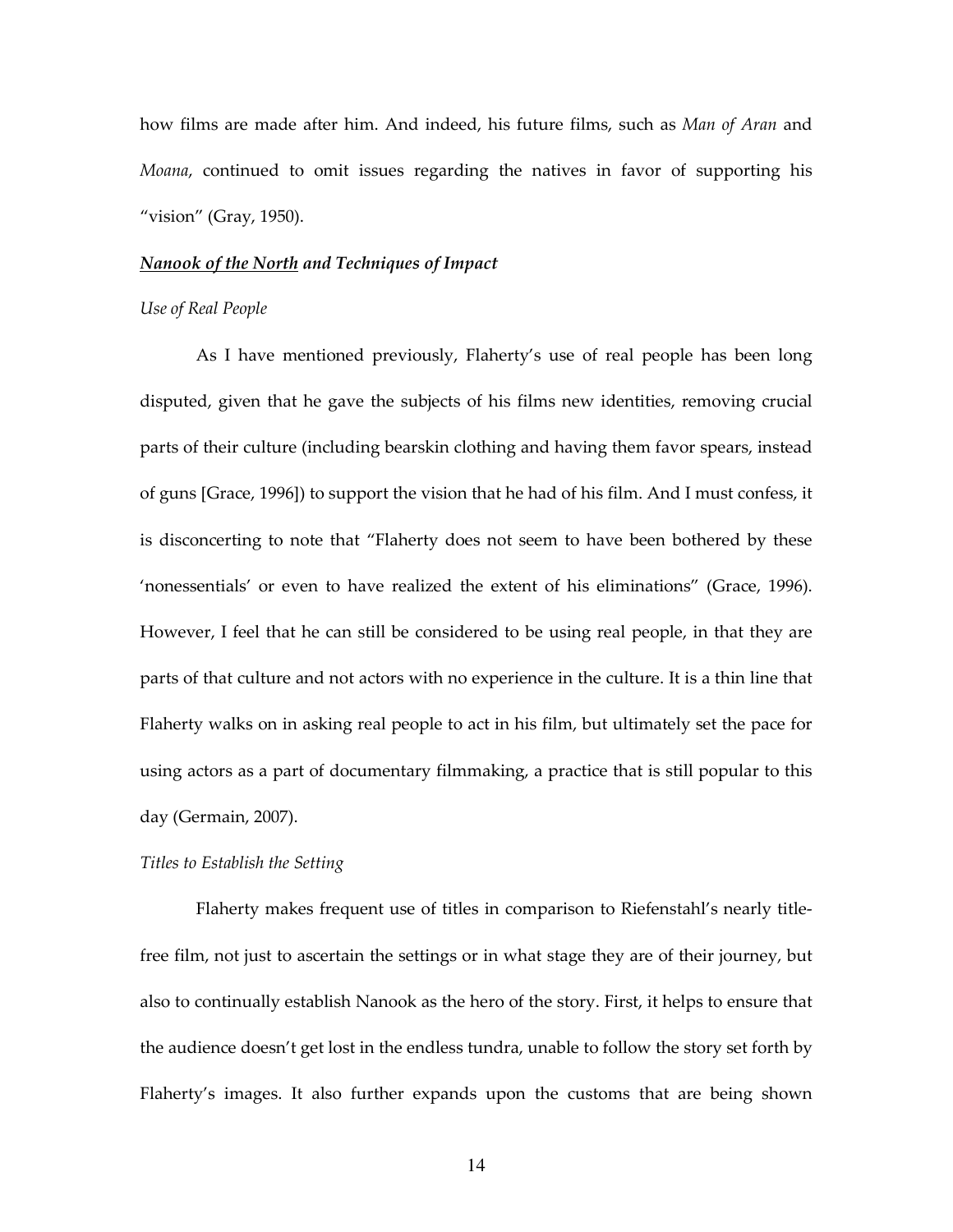how films are made after him. And indeed, his future films, such as *Man of Aran* and *Moana*, continued to omit issues regarding the natives in favor of supporting his "vision" (Gray, 1950).

## ***Nanook of the North* and Techniques of Impact**

### *Use of Real People*

As I have mentioned previously, Flaherty's use of real people has been long disputed, given that he gave the subjects of his films new identities, removing crucial parts of their culture (including bearskin clothing and having them favor spears, instead of guns [Grace, 1996]) to support the vision that he had of his film. And I must confess, it is disconcerting to note that "Flaherty does not seem to have been bothered by these 'nonessentials' or even to have realized the extent of his eliminations" (Grace, 1996). However, I feel that he can still be considered to be using real people, in that they are parts of that culture and not actors with no experience in the culture. It is a thin line that Flaherty walks on in asking real people to act in his film, but ultimately set the pace for using actors as a part of documentary filmmaking, a practice that is still popular to this day (Germain, 2007).

### *Titles to Establish the Setting*

Flaherty makes frequent use of titles in comparison to Riefenstahl's nearly title-free film, not just to ascertain the settings or in what stage they are of their journey, but also to continually establish Nanook as the hero of the story. First, it helps to ensure that the audience doesn't get lost in the endless tundra, unable to follow the story set forth by Flaherty's images. It also further expands upon the customs that are being shown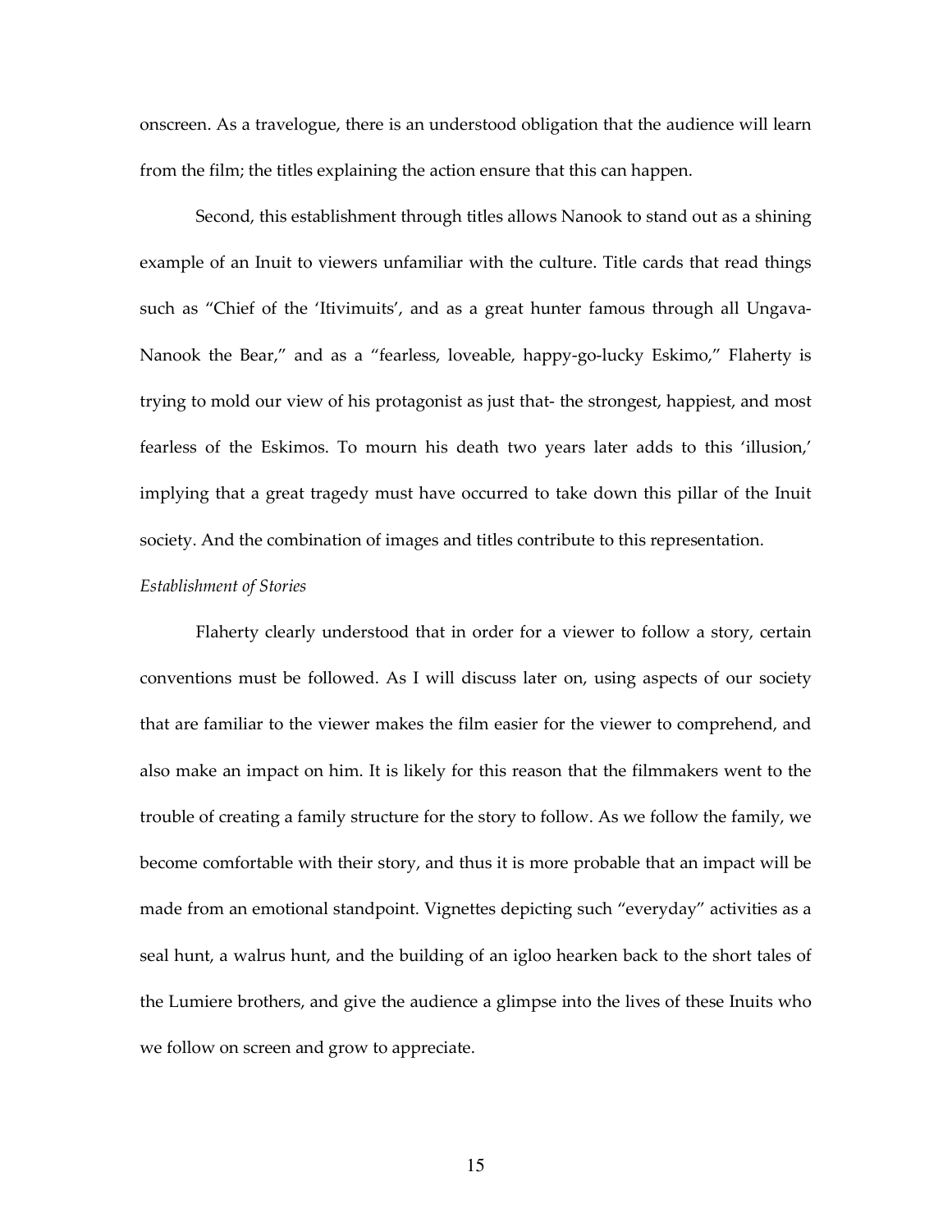onscreen. As a travelogue, there is an understood obligation that the audience will learn from the film; the titles explaining the action ensure that this can happen.

Second, this establishment through titles allows Nanook to stand out as a shining example of an Inuit to viewers unfamiliar with the culture. Title cards that read things such as "Chief of the 'Itivimuits', and as a great hunter famous through all Ungava- Nanook the Bear," and as a "fearless, loveable, happy-go-lucky Eskimo," Flaherty is trying to mold our view of his protagonist as just that- the strongest, happiest, and most fearless of the Eskimos. To mourn his death two years later adds to this 'illusion,' implying that a great tragedy must have occurred to take down this pillar of the Inuit society. And the combination of images and titles contribute to this representation.

*Establishment of Stories*

Flaherty clearly understood that in order for a viewer to follow a story, certain conventions must be followed. As I will discuss later on, using aspects of our society that are familiar to the viewer makes the film easier for the viewer to comprehend, and also make an impact on him. It is likely for this reason that the filmmakers went to the trouble of creating a family structure for the story to follow. As we follow the family, we become comfortable with their story, and thus it is more probable that an impact will be made from an emotional standpoint. Vignettes depicting such "everyday" activities as a seal hunt, a walrus hunt, and the building of an igloo hearken back to the short tales of the Lumiere brothers, and give the audience a glimpse into the lives of these Inuits who we follow on screen and grow to appreciate.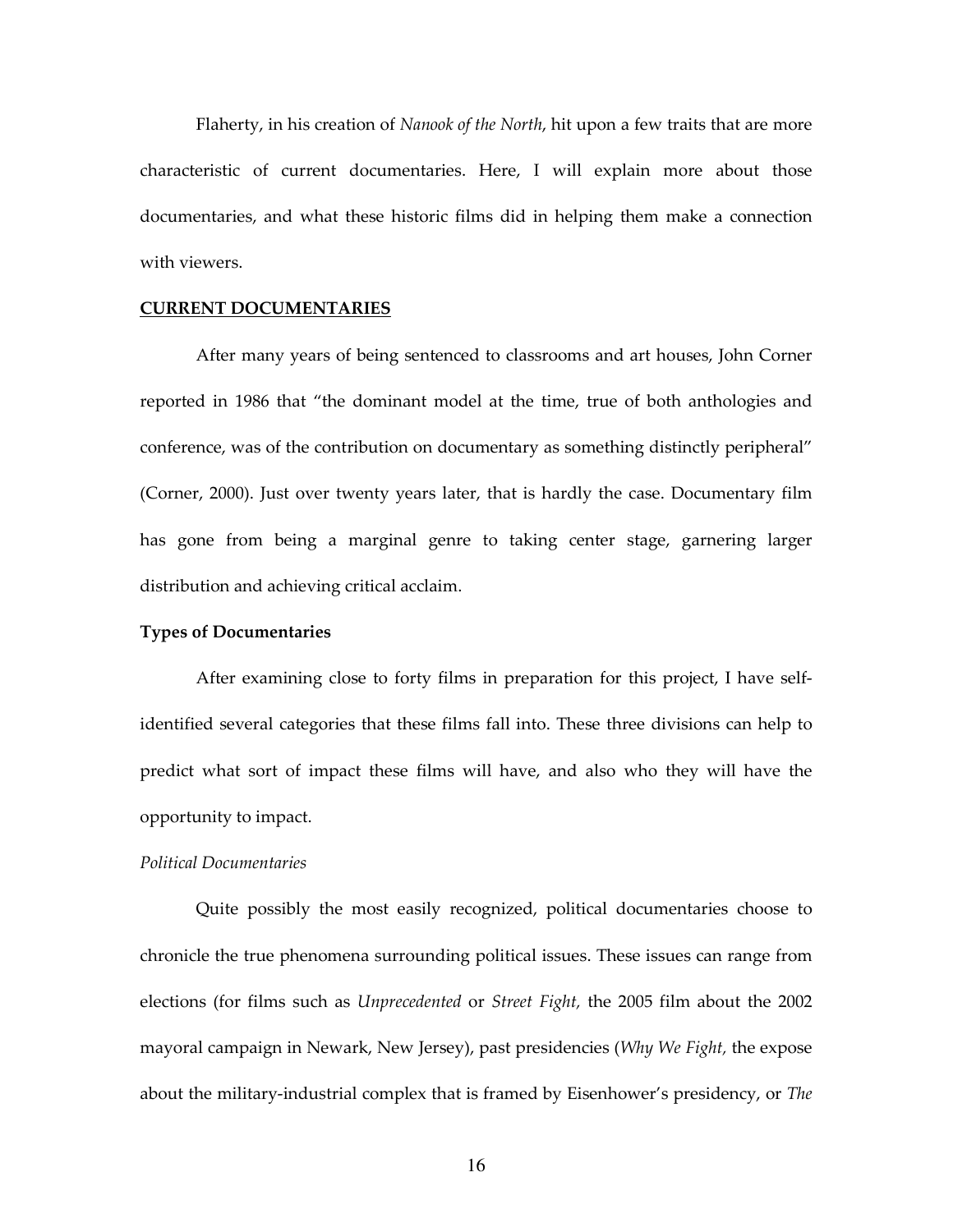Flaherty, in his creation of *Nanook of the North*, hit upon a few traits that are more characteristic of current documentaries. Here, I will explain more about those documentaries, and what these historic films did in helping them make a connection with viewers.

## **CURRENT DOCUMENTARIES**

After many years of being sentenced to classrooms and art houses, John Corner reported in 1986 that "the dominant model at the time, true of both anthologies and conference, was of the contribution on documentary as something distinctly peripheral" (Corner, 2000). Just over twenty years later, that is hardly the case. Documentary film has gone from being a marginal genre to taking center stage, garnering larger distribution and achieving critical acclaim.

### **Types of Documentaries**

After examining close to forty films in preparation for this project, I have self-identified several categories that these films fall into. These three divisions can help to predict what sort of impact these films will have, and also who they will have the opportunity to impact.

#### *Political Documentaries*

Quite possibly the most easily recognized, political documentaries choose to chronicle the true phenomena surrounding political issues. These issues can range from elections (for films such as *Unprecedented* or *Street Fight,* the 2005 film about the 2002 mayoral campaign in Newark, New Jersey), past presidencies (*Why We Fight,* the expose about the military-industrial complex that is framed by Eisenhower's presidency, or *The*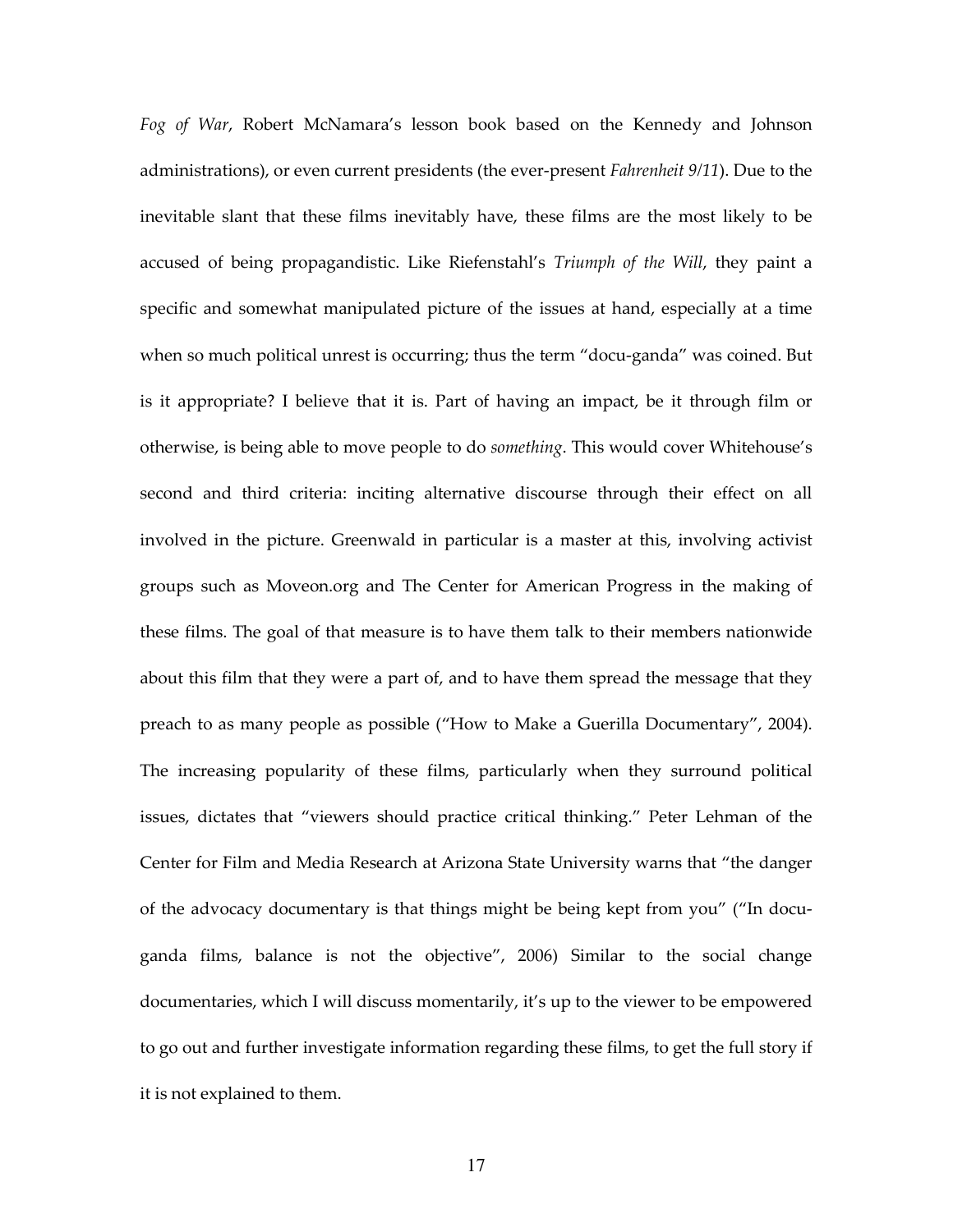*Fog of War*, Robert McNamara's lesson book based on the Kennedy and Johnson administrations), or even current presidents (the ever-present *Fahrenheit 9/11*). Due to the inevitable slant that these films inevitably have, these films are the most likely to be accused of being propagandistic. Like Riefenstahl's *Triumph of the Will*, they paint a specific and somewhat manipulated picture of the issues at hand, especially at a time when so much political unrest is occurring; thus the term "docu-ganda" was coined. But is it appropriate? I believe that it is. Part of having an impact, be it through film or otherwise, is being able to move people to do *something*. This would cover Whitehouse's second and third criteria: inciting alternative discourse through their effect on all involved in the picture. Greenwald in particular is a master at this, involving activist groups such as Moveon.org and The Center for American Progress in the making of these films. The goal of that measure is to have them talk to their members nationwide about this film that they were a part of, and to have them spread the message that they preach to as many people as possible ("How to Make a Guerilla Documentary", 2004). The increasing popularity of these films, particularly when they surround political issues, dictates that "viewers should practice critical thinking." Peter Lehman of the Center for Film and Media Research at Arizona State University warns that "the danger of the advocacy documentary is that things might be being kept from you" ("In docu-ganda films, balance is not the objective", 2006) Similar to the social change documentaries, which I will discuss momentarily, it's up to the viewer to be empowered to go out and further investigate information regarding these films, to get the full story if it is not explained to them.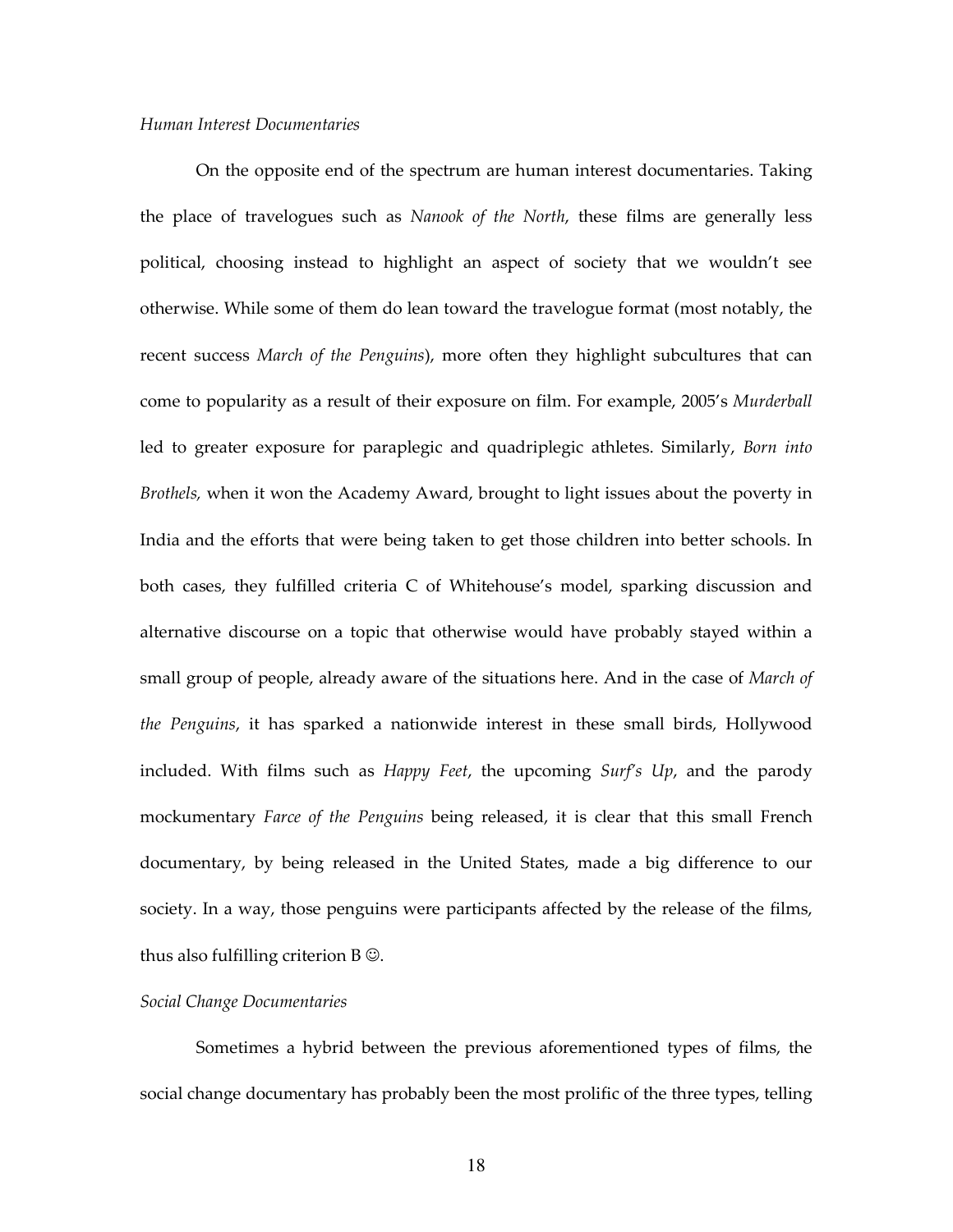*Human Interest Documentaries*

On the opposite end of the spectrum are human interest documentaries. Taking the place of travelogues such as *Nanook of the North*, these films are generally less political, choosing instead to highlight an aspect of society that we wouldn't see otherwise. While some of them do lean toward the travelogue format (most notably, the recent success *March of the Penguins*), more often they highlight subcultures that can come to popularity as a result of their exposure on film. For example, 2005's *Murderball* led to greater exposure for paraplegic and quadriplegic athletes. Similarly, *Born into Brothels,* when it won the Academy Award, brought to light issues about the poverty in India and the efforts that were being taken to get those children into better schools. In both cases, they fulfilled criteria C of Whitehouse's model, sparking discussion and alternative discourse on a topic that otherwise would have probably stayed within a small group of people, already aware of the situations here. And in the case of *March of the Penguins*, it has sparked a nationwide interest in these small birds, Hollywood included. With films such as *Happy Feet*, the upcoming *Surf's Up*, and the parody mockumentary *Farce of the Penguins* being released, it is clear that this small French documentary, by being released in the United States, made a big difference to our society. In a way, those penguins were participants affected by the release of the films, thus also fulfilling criterion B ☺.

*Social Change Documentaries*

Sometimes a hybrid between the previous aforementioned types of films, the social change documentary has probably been the most prolific of the three types, telling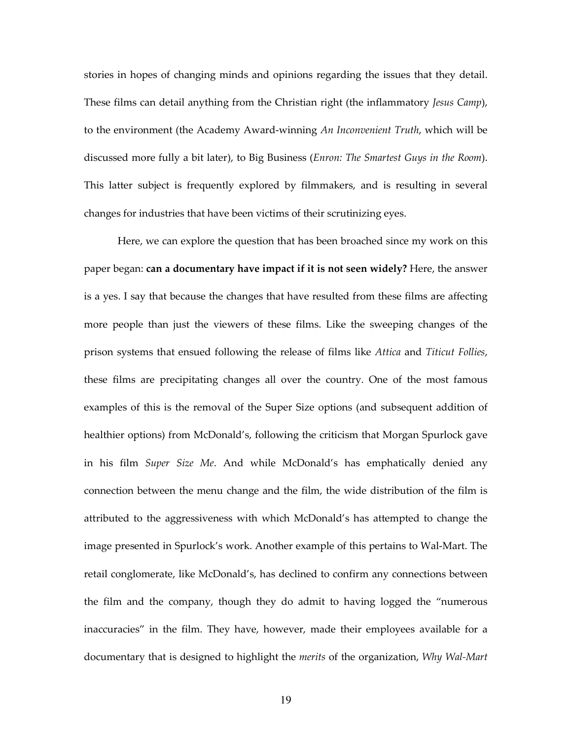stories in hopes of changing minds and opinions regarding the issues that they detail. These films can detail anything from the Christian right (the inflammatory *Jesus Camp*), to the environment (the Academy Award-winning *An Inconvenient Truth*, which will be discussed more fully a bit later), to Big Business (*Enron: The Smartest Guys in the Room*). This latter subject is frequently explored by filmmakers, and is resulting in several changes for industries that have been victims of their scrutinizing eyes.

Here, we can explore the question that has been broached since my work on this paper began: **can a documentary have impact if it is not seen widely?** Here, the answer is a yes. I say that because the changes that have resulted from these films are affecting more people than just the viewers of these films. Like the sweeping changes of the prison systems that ensued following the release of films like *Attica* and *Titicut Follies*, these films are precipitating changes all over the country. One of the most famous examples of this is the removal of the Super Size options (and subsequent addition of healthier options) from McDonald's, following the criticism that Morgan Spurlock gave in his film *Super Size Me*. And while McDonald's has emphatically denied any connection between the menu change and the film, the wide distribution of the film is attributed to the aggressiveness with which McDonald's has attempted to change the image presented in Spurlock's work. Another example of this pertains to Wal-Mart. The retail conglomerate, like McDonald's, has declined to confirm any connections between the film and the company, though they do admit to having logged the "numerous inaccuracies" in the film. They have, however, made their employees available for a documentary that is designed to highlight the *merits* of the organization, *Why Wal-Mart*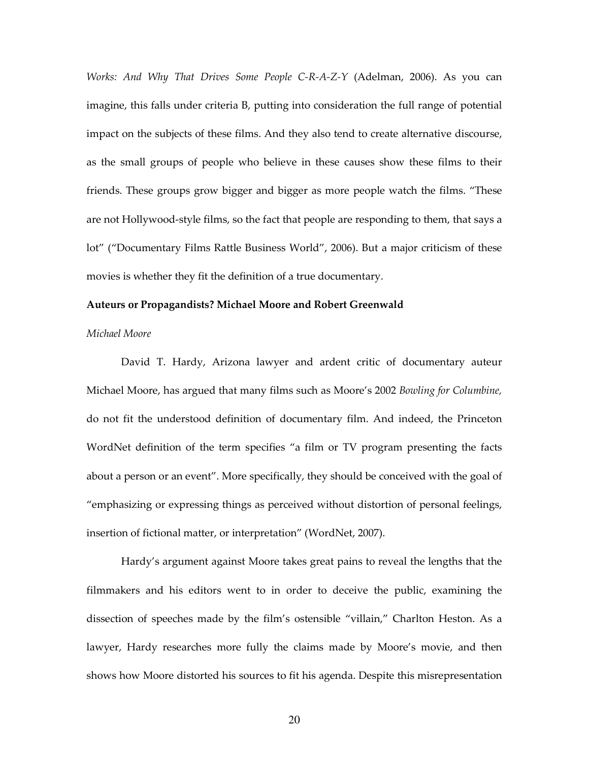*Works: And Why That Drives Some People C-R-A-Z-Y* (Adelman, 2006). As you can imagine, this falls under criteria B, putting into consideration the full range of potential impact on the subjects of these films. And they also tend to create alternative discourse, as the small groups of people who believe in these causes show these films to their friends. These groups grow bigger and bigger as more people watch the films. "These are not Hollywood-style films, so the fact that people are responding to them, that says a lot" ("Documentary Films Rattle Business World", 2006). But a major criticism of these movies is whether they fit the definition of a true documentary.

**Auteurs or Propagandists? Michael Moore and Robert Greenwald**

*Michael Moore*

David T. Hardy, Arizona lawyer and ardent critic of documentary auteur Michael Moore, has argued that many films such as Moore's 2002 *Bowling for Columbine,* do not fit the understood definition of documentary film. And indeed, the Princeton WordNet definition of the term specifies "a film or TV program presenting the facts about a person or an event". More specifically, they should be conceived with the goal of "emphasizing or expressing things as perceived without distortion of personal feelings, insertion of fictional matter, or interpretation" (WordNet, 2007).

Hardy's argument against Moore takes great pains to reveal the lengths that the filmmakers and his editors went to in order to deceive the public, examining the dissection of speeches made by the film's ostensible "villain," Charlton Heston. As a lawyer, Hardy researches more fully the claims made by Moore's movie, and then shows how Moore distorted his sources to fit his agenda. Despite this misrepresentation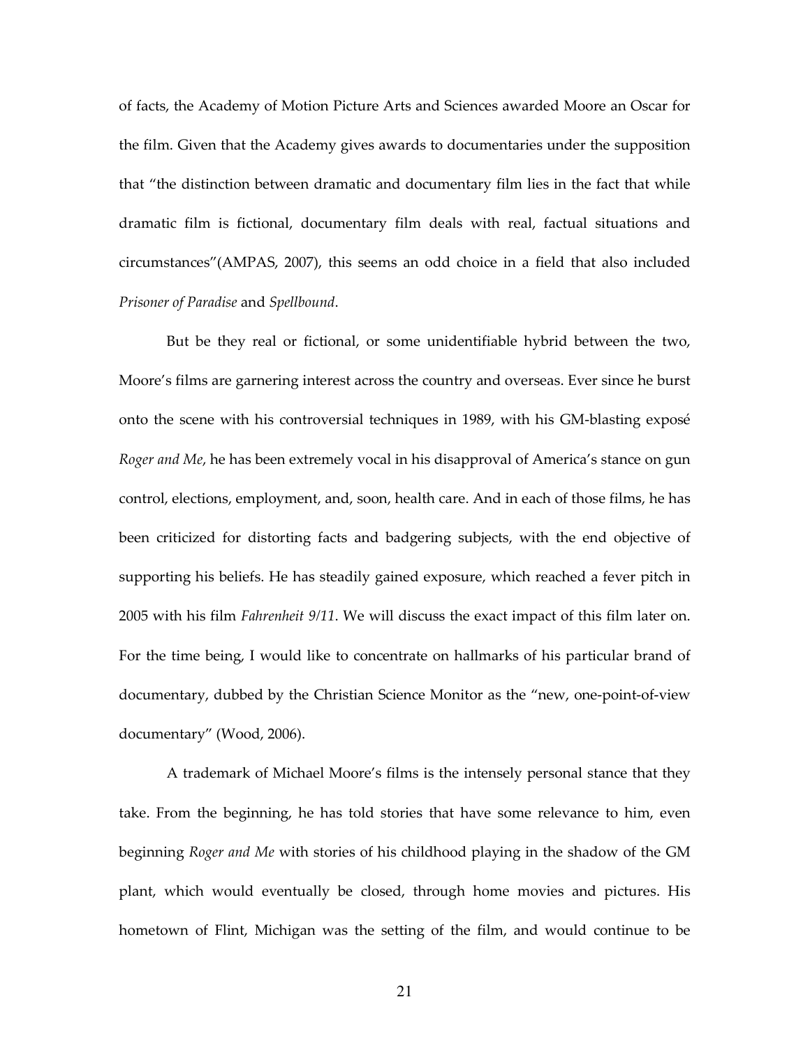of facts, the Academy of Motion Picture Arts and Sciences awarded Moore an Oscar for the film. Given that the Academy gives awards to documentaries under the supposition that "the distinction between dramatic and documentary film lies in the fact that while dramatic film is fictional, documentary film deals with real, factual situations and circumstances"(AMPAS, 2007), this seems an odd choice in a field that also included *Prisoner of Paradise* and *Spellbound*.

But be they real or fictional, or some unidentifiable hybrid between the two, Moore's films are garnering interest across the country and overseas. Ever since he burst onto the scene with his controversial techniques in 1989, with his GM-blasting exposé *Roger and Me*, he has been extremely vocal in his disapproval of America's stance on gun control, elections, employment, and, soon, health care. And in each of those films, he has been criticized for distorting facts and badgering subjects, with the end objective of supporting his beliefs. He has steadily gained exposure, which reached a fever pitch in 2005 with his film *Fahrenheit 9/11*. We will discuss the exact impact of this film later on. For the time being, I would like to concentrate on hallmarks of his particular brand of documentary, dubbed by the Christian Science Monitor as the "new, one-point-of-view documentary" (Wood, 2006).

A trademark of Michael Moore's films is the intensely personal stance that they take. From the beginning, he has told stories that have some relevance to him, even beginning *Roger and Me* with stories of his childhood playing in the shadow of the GM plant, which would eventually be closed, through home movies and pictures. His hometown of Flint, Michigan was the setting of the film, and would continue to be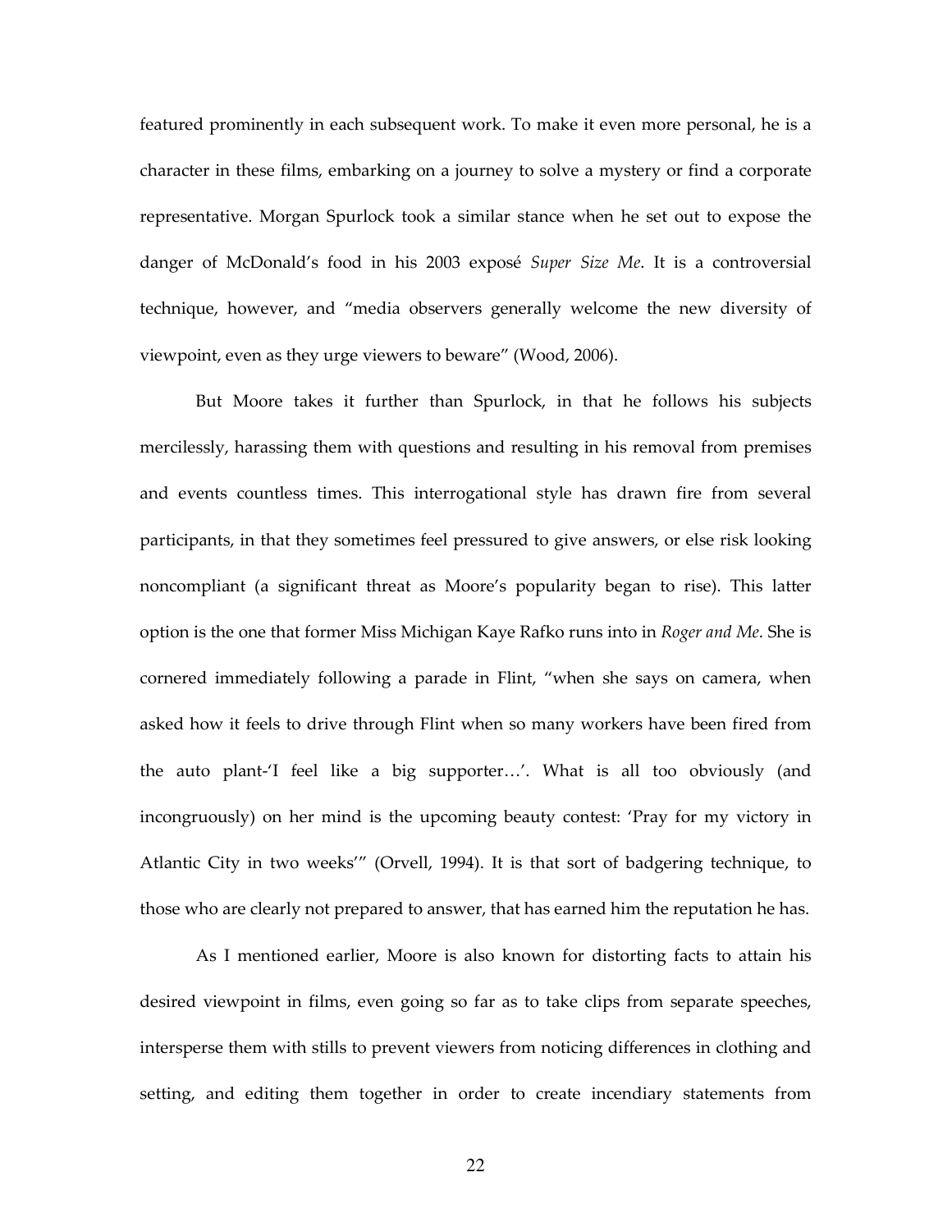featured prominently in each subsequent work. To make it even more personal, he is a character in these films, embarking on a journey to solve a mystery or find a corporate representative. Morgan Spurlock took a similar stance when he set out to expose the danger of McDonald's food in his 2003 exposé *Super Size Me*. It is a controversial technique, however, and "media observers generally welcome the new diversity of viewpoint, even as they urge viewers to beware" (Wood, 2006).

But Moore takes it further than Spurlock, in that he follows his subjects mercilessly, harassing them with questions and resulting in his removal from premises and events countless times. This interrogational style has drawn fire from several participants, in that they sometimes feel pressured to give answers, or else risk looking noncompliant (a significant threat as Moore's popularity began to rise). This latter option is the one that former Miss Michigan Kaye Rafko runs into in *Roger and Me*. She is cornered immediately following a parade in Flint, "when she says on camera, when asked how it feels to drive through Flint when so many workers have been fired from the auto plant-'I feel like a big supporter…'. What is all too obviously (and incongruously) on her mind is the upcoming beauty contest: 'Pray for my victory in Atlantic City in two weeks'" (Orvell, 1994). It is that sort of badgering technique, to those who are clearly not prepared to answer, that has earned him the reputation he has.

As I mentioned earlier, Moore is also known for distorting facts to attain his desired viewpoint in films, even going so far as to take clips from separate speeches, intersperse them with stills to prevent viewers from noticing differences in clothing and setting, and editing them together in order to create incendiary statements from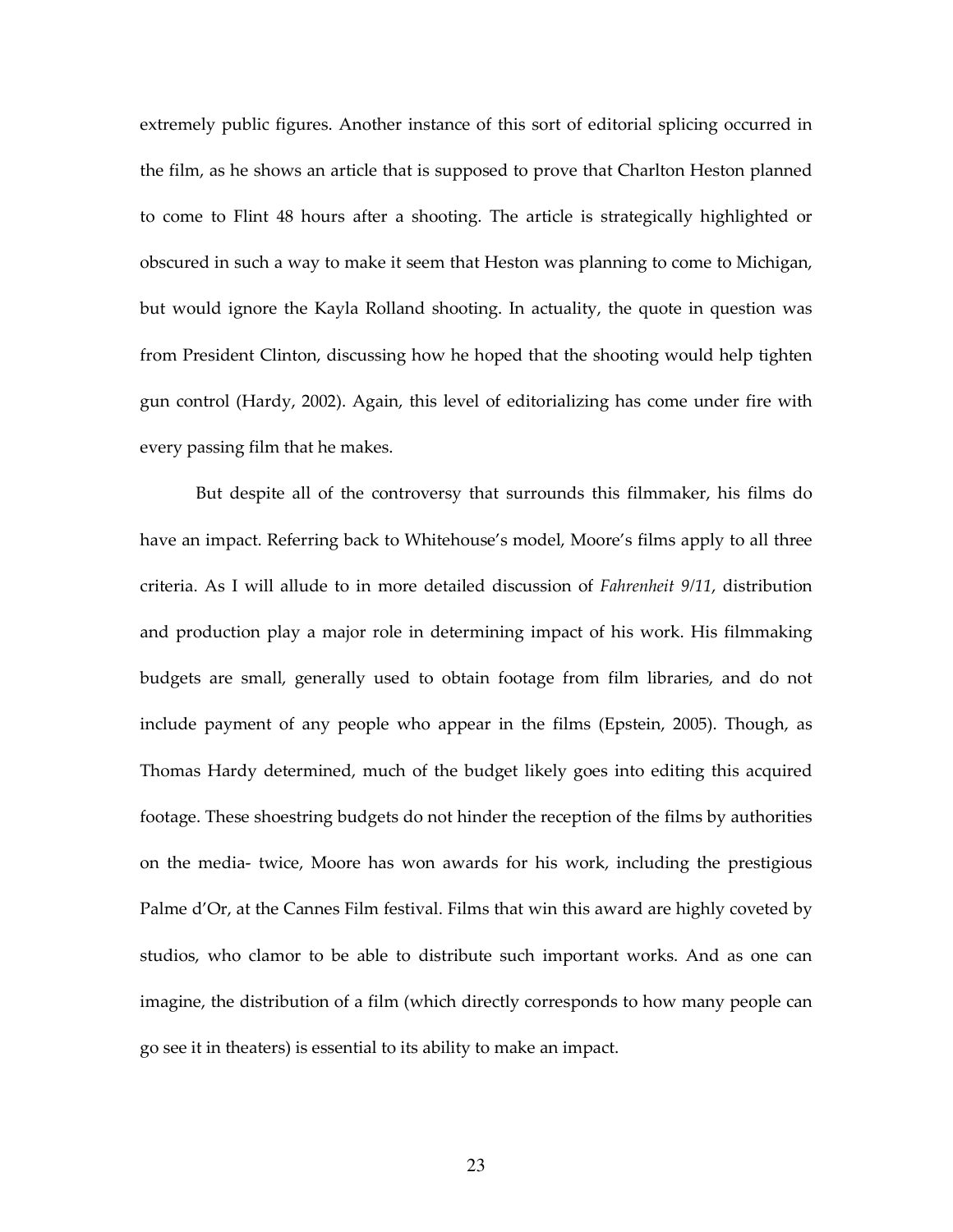extremely public figures. Another instance of this sort of editorial splicing occurred in the film, as he shows an article that is supposed to prove that Charlton Heston planned to come to Flint 48 hours after a shooting. The article is strategically highlighted or obscured in such a way to make it seem that Heston was planning to come to Michigan, but would ignore the Kayla Rolland shooting. In actuality, the quote in question was from President Clinton, discussing how he hoped that the shooting would help tighten gun control (Hardy, 2002). Again, this level of editorializing has come under fire with every passing film that he makes.

But despite all of the controversy that surrounds this filmmaker, his films do have an impact. Referring back to Whitehouse's model, Moore's films apply to all three criteria. As I will allude to in more detailed discussion of *Fahrenheit 9/11*, distribution and production play a major role in determining impact of his work. His filmmaking budgets are small, generally used to obtain footage from film libraries, and do not include payment of any people who appear in the films (Epstein, 2005). Though, as Thomas Hardy determined, much of the budget likely goes into editing this acquired footage. These shoestring budgets do not hinder the reception of the films by authorities on the media- twice, Moore has won awards for his work, including the prestigious Palme d'Or, at the Cannes Film festival. Films that win this award are highly coveted by studios, who clamor to be able to distribute such important works. And as one can imagine, the distribution of a film (which directly corresponds to how many people can go see it in theaters) is essential to its ability to make an impact.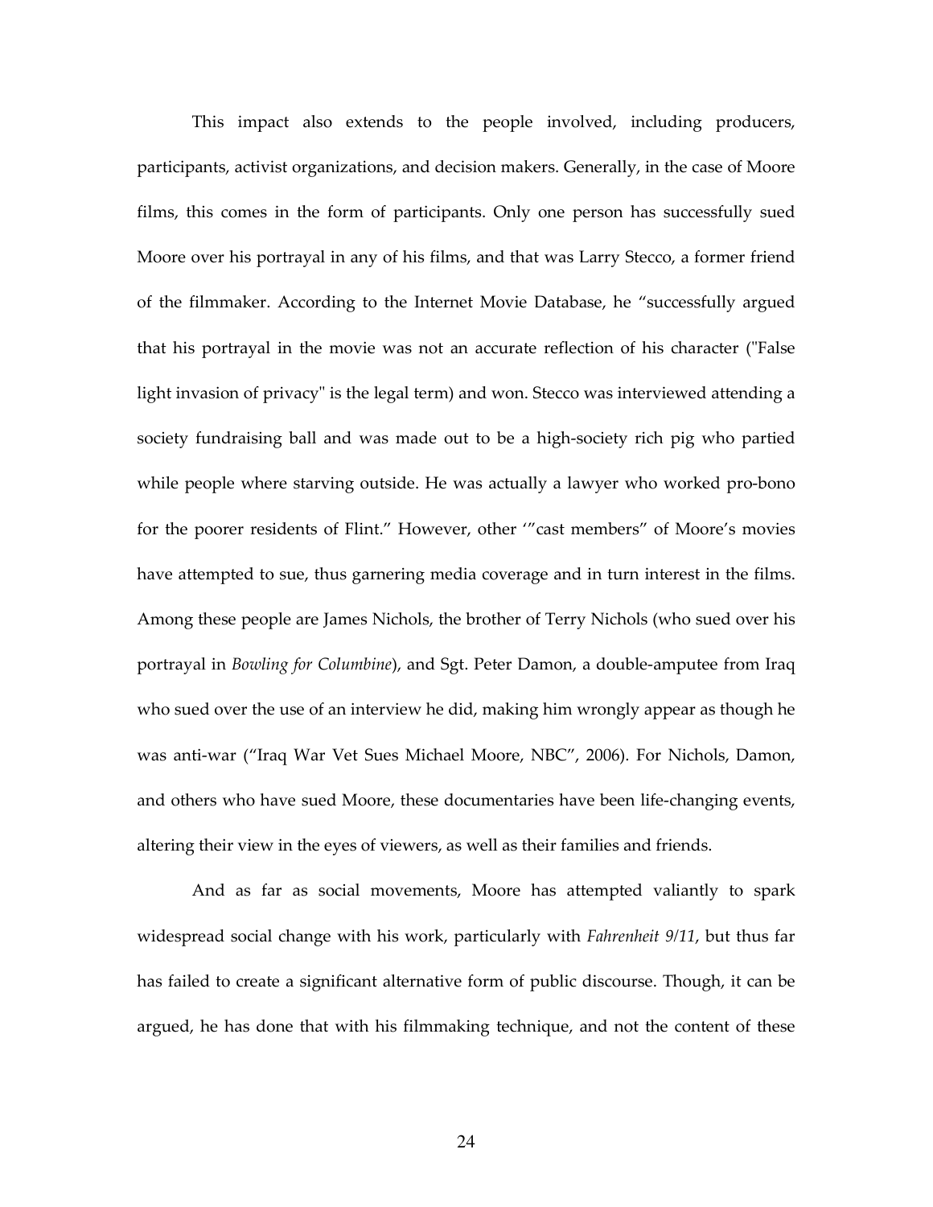This impact also extends to the people involved, including producers, participants, activist organizations, and decision makers. Generally, in the case of Moore films, this comes in the form of participants. Only one person has successfully sued Moore over his portrayal in any of his films, and that was Larry Stecco, a former friend of the filmmaker. According to the Internet Movie Database, he "successfully argued that his portrayal in the movie was not an accurate reflection of his character ("False light invasion of privacy" is the legal term) and won. Stecco was interviewed attending a society fundraising ball and was made out to be a high-society rich pig who partied while people where starving outside. He was actually a lawyer who worked pro-bono for the poorer residents of Flint." However, other '"cast members" of Moore's movies have attempted to sue, thus garnering media coverage and in turn interest in the films. Among these people are James Nichols, the brother of Terry Nichols (who sued over his portrayal in *Bowling for Columbine*), and Sgt. Peter Damon, a double-amputee from Iraq who sued over the use of an interview he did, making him wrongly appear as though he was anti-war ("Iraq War Vet Sues Michael Moore, NBC", 2006). For Nichols, Damon, and others who have sued Moore, these documentaries have been life-changing events, altering their view in the eyes of viewers, as well as their families and friends.

And as far as social movements, Moore has attempted valiantly to spark widespread social change with his work, particularly with *Fahrenheit 9/11*, but thus far has failed to create a significant alternative form of public discourse. Though, it can be argued, he has done that with his filmmaking technique, and not the content of these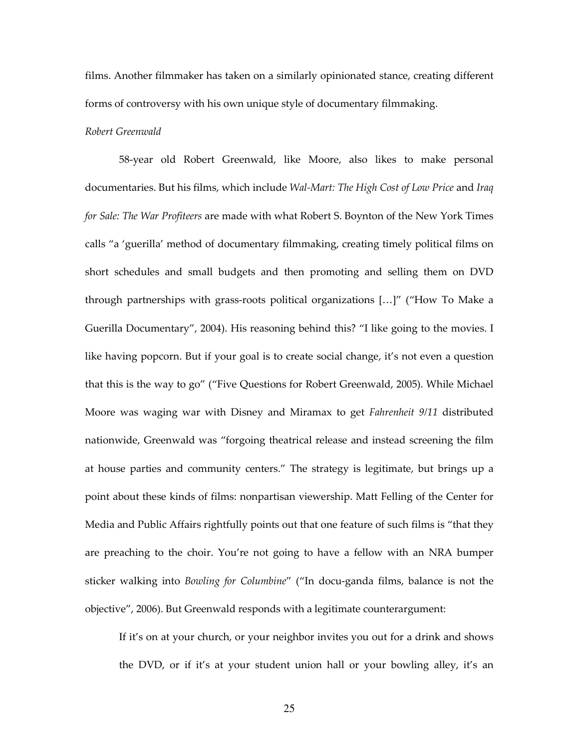films. Another filmmaker has taken on a similarly opinionated stance, creating different forms of controversy with his own unique style of documentary filmmaking.

*Robert Greenwald*

58-year old Robert Greenwald, like Moore, also likes to make personal documentaries. But his films, which include *Wal-Mart: The High Cost of Low Price* and *Iraq for Sale: The War Profiteers* are made with what Robert S. Boynton of the New York Times calls "a 'guerilla' method of documentary filmmaking, creating timely political films on short schedules and small budgets and then promoting and selling them on DVD through partnerships with grass-roots political organizations […]" ("How To Make a Guerilla Documentary", 2004). His reasoning behind this? "I like going to the movies. I like having popcorn. But if your goal is to create social change, it's not even a question that this is the way to go" ("Five Questions for Robert Greenwald, 2005). While Michael Moore was waging war with Disney and Miramax to get *Fahrenheit 9/11* distributed nationwide, Greenwald was "forgoing theatrical release and instead screening the film at house parties and community centers." The strategy is legitimate, but brings up a point about these kinds of films: nonpartisan viewership. Matt Felling of the Center for Media and Public Affairs rightfully points out that one feature of such films is "that they are preaching to the choir. You're not going to have a fellow with an NRA bumper sticker walking into *Bowling for Columbine*" ("In docu-ganda films, balance is not the objective", 2006). But Greenwald responds with a legitimate counterargument:

> If it's on at your church, or your neighbor invites you out for a drink and shows the DVD, or if it's at your student union hall or your bowling alley, it's an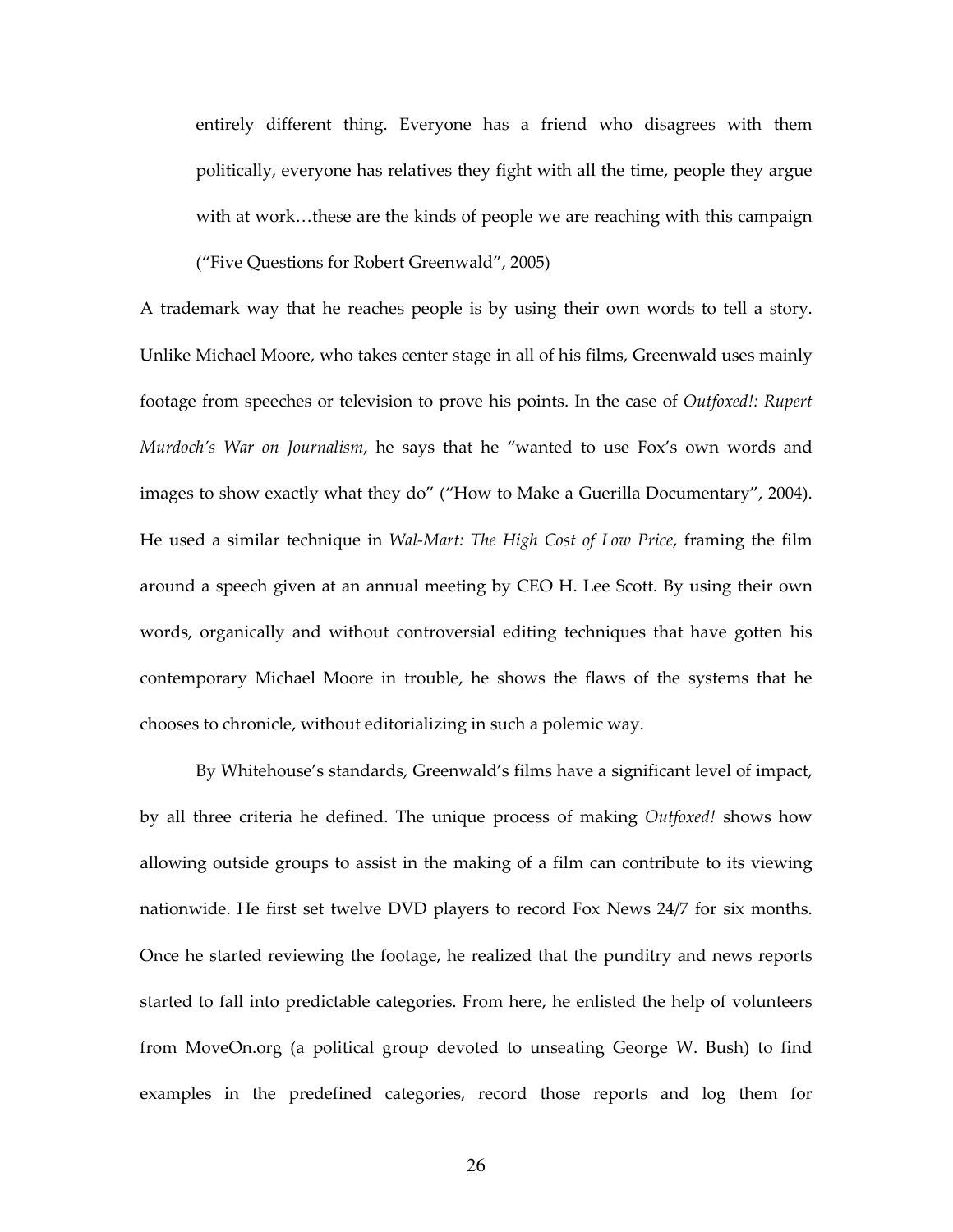> entirely different thing. Everyone has a friend who disagrees with them politically, everyone has relatives they fight with all the time, people they argue with at work…these are the kinds of people we are reaching with this campaign ("Five Questions for Robert Greenwald", 2005)

A trademark way that he reaches people is by using their own words to tell a story. Unlike Michael Moore, who takes center stage in all of his films, Greenwald uses mainly footage from speeches or television to prove his points. In the case of *Outfoxed!: Rupert Murdoch's War on Journalism*, he says that he "wanted to use Fox's own words and images to show exactly what they do" ("How to Make a Guerilla Documentary", 2004). He used a similar technique in *Wal-Mart: The High Cost of Low Price*, framing the film around a speech given at an annual meeting by CEO H. Lee Scott. By using their own words, organically and without controversial editing techniques that have gotten his contemporary Michael Moore in trouble, he shows the flaws of the systems that he chooses to chronicle, without editorializing in such a polemic way.

By Whitehouse's standards, Greenwald's films have a significant level of impact, by all three criteria he defined. The unique process of making *Outfoxed!* shows how allowing outside groups to assist in the making of a film can contribute to its viewing nationwide. He first set twelve DVD players to record Fox News 24/7 for six months. Once he started reviewing the footage, he realized that the punditry and news reports started to fall into predictable categories. From here, he enlisted the help of volunteers from MoveOn.org (a political group devoted to unseating George W. Bush) to find examples in the predefined categories, record those reports and log them for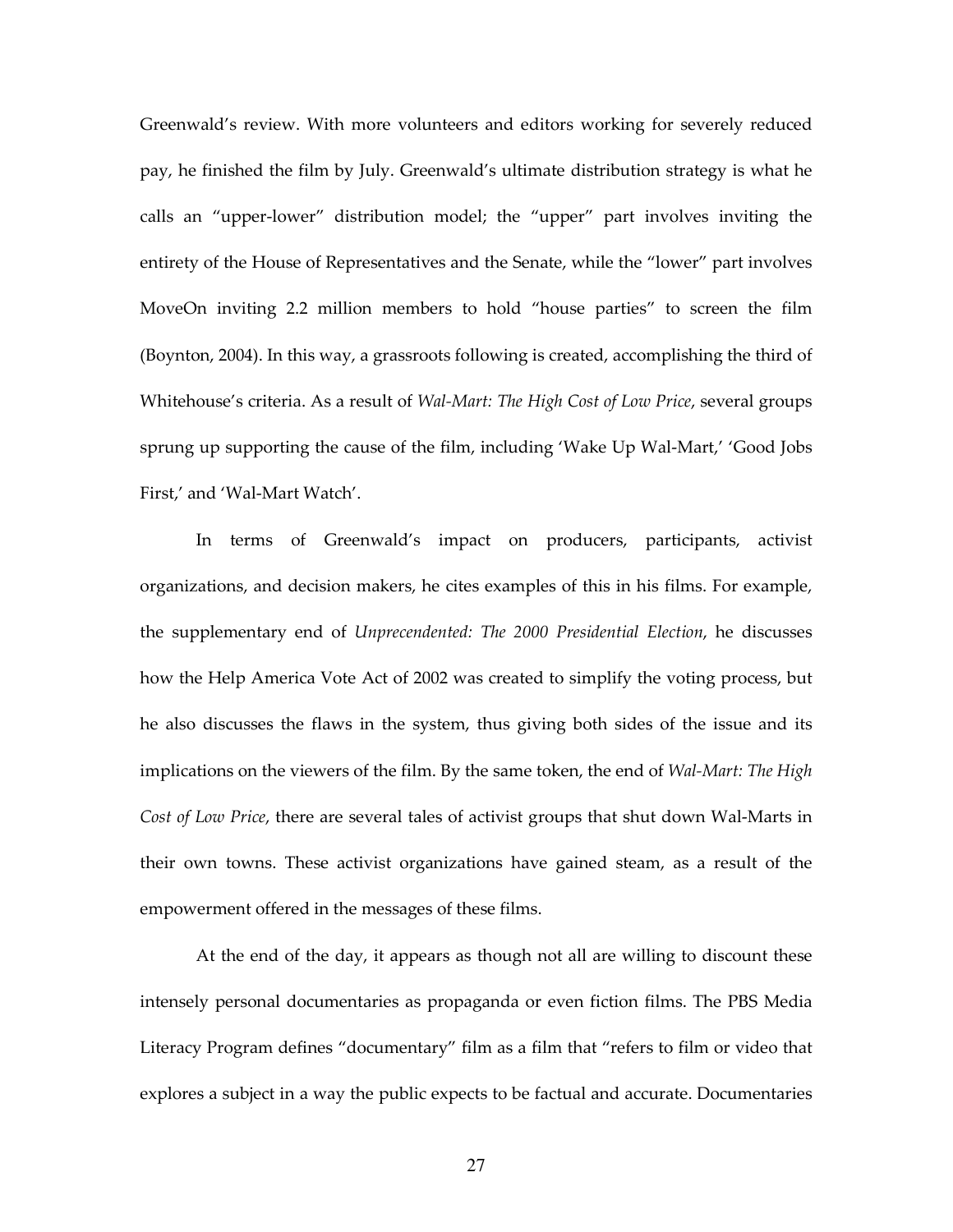Greenwald's review. With more volunteers and editors working for severely reduced pay, he finished the film by July. Greenwald's ultimate distribution strategy is what he calls an "upper-lower" distribution model; the "upper" part involves inviting the entirety of the House of Representatives and the Senate, while the "lower" part involves MoveOn inviting 2.2 million members to hold "house parties" to screen the film (Boynton, 2004). In this way, a grassroots following is created, accomplishing the third of Whitehouse's criteria. As a result of *Wal-Mart: The High Cost of Low Price*, several groups sprung up supporting the cause of the film, including 'Wake Up Wal-Mart,' 'Good Jobs First,' and 'Wal-Mart Watch'.

In terms of Greenwald's impact on producers, participants, activist organizations, and decision makers, he cites examples of this in his films. For example, the supplementary end of *Unprecendented: The 2000 Presidential Election*, he discusses how the Help America Vote Act of 2002 was created to simplify the voting process, but he also discusses the flaws in the system, thus giving both sides of the issue and its implications on the viewers of the film. By the same token, the end of *Wal-Mart: The High Cost of Low Price*, there are several tales of activist groups that shut down Wal-Marts in their own towns. These activist organizations have gained steam, as a result of the empowerment offered in the messages of these films.

At the end of the day, it appears as though not all are willing to discount these intensely personal documentaries as propaganda or even fiction films. The PBS Media Literacy Program defines "documentary" film as a film that "refers to film or video that explores a subject in a way the public expects to be factual and accurate. Documentaries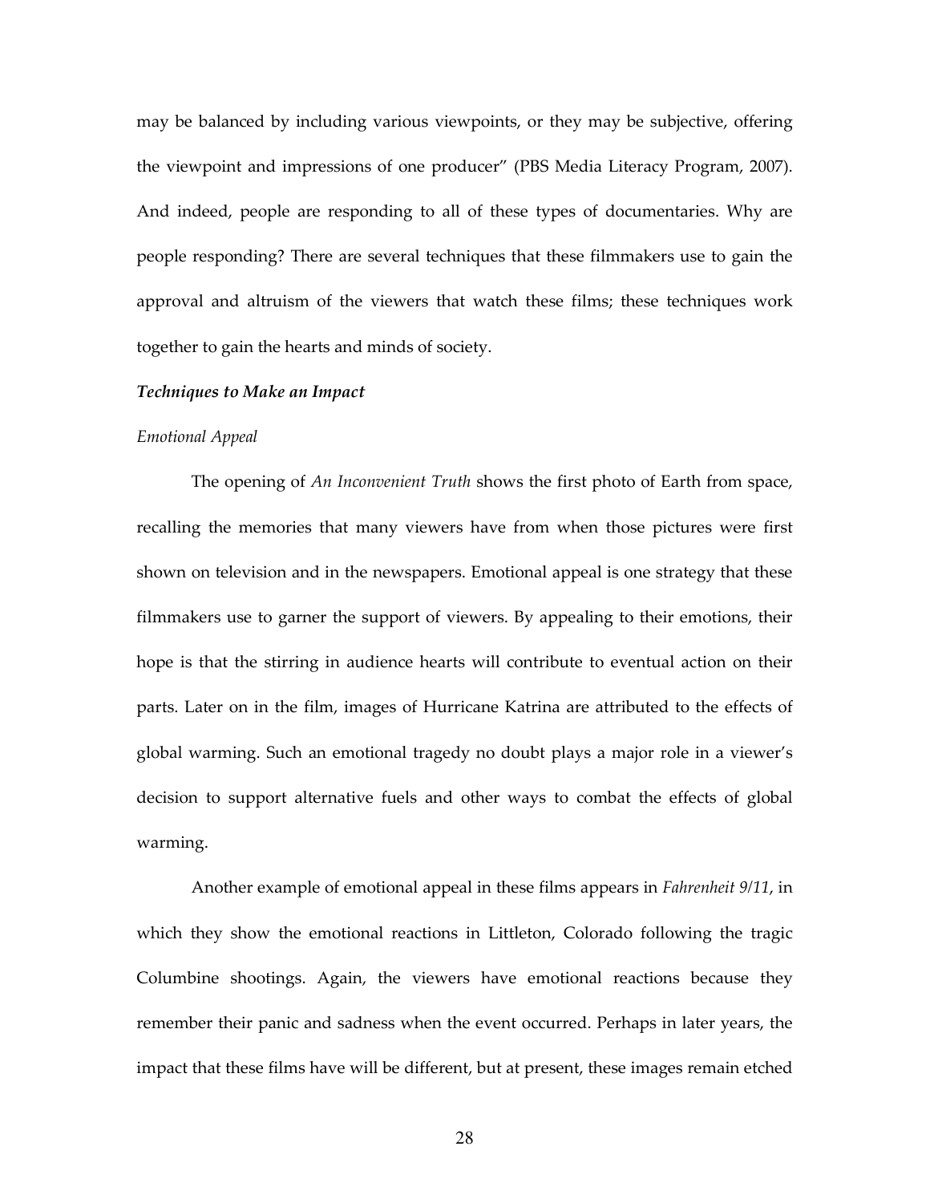may be balanced by including various viewpoints, or they may be subjective, offering the viewpoint and impressions of one producer" (PBS Media Literacy Program, 2007). And indeed, people are responding to all of these types of documentaries. Why are people responding? There are several techniques that these filmmakers use to gain the approval and altruism of the viewers that watch these films; these techniques work together to gain the hearts and minds of society.

### ***Techniques to Make an Impact***

#### *Emotional Appeal*

The opening of *An Inconvenient Truth* shows the first photo of Earth from space, recalling the memories that many viewers have from when those pictures were first shown on television and in the newspapers. Emotional appeal is one strategy that these filmmakers use to garner the support of viewers. By appealing to their emotions, their hope is that the stirring in audience hearts will contribute to eventual action on their parts. Later on in the film, images of Hurricane Katrina are attributed to the effects of global warming. Such an emotional tragedy no doubt plays a major role in a viewer's decision to support alternative fuels and other ways to combat the effects of global warming.

Another example of emotional appeal in these films appears in *Fahrenheit 9/11*, in which they show the emotional reactions in Littleton, Colorado following the tragic Columbine shootings. Again, the viewers have emotional reactions because they remember their panic and sadness when the event occurred. Perhaps in later years, the impact that these films have will be different, but at present, these images remain etched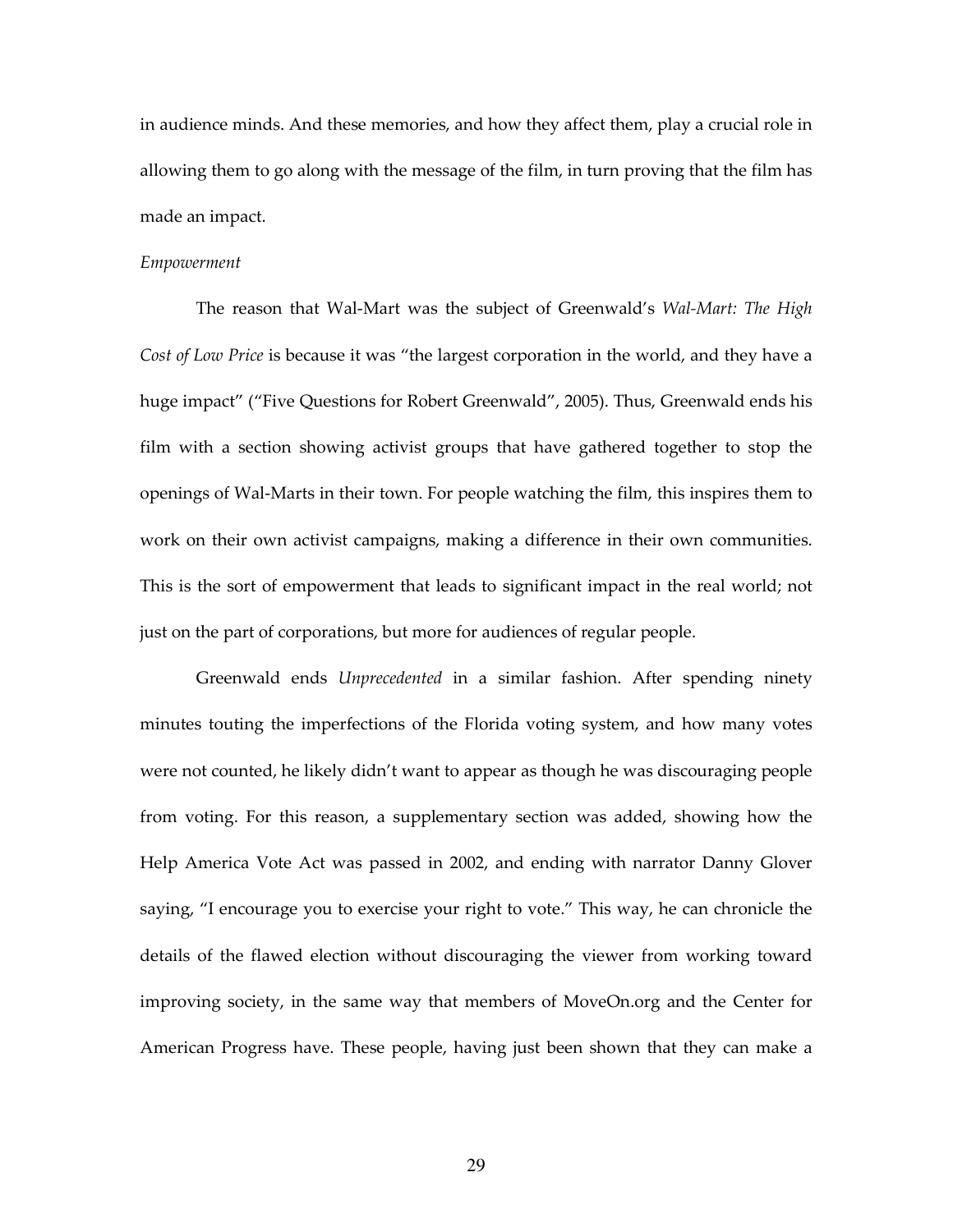in audience minds. And these memories, and how they affect them, play a crucial role in allowing them to go along with the message of the film, in turn proving that the film has made an impact.

*Empowerment*

The reason that Wal-Mart was the subject of Greenwald's *Wal-Mart: The High Cost of Low Price* is because it was "the largest corporation in the world, and they have a huge impact" ("Five Questions for Robert Greenwald", 2005). Thus, Greenwald ends his film with a section showing activist groups that have gathered together to stop the openings of Wal-Marts in their town. For people watching the film, this inspires them to work on their own activist campaigns, making a difference in their own communities. This is the sort of empowerment that leads to significant impact in the real world; not just on the part of corporations, but more for audiences of regular people.

Greenwald ends *Unprecedented* in a similar fashion. After spending ninety minutes touting the imperfections of the Florida voting system, and how many votes were not counted, he likely didn't want to appear as though he was discouraging people from voting. For this reason, a supplementary section was added, showing how the Help America Vote Act was passed in 2002, and ending with narrator Danny Glover saying, "I encourage you to exercise your right to vote." This way, he can chronicle the details of the flawed election without discouraging the viewer from working toward improving society, in the same way that members of MoveOn.org and the Center for American Progress have. These people, having just been shown that they can make a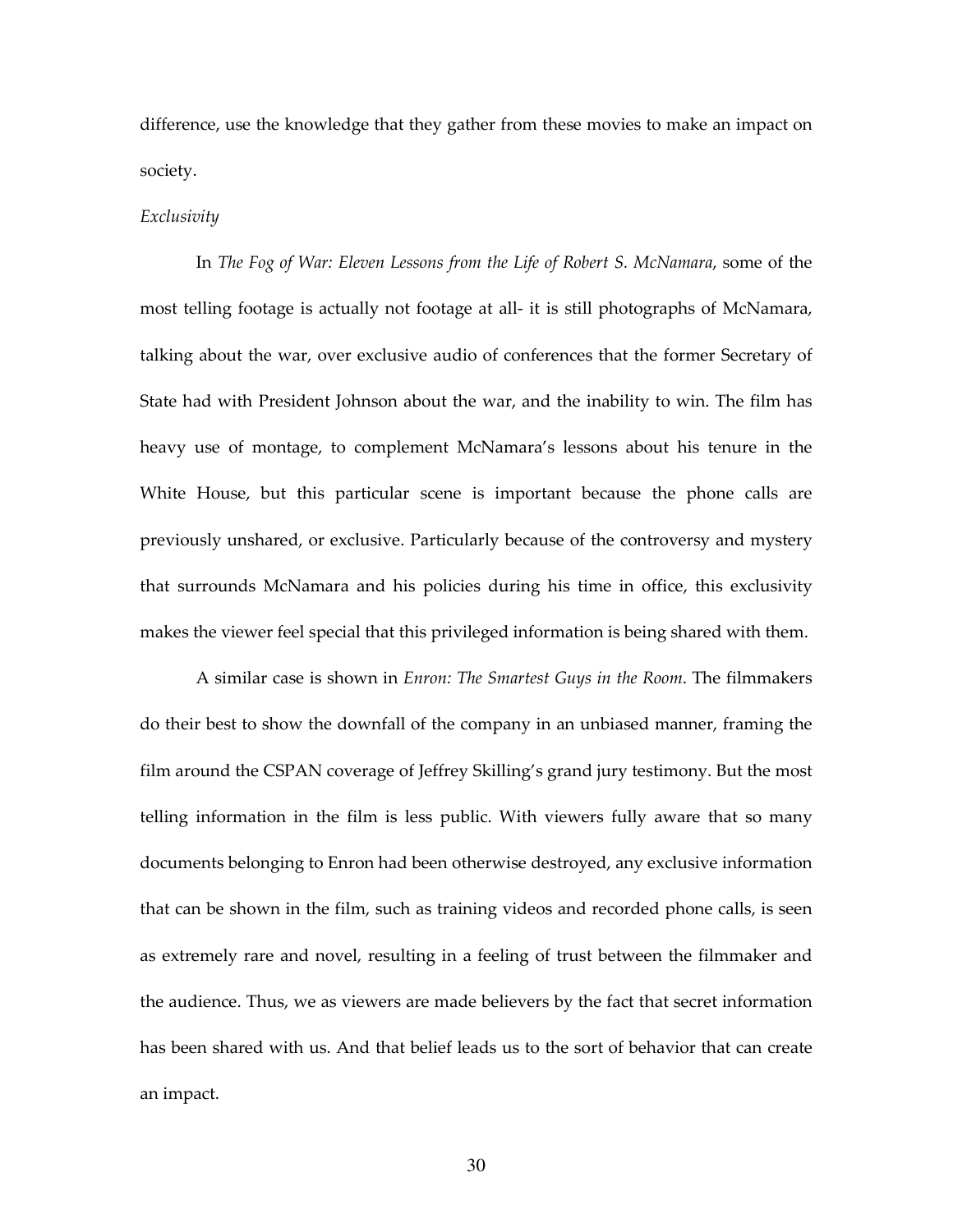difference, use the knowledge that they gather from these movies to make an impact on society.

*Exclusivity*

In *The Fog of War: Eleven Lessons from the Life of Robert S. McNamara*, some of the most telling footage is actually not footage at all- it is still photographs of McNamara, talking about the war, over exclusive audio of conferences that the former Secretary of State had with President Johnson about the war, and the inability to win. The film has heavy use of montage, to complement McNamara's lessons about his tenure in the White House, but this particular scene is important because the phone calls are previously unshared, or exclusive. Particularly because of the controversy and mystery that surrounds McNamara and his policies during his time in office, this exclusivity makes the viewer feel special that this privileged information is being shared with them.

A similar case is shown in *Enron: The Smartest Guys in the Room*. The filmmakers do their best to show the downfall of the company in an unbiased manner, framing the film around the CSPAN coverage of Jeffrey Skilling's grand jury testimony. But the most telling information in the film is less public. With viewers fully aware that so many documents belonging to Enron had been otherwise destroyed, any exclusive information that can be shown in the film, such as training videos and recorded phone calls, is seen as extremely rare and novel, resulting in a feeling of trust between the filmmaker and the audience. Thus, we as viewers are made believers by the fact that secret information has been shared with us. And that belief leads us to the sort of behavior that can create an impact.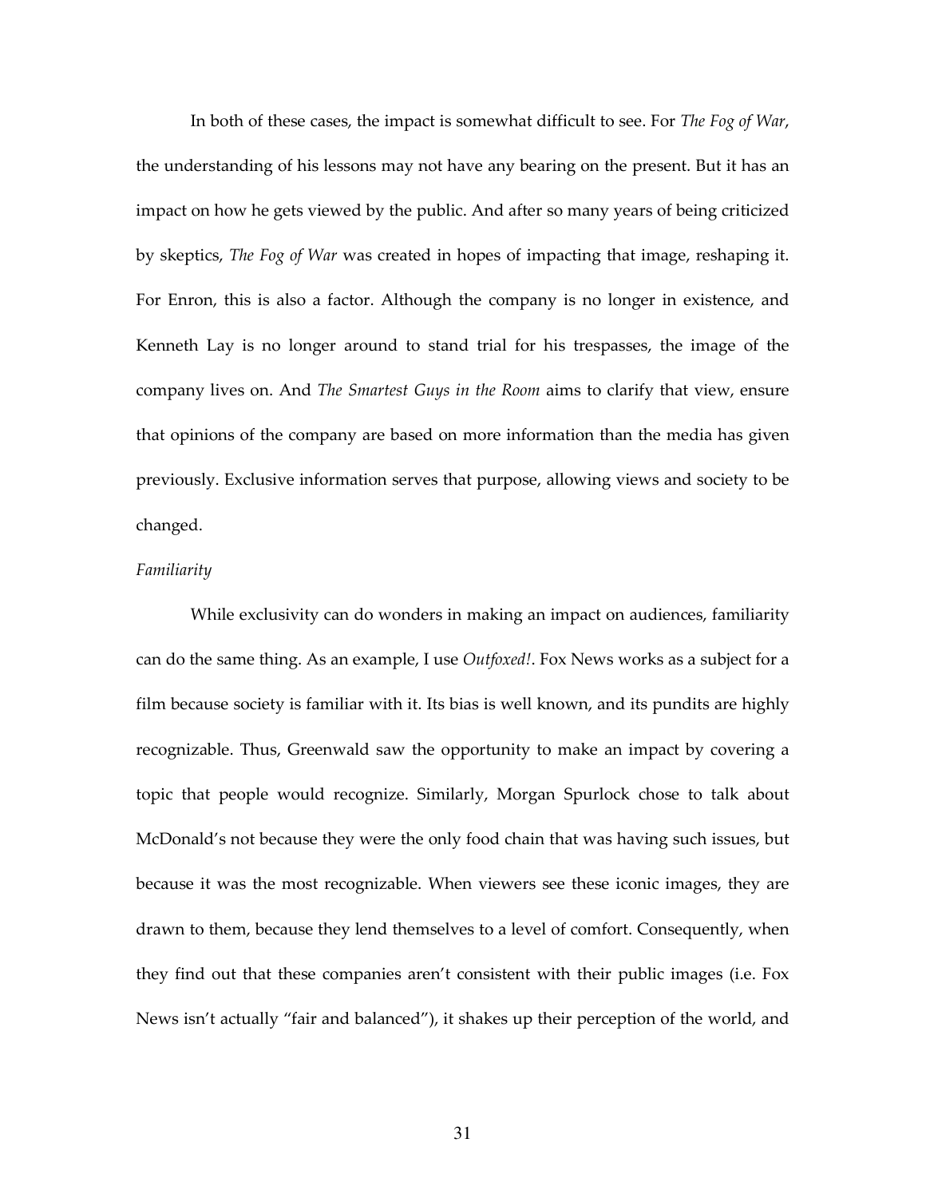In both of these cases, the impact is somewhat difficult to see. For *The Fog of War*, the understanding of his lessons may not have any bearing on the present. But it has an impact on how he gets viewed by the public. And after so many years of being criticized by skeptics, *The Fog of War* was created in hopes of impacting that image, reshaping it. For Enron, this is also a factor. Although the company is no longer in existence, and Kenneth Lay is no longer around to stand trial for his trespasses, the image of the company lives on. And *The Smartest Guys in the Room* aims to clarify that view, ensure that opinions of the company are based on more information than the media has given previously. Exclusive information serves that purpose, allowing views and society to be changed.

*Familiarity*

While exclusivity can do wonders in making an impact on audiences, familiarity can do the same thing. As an example, I use *Outfoxed!*. Fox News works as a subject for a film because society is familiar with it. Its bias is well known, and its pundits are highly recognizable. Thus, Greenwald saw the opportunity to make an impact by covering a topic that people would recognize. Similarly, Morgan Spurlock chose to talk about McDonald's not because they were the only food chain that was having such issues, but because it was the most recognizable. When viewers see these iconic images, they are drawn to them, because they lend themselves to a level of comfort. Consequently, when they find out that these companies aren't consistent with their public images (i.e. Fox News isn't actually "fair and balanced"), it shakes up their perception of the world, and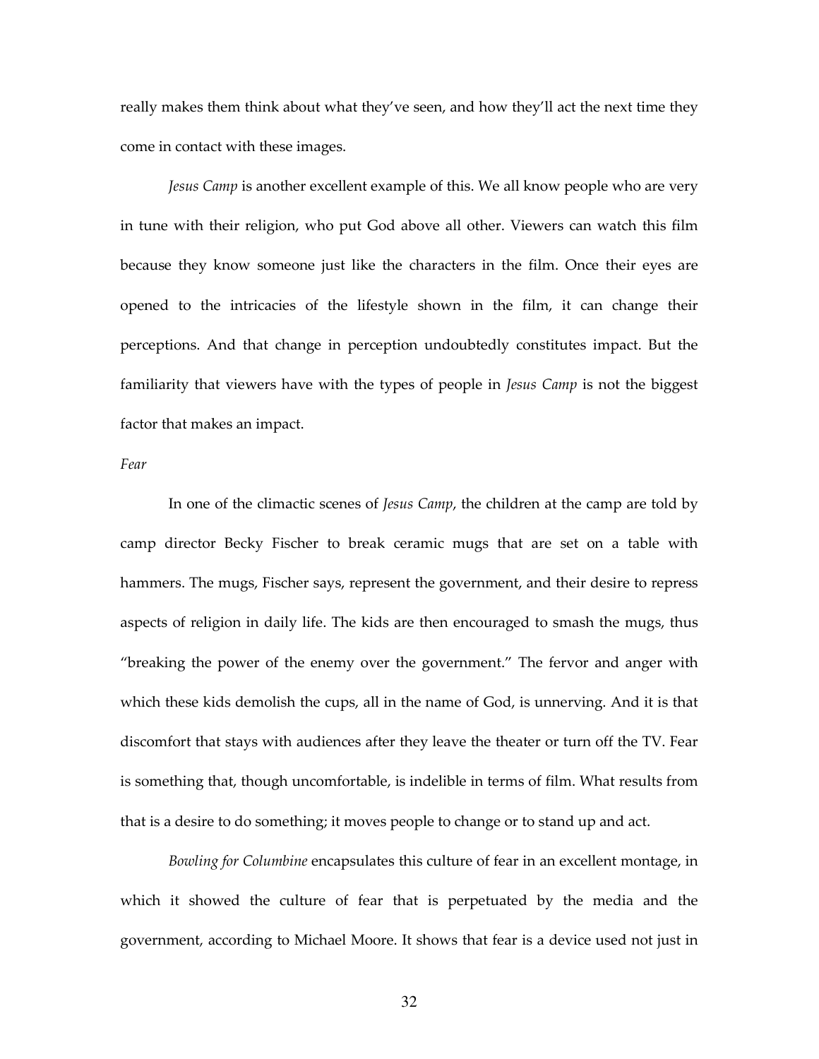really makes them think about what they've seen, and how they'll act the next time they come in contact with these images.

*Jesus Camp* is another excellent example of this. We all know people who are very in tune with their religion, who put God above all other. Viewers can watch this film because they know someone just like the characters in the film. Once their eyes are opened to the intricacies of the lifestyle shown in the film, it can change their perceptions. And that change in perception undoubtedly constitutes impact. But the familiarity that viewers have with the types of people in *Jesus Camp* is not the biggest factor that makes an impact.

*Fear*

In one of the climactic scenes of *Jesus Camp*, the children at the camp are told by camp director Becky Fischer to break ceramic mugs that are set on a table with hammers. The mugs, Fischer says, represent the government, and their desire to repress aspects of religion in daily life. The kids are then encouraged to smash the mugs, thus "breaking the power of the enemy over the government." The fervor and anger with which these kids demolish the cups, all in the name of God, is unnerving. And it is that discomfort that stays with audiences after they leave the theater or turn off the TV. Fear is something that, though uncomfortable, is indelible in terms of film. What results from that is a desire to do something; it moves people to change or to stand up and act.

*Bowling for Columbine* encapsulates this culture of fear in an excellent montage, in which it showed the culture of fear that is perpetuated by the media and the government, according to Michael Moore. It shows that fear is a device used not just in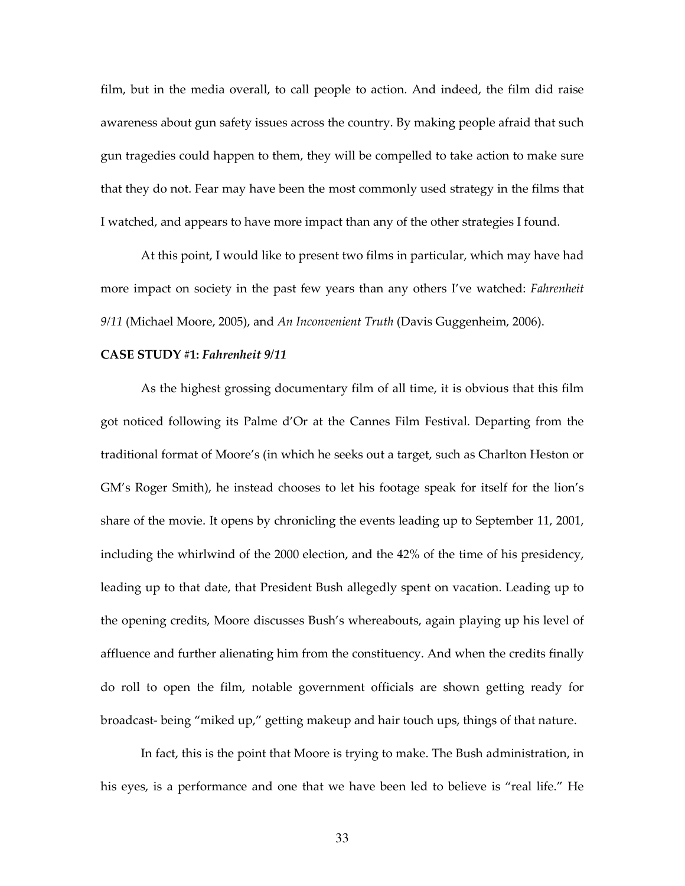film, but in the media overall, to call people to action. And indeed, the film did raise awareness about gun safety issues across the country. By making people afraid that such gun tragedies could happen to them, they will be compelled to take action to make sure that they do not. Fear may have been the most commonly used strategy in the films that I watched, and appears to have more impact than any of the other strategies I found.

At this point, I would like to present two films in particular, which may have had more impact on society in the past few years than any others I've watched: *Fahrenheit 9/11* (Michael Moore, 2005), and *An Inconvenient Truth* (Davis Guggenheim, 2006).

**CASE STUDY #1: *Fahrenheit 9/11***

As the highest grossing documentary film of all time, it is obvious that this film got noticed following its Palme d'Or at the Cannes Film Festival. Departing from the traditional format of Moore's (in which he seeks out a target, such as Charlton Heston or GM's Roger Smith), he instead chooses to let his footage speak for itself for the lion's share of the movie. It opens by chronicling the events leading up to September 11, 2001, including the whirlwind of the 2000 election, and the 42% of the time of his presidency, leading up to that date, that President Bush allegedly spent on vacation. Leading up to the opening credits, Moore discusses Bush's whereabouts, again playing up his level of affluence and further alienating him from the constituency. And when the credits finally do roll to open the film, notable government officials are shown getting ready for broadcast- being "miked up," getting makeup and hair touch ups, things of that nature.

In fact, this is the point that Moore is trying to make. The Bush administration, in his eyes, is a performance and one that we have been led to believe is "real life." He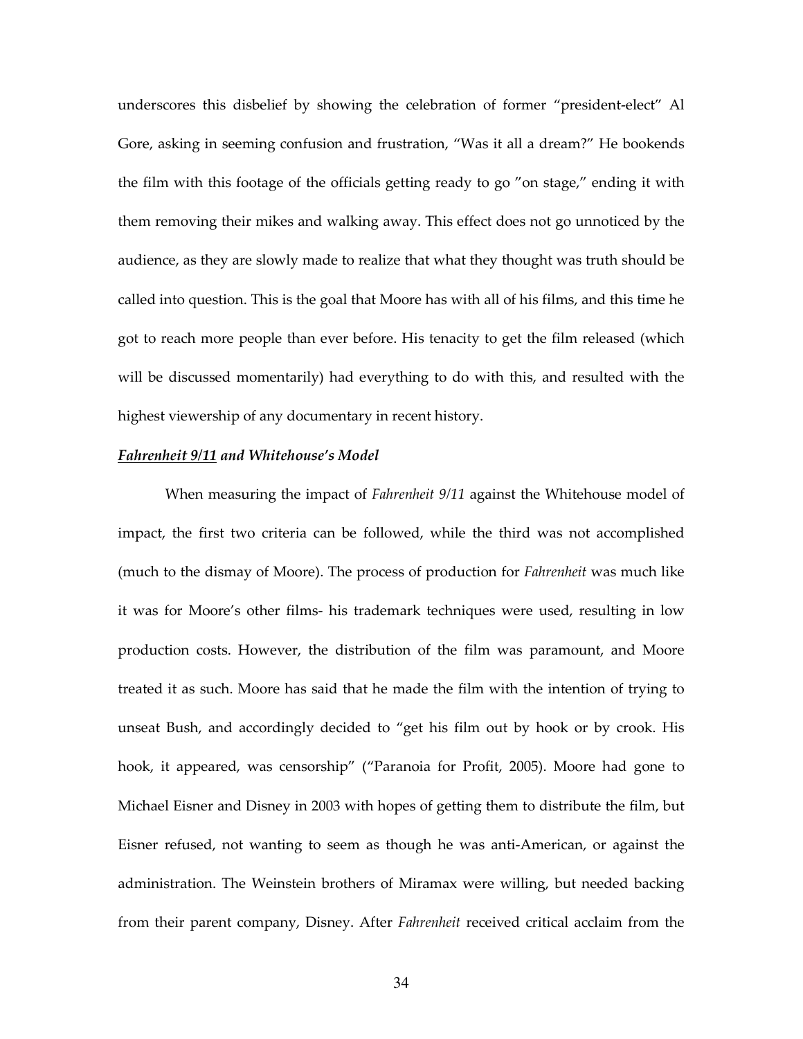underscores this disbelief by showing the celebration of former "president-elect" Al Gore, asking in seeming confusion and frustration, "Was it all a dream?" He bookends the film with this footage of the officials getting ready to go "on stage," ending it with them removing their mikes and walking away. This effect does not go unnoticed by the audience, as they are slowly made to realize that what they thought was truth should be called into question. This is the goal that Moore has with all of his films, and this time he got to reach more people than ever before. His tenacity to get the film released (which will be discussed momentarily) had everything to do with this, and resulted with the highest viewership of any documentary in recent history.

### ***Fahrenheit 9/11* and Whitehouse's Model**

When measuring the impact of *Fahrenheit 9/11* against the Whitehouse model of impact, the first two criteria can be followed, while the third was not accomplished (much to the dismay of Moore). The process of production for *Fahrenheit* was much like it was for Moore's other films- his trademark techniques were used, resulting in low production costs. However, the distribution of the film was paramount, and Moore treated it as such. Moore has said that he made the film with the intention of trying to unseat Bush, and accordingly decided to "get his film out by hook or by crook. His hook, it appeared, was censorship" ("Paranoia for Profit, 2005). Moore had gone to Michael Eisner and Disney in 2003 with hopes of getting them to distribute the film, but Eisner refused, not wanting to seem as though he was anti-American, or against the administration. The Weinstein brothers of Miramax were willing, but needed backing from their parent company, Disney. After *Fahrenheit* received critical acclaim from the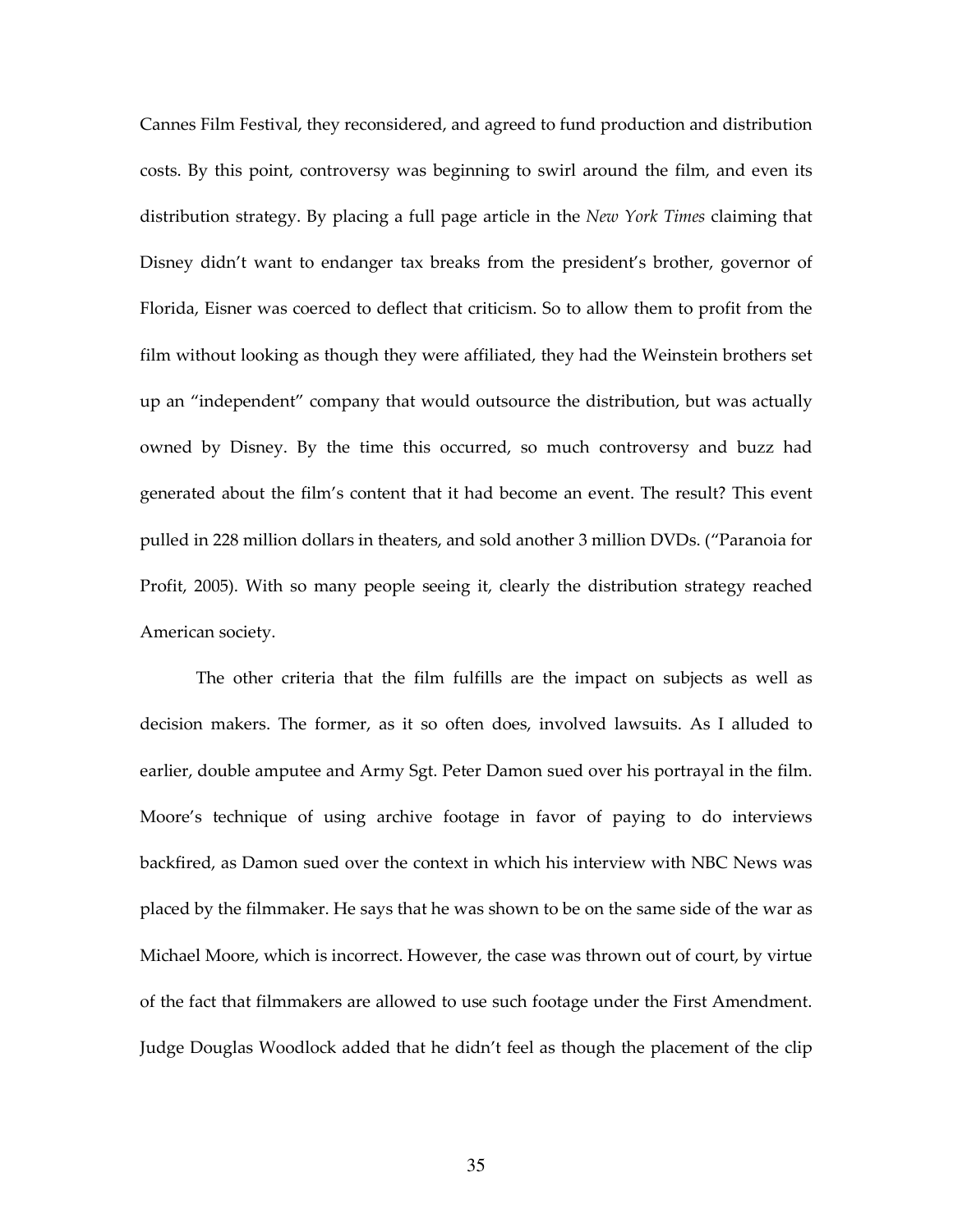Cannes Film Festival, they reconsidered, and agreed to fund production and distribution costs. By this point, controversy was beginning to swirl around the film, and even its distribution strategy. By placing a full page article in the *New York Times* claiming that Disney didn't want to endanger tax breaks from the president's brother, governor of Florida, Eisner was coerced to deflect that criticism. So to allow them to profit from the film without looking as though they were affiliated, they had the Weinstein brothers set up an "independent" company that would outsource the distribution, but was actually owned by Disney. By the time this occurred, so much controversy and buzz had generated about the film's content that it had become an event. The result? This event pulled in 228 million dollars in theaters, and sold another 3 million DVDs. ("Paranoia for Profit, 2005). With so many people seeing it, clearly the distribution strategy reached American society.

The other criteria that the film fulfills are the impact on subjects as well as decision makers. The former, as it so often does, involved lawsuits. As I alluded to earlier, double amputee and Army Sgt. Peter Damon sued over his portrayal in the film. Moore's technique of using archive footage in favor of paying to do interviews backfired, as Damon sued over the context in which his interview with NBC News was placed by the filmmaker. He says that he was shown to be on the same side of the war as Michael Moore, which is incorrect. However, the case was thrown out of court, by virtue of the fact that filmmakers are allowed to use such footage under the First Amendment. Judge Douglas Woodlock added that he didn't feel as though the placement of the clip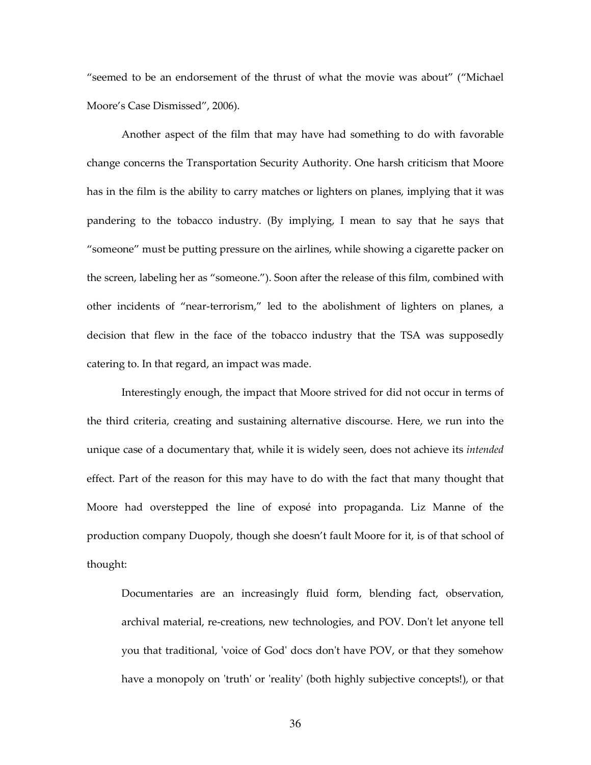"seemed to be an endorsement of the thrust of what the movie was about" ("Michael Moore's Case Dismissed", 2006).

Another aspect of the film that may have had something to do with favorable change concerns the Transportation Security Authority. One harsh criticism that Moore has in the film is the ability to carry matches or lighters on planes, implying that it was pandering to the tobacco industry. (By implying, I mean to say that he says that "someone" must be putting pressure on the airlines, while showing a cigarette packer on the screen, labeling her as "someone."). Soon after the release of this film, combined with other incidents of "near-terrorism," led to the abolishment of lighters on planes, a decision that flew in the face of the tobacco industry that the TSA was supposedly catering to. In that regard, an impact was made.

Interestingly enough, the impact that Moore strived for did not occur in terms of the third criteria, creating and sustaining alternative discourse. Here, we run into the unique case of a documentary that, while it is widely seen, does not achieve its *intended* effect. Part of the reason for this may have to do with the fact that many thought that Moore had overstepped the line of exposé into propaganda. Liz Manne of the production company Duopoly, though she doesn't fault Moore for it, is of that school of thought:

> Documentaries are an increasingly fluid form, blending fact, observation, archival material, re-creations, new technologies, and POV. Don't let anyone tell you that traditional, 'voice of God' docs don't have POV, or that they somehow have a monopoly on 'truth' or 'reality' (both highly subjective concepts!), or that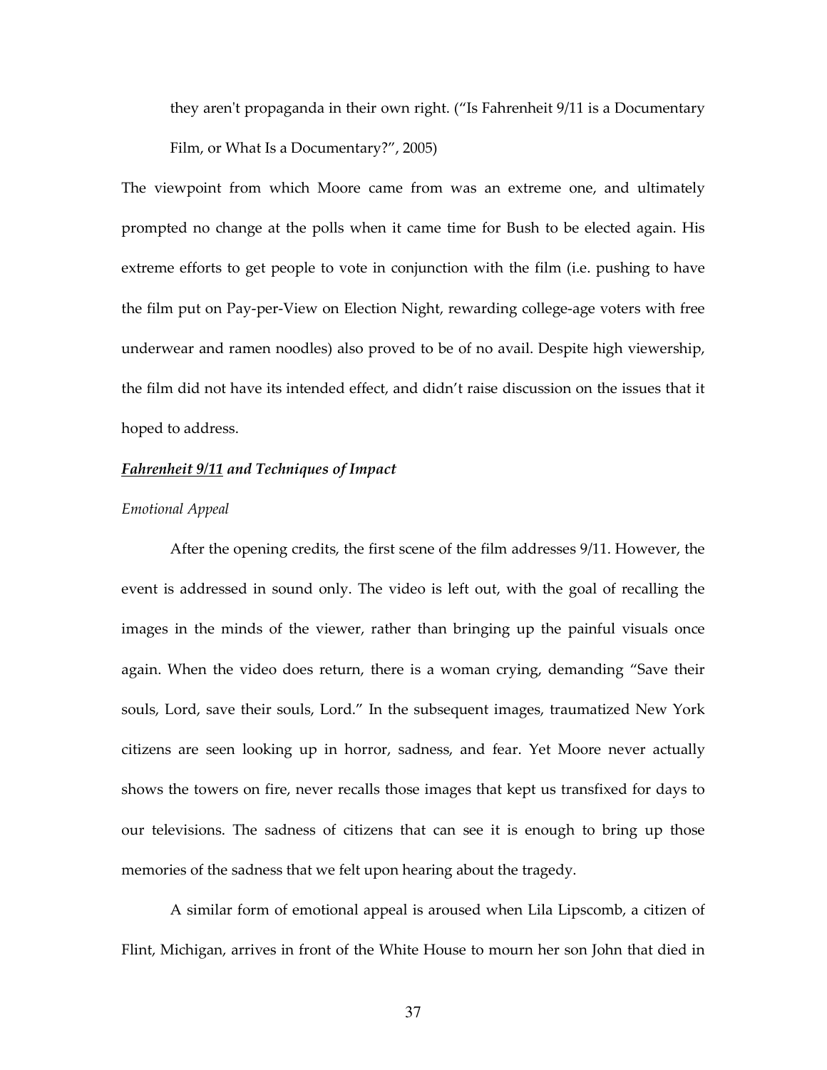they aren't propaganda in their own right. ("Is Fahrenheit 9/11 is a Documentary Film, or What Is a Documentary?", 2005)

The viewpoint from which Moore came from was an extreme one, and ultimately prompted no change at the polls when it came time for Bush to be elected again. His extreme efforts to get people to vote in conjunction with the film (i.e. pushing to have the film put on Pay-per-View on Election Night, rewarding college-age voters with free underwear and ramen noodles) also proved to be of no avail. Despite high viewership, the film did not have its intended effect, and didn't raise discussion on the issues that it hoped to address.

### ***<u>Fahrenheit 9/11</u> and Techniques of Impact***

#### *Emotional Appeal*

After the opening credits, the first scene of the film addresses 9/11. However, the event is addressed in sound only. The video is left out, with the goal of recalling the images in the minds of the viewer, rather than bringing up the painful visuals once again. When the video does return, there is a woman crying, demanding "Save their souls, Lord, save their souls, Lord." In the subsequent images, traumatized New York citizens are seen looking up in horror, sadness, and fear. Yet Moore never actually shows the towers on fire, never recalls those images that kept us transfixed for days to our televisions. The sadness of citizens that can see it is enough to bring up those memories of the sadness that we felt upon hearing about the tragedy.

A similar form of emotional appeal is aroused when Lila Lipscomb, a citizen of Flint, Michigan, arrives in front of the White House to mourn her son John that died in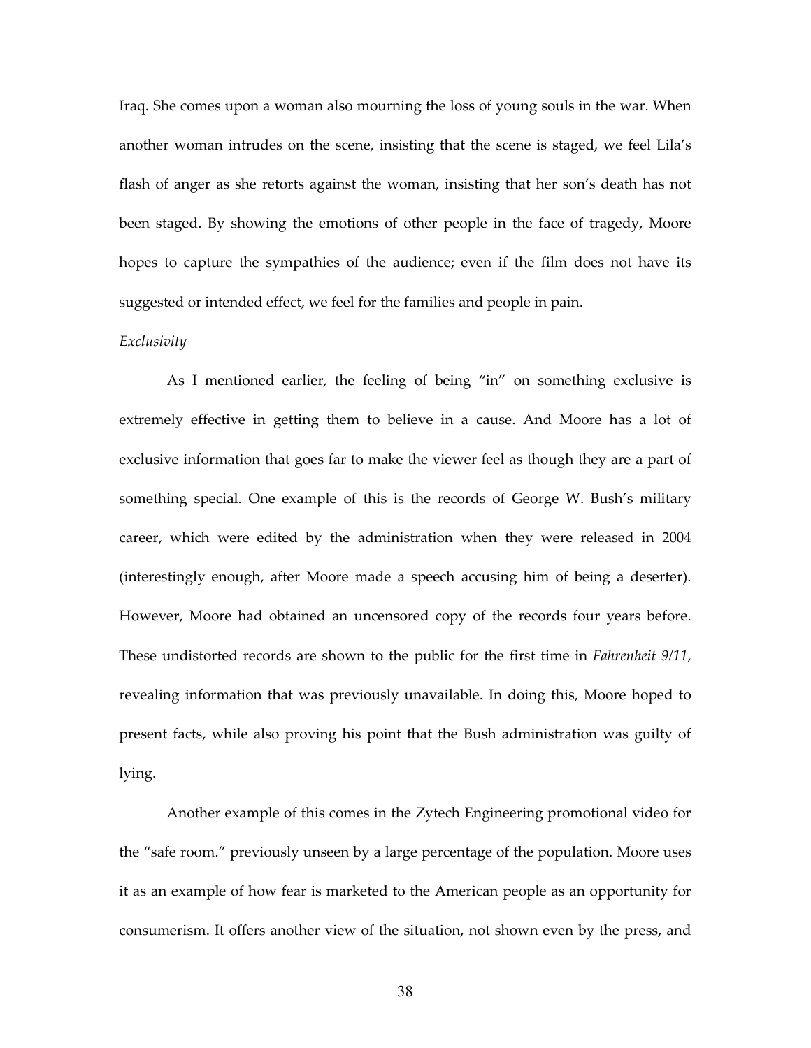Iraq. She comes upon a woman also mourning the loss of young souls in the war. When another woman intrudes on the scene, insisting that the scene is staged, we feel Lila's flash of anger as she retorts against the woman, insisting that her son's death has not been staged. By showing the emotions of other people in the face of tragedy, Moore hopes to capture the sympathies of the audience; even if the film does not have its suggested or intended effect, we feel for the families and people in pain.

*Exclusivity*

As I mentioned earlier, the feeling of being "in" on something exclusive is extremely effective in getting them to believe in a cause. And Moore has a lot of exclusive information that goes far to make the viewer feel as though they are a part of something special. One example of this is the records of George W. Bush's military career, which were edited by the administration when they were released in 2004 (interestingly enough, after Moore made a speech accusing him of being a deserter). However, Moore had obtained an uncensored copy of the records four years before. These undistorted records are shown to the public for the first time in *Fahrenheit 9/11*, revealing information that was previously unavailable. In doing this, Moore hoped to present facts, while also proving his point that the Bush administration was guilty of lying.

Another example of this comes in the Zytech Engineering promotional video for the "safe room." previously unseen by a large percentage of the population. Moore uses it as an example of how fear is marketed to the American people as an opportunity for consumerism. It offers another view of the situation, not shown even by the press, and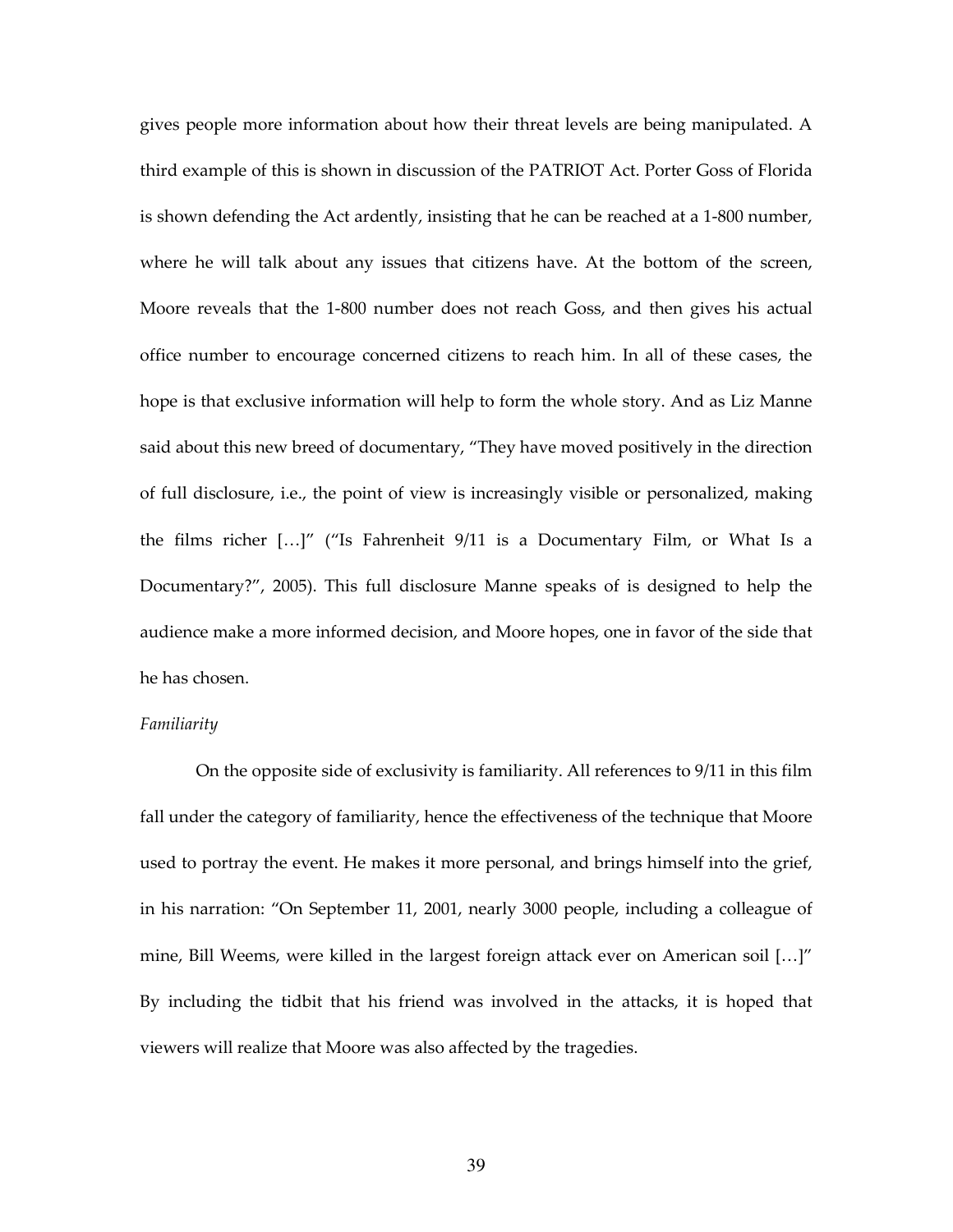gives people more information about how their threat levels are being manipulated. A third example of this is shown in discussion of the PATRIOT Act. Porter Goss of Florida is shown defending the Act ardently, insisting that he can be reached at a 1-800 number, where he will talk about any issues that citizens have. At the bottom of the screen, Moore reveals that the 1-800 number does not reach Goss, and then gives his actual office number to encourage concerned citizens to reach him. In all of these cases, the hope is that exclusive information will help to form the whole story. And as Liz Manne said about this new breed of documentary, "They have moved positively in the direction of full disclosure, i.e., the point of view is increasingly visible or personalized, making the films richer […]" ("Is Fahrenheit 9/11 is a Documentary Film, or What Is a Documentary?", 2005). This full disclosure Manne speaks of is designed to help the audience make a more informed decision, and Moore hopes, one in favor of the side that he has chosen.

*Familiarity*

On the opposite side of exclusivity is familiarity. All references to 9/11 in this film fall under the category of familiarity, hence the effectiveness of the technique that Moore used to portray the event. He makes it more personal, and brings himself into the grief, in his narration: "On September 11, 2001, nearly 3000 people, including a colleague of mine, Bill Weems, were killed in the largest foreign attack ever on American soil […]" By including the tidbit that his friend was involved in the attacks, it is hoped that viewers will realize that Moore was also affected by the tragedies.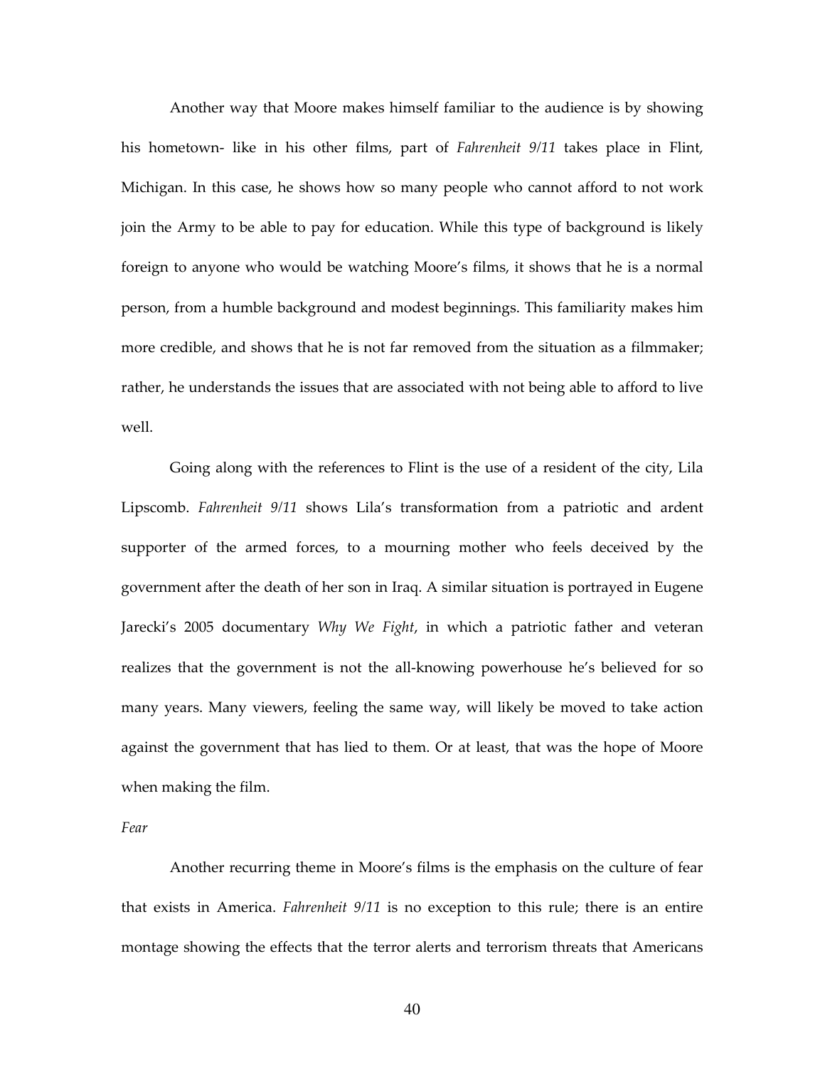Another way that Moore makes himself familiar to the audience is by showing his hometown- like in his other films, part of *Fahrenheit 9/11* takes place in Flint, Michigan. In this case, he shows how so many people who cannot afford to not work join the Army to be able to pay for education. While this type of background is likely foreign to anyone who would be watching Moore's films, it shows that he is a normal person, from a humble background and modest beginnings. This familiarity makes him more credible, and shows that he is not far removed from the situation as a filmmaker; rather, he understands the issues that are associated with not being able to afford to live well.

Going along with the references to Flint is the use of a resident of the city, Lila Lipscomb. *Fahrenheit 9/11* shows Lila's transformation from a patriotic and ardent supporter of the armed forces, to a mourning mother who feels deceived by the government after the death of her son in Iraq. A similar situation is portrayed in Eugene Jarecki's 2005 documentary *Why We Fight*, in which a patriotic father and veteran realizes that the government is not the all-knowing powerhouse he's believed for so many years. Many viewers, feeling the same way, will likely be moved to take action against the government that has lied to them. Or at least, that was the hope of Moore when making the film.

*Fear*

Another recurring theme in Moore's films is the emphasis on the culture of fear that exists in America. *Fahrenheit 9/11* is no exception to this rule; there is an entire montage showing the effects that the terror alerts and terrorism threats that Americans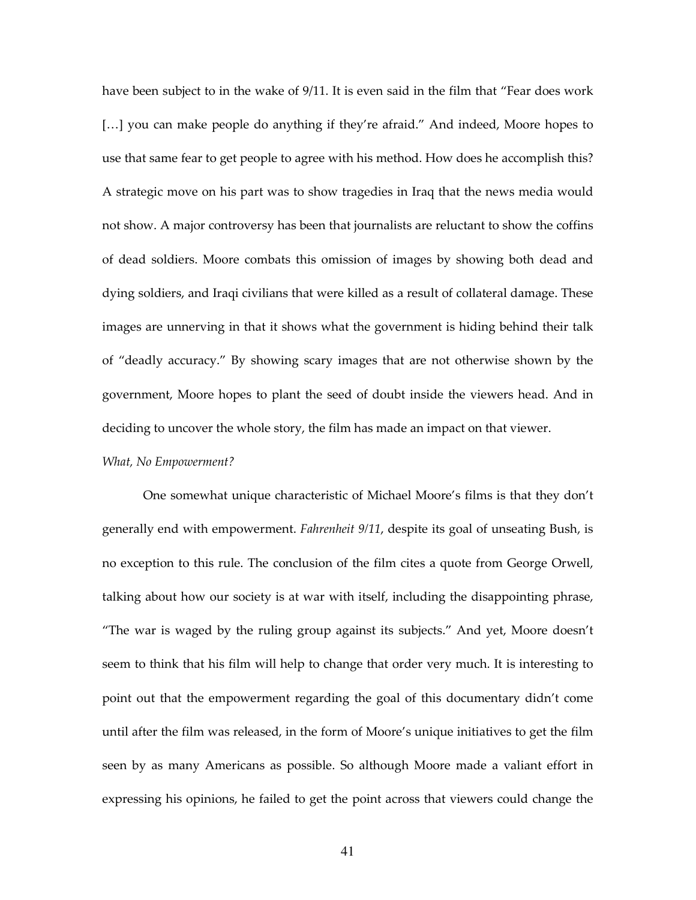have been subject to in the wake of 9/11. It is even said in the film that "Fear does work […] you can make people do anything if they're afraid." And indeed, Moore hopes to use that same fear to get people to agree with his method. How does he accomplish this? A strategic move on his part was to show tragedies in Iraq that the news media would not show. A major controversy has been that journalists are reluctant to show the coffins of dead soldiers. Moore combats this omission of images by showing both dead and dying soldiers, and Iraqi civilians that were killed as a result of collateral damage. These images are unnerving in that it shows what the government is hiding behind their talk of "deadly accuracy." By showing scary images that are not otherwise shown by the government, Moore hopes to plant the seed of doubt inside the viewers head. And in deciding to uncover the whole story, the film has made an impact on that viewer.

*What, No Empowerment?*

One somewhat unique characteristic of Michael Moore's films is that they don't generally end with empowerment. *Fahrenheit 9/11*, despite its goal of unseating Bush, is no exception to this rule. The conclusion of the film cites a quote from George Orwell, talking about how our society is at war with itself, including the disappointing phrase, "The war is waged by the ruling group against its subjects." And yet, Moore doesn't seem to think that his film will help to change that order very much. It is interesting to point out that the empowerment regarding the goal of this documentary didn't come until after the film was released, in the form of Moore's unique initiatives to get the film seen by as many Americans as possible. So although Moore made a valiant effort in expressing his opinions, he failed to get the point across that viewers could change the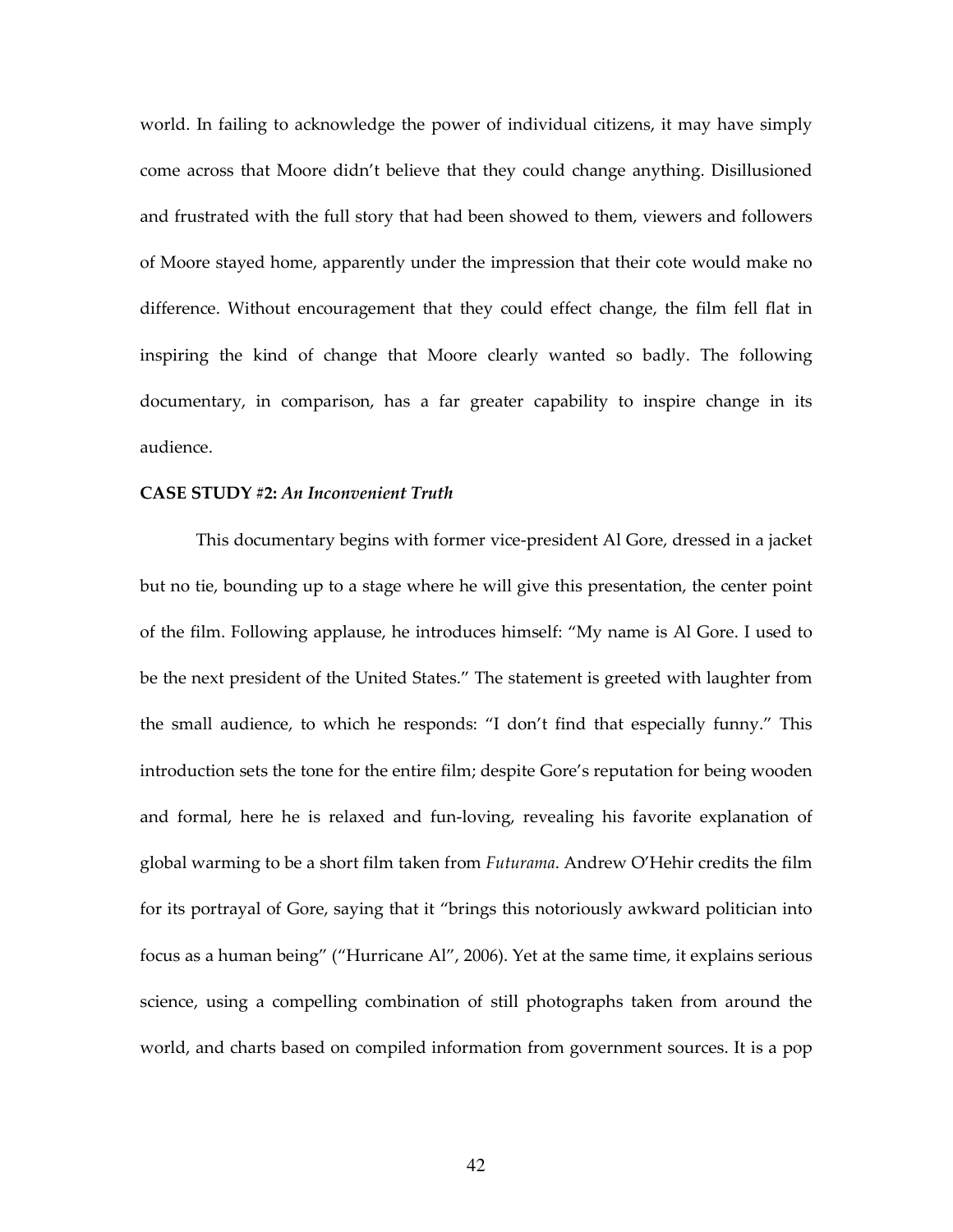world. In failing to acknowledge the power of individual citizens, it may have simply come across that Moore didn't believe that they could change anything. Disillusioned and frustrated with the full story that had been showed to them, viewers and followers of Moore stayed home, apparently under the impression that their cote would make no difference. Without encouragement that they could effect change, the film fell flat in inspiring the kind of change that Moore clearly wanted so badly. The following documentary, in comparison, has a far greater capability to inspire change in its audience.

**CASE STUDY #2:** ***An Inconvenient Truth***

This documentary begins with former vice-president Al Gore, dressed in a jacket but no tie, bounding up to a stage where he will give this presentation, the center point of the film. Following applause, he introduces himself: "My name is Al Gore. I used to be the next president of the United States." The statement is greeted with laughter from the small audience, to which he responds: "I don't find that especially funny." This introduction sets the tone for the entire film; despite Gore's reputation for being wooden and formal, here he is relaxed and fun-loving, revealing his favorite explanation of global warming to be a short film taken from *Futurama*. Andrew O'Hehir credits the film for its portrayal of Gore, saying that it "brings this notoriously awkward politician into focus as a human being" ("Hurricane Al", 2006). Yet at the same time, it explains serious science, using a compelling combination of still photographs taken from around the world, and charts based on compiled information from government sources. It is a pop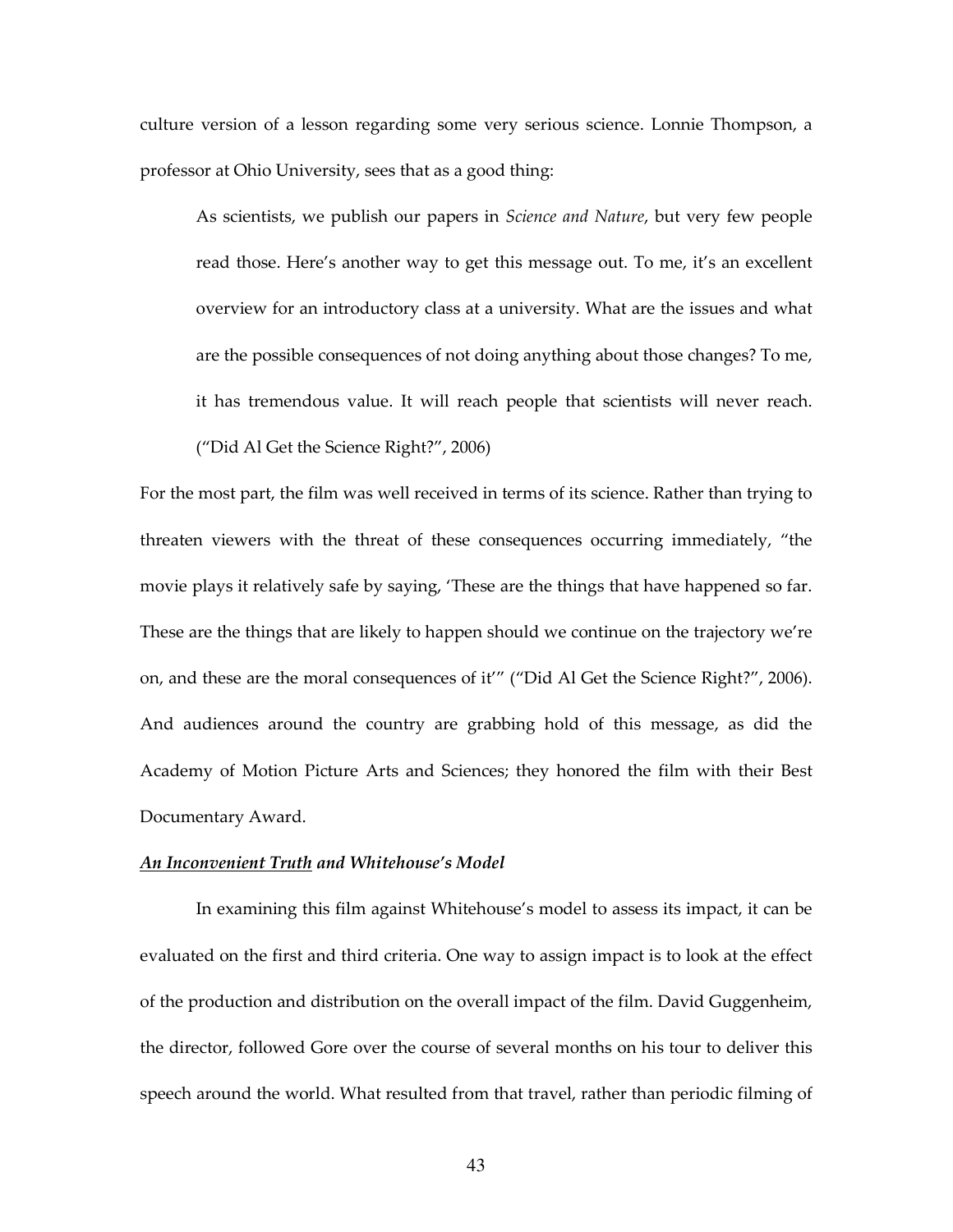culture version of a lesson regarding some very serious science. Lonnie Thompson, a professor at Ohio University, sees that as a good thing:

> As scientists, we publish our papers in *Science and Nature*, but very few people read those. Here's another way to get this message out. To me, it's an excellent overview for an introductory class at a university. What are the issues and what are the possible consequences of not doing anything about those changes? To me, it has tremendous value. It will reach people that scientists will never reach. ("Did Al Get the Science Right?", 2006)

For the most part, the film was well received in terms of its science. Rather than trying to threaten viewers with the threat of these consequences occurring immediately, "the movie plays it relatively safe by saying, 'These are the things that have happened so far. These are the things that are likely to happen should we continue on the trajectory we're on, and these are the moral consequences of it'" ("Did Al Get the Science Right?", 2006). And audiences around the country are grabbing hold of this message, as did the Academy of Motion Picture Arts and Sciences; they honored the film with their Best Documentary Award.

### ***An Inconvenient Truth* and Whitehouse's Model**

In examining this film against Whitehouse's model to assess its impact, it can be evaluated on the first and third criteria. One way to assign impact is to look at the effect of the production and distribution on the overall impact of the film. David Guggenheim, the director, followed Gore over the course of several months on his tour to deliver this speech around the world. What resulted from that travel, rather than periodic filming of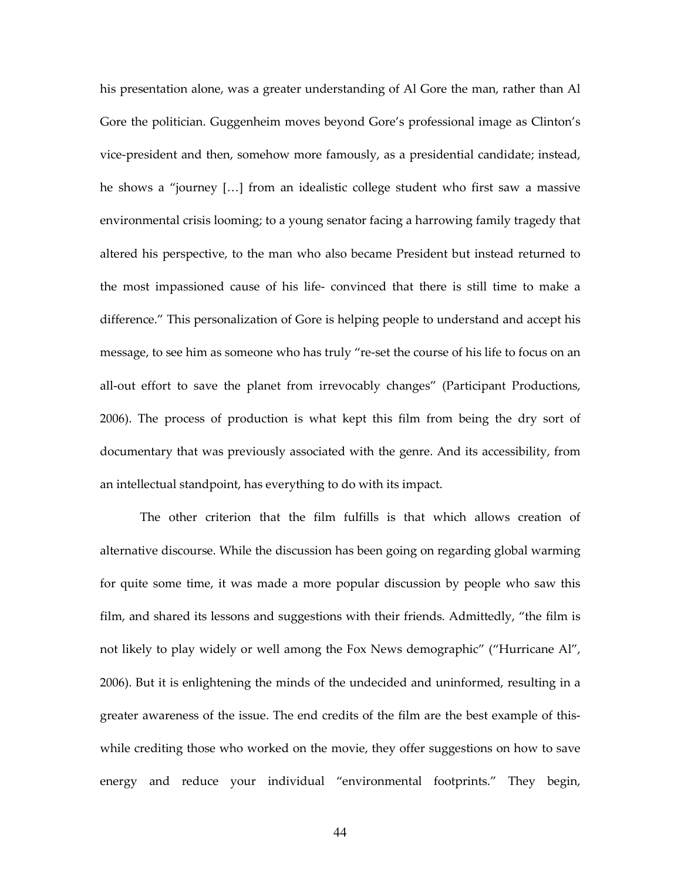his presentation alone, was a greater understanding of Al Gore the man, rather than Al Gore the politician. Guggenheim moves beyond Gore's professional image as Clinton's vice-president and then, somehow more famously, as a presidential candidate; instead, he shows a "journey […] from an idealistic college student who first saw a massive environmental crisis looming; to a young senator facing a harrowing family tragedy that altered his perspective, to the man who also became President but instead returned to the most impassioned cause of his life- convinced that there is still time to make a difference." This personalization of Gore is helping people to understand and accept his message, to see him as someone who has truly "re-set the course of his life to focus on an all-out effort to save the planet from irrevocably changes" (Participant Productions, 2006). The process of production is what kept this film from being the dry sort of documentary that was previously associated with the genre. And its accessibility, from an intellectual standpoint, has everything to do with its impact.

The other criterion that the film fulfills is that which allows creation of alternative discourse. While the discussion has been going on regarding global warming for quite some time, it was made a more popular discussion by people who saw this film, and shared its lessons and suggestions with their friends. Admittedly, "the film is not likely to play widely or well among the Fox News demographic" ("Hurricane Al", 2006). But it is enlightening the minds of the undecided and uninformed, resulting in a greater awareness of the issue. The end credits of the film are the best example of this- while crediting those who worked on the movie, they offer suggestions on how to save energy and reduce your individual "environmental footprints." They begin,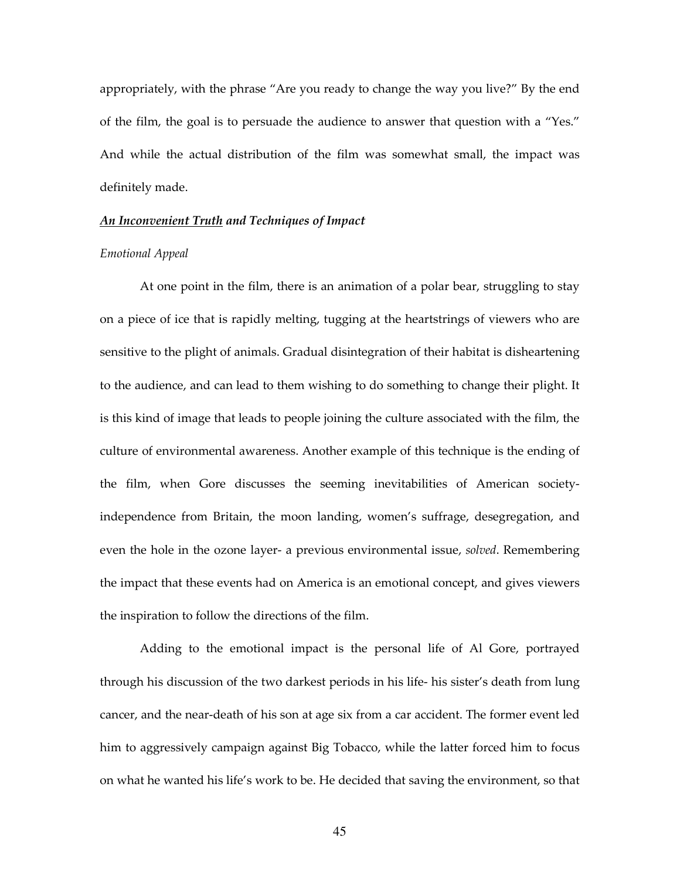appropriately, with the phrase "Are you ready to change the way you live?" By the end of the film, the goal is to persuade the audience to answer that question with a "Yes." And while the actual distribution of the film was somewhat small, the impact was definitely made.

### ***An Inconvenient Truth* and Techniques of Impact**

#### *Emotional Appeal*

At one point in the film, there is an animation of a polar bear, struggling to stay on a piece of ice that is rapidly melting, tugging at the heartstrings of viewers who are sensitive to the plight of animals. Gradual disintegration of their habitat is disheartening to the audience, and can lead to them wishing to do something to change their plight. It is this kind of image that leads to people joining the culture associated with the film, the culture of environmental awareness. Another example of this technique is the ending of the film, when Gore discusses the seeming inevitabilities of American society- independence from Britain, the moon landing, women's suffrage, desegregation, and even the hole in the ozone layer- a previous environmental issue, *solved*. Remembering the impact that these events had on America is an emotional concept, and gives viewers the inspiration to follow the directions of the film.

Adding to the emotional impact is the personal life of Al Gore, portrayed through his discussion of the two darkest periods in his life- his sister's death from lung cancer, and the near-death of his son at age six from a car accident. The former event led him to aggressively campaign against Big Tobacco, while the latter forced him to focus on what he wanted his life's work to be. He decided that saving the environment, so that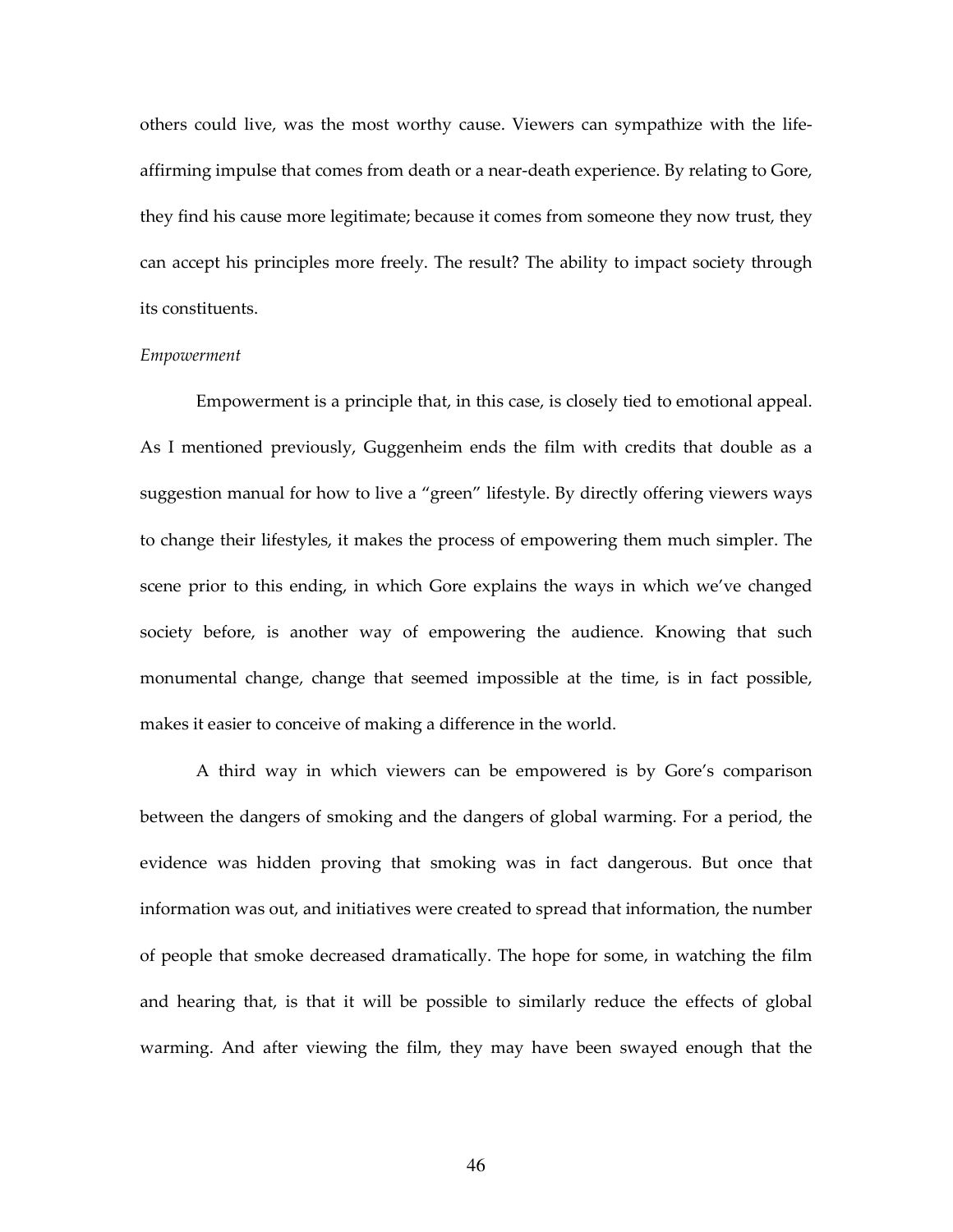others could live, was the most worthy cause. Viewers can sympathize with the life-affirming impulse that comes from death or a near-death experience. By relating to Gore, they find his cause more legitimate; because it comes from someone they now trust, they can accept his principles more freely. The result? The ability to impact society through its constituents.

*Empowerment*

Empowerment is a principle that, in this case, is closely tied to emotional appeal. As I mentioned previously, Guggenheim ends the film with credits that double as a suggestion manual for how to live a "green" lifestyle. By directly offering viewers ways to change their lifestyles, it makes the process of empowering them much simpler. The scene prior to this ending, in which Gore explains the ways in which we've changed society before, is another way of empowering the audience. Knowing that such monumental change, change that seemed impossible at the time, is in fact possible, makes it easier to conceive of making a difference in the world.

A third way in which viewers can be empowered is by Gore's comparison between the dangers of smoking and the dangers of global warming. For a period, the evidence was hidden proving that smoking was in fact dangerous. But once that information was out, and initiatives were created to spread that information, the number of people that smoke decreased dramatically. The hope for some, in watching the film and hearing that, is that it will be possible to similarly reduce the effects of global warming. And after viewing the film, they may have been swayed enough that the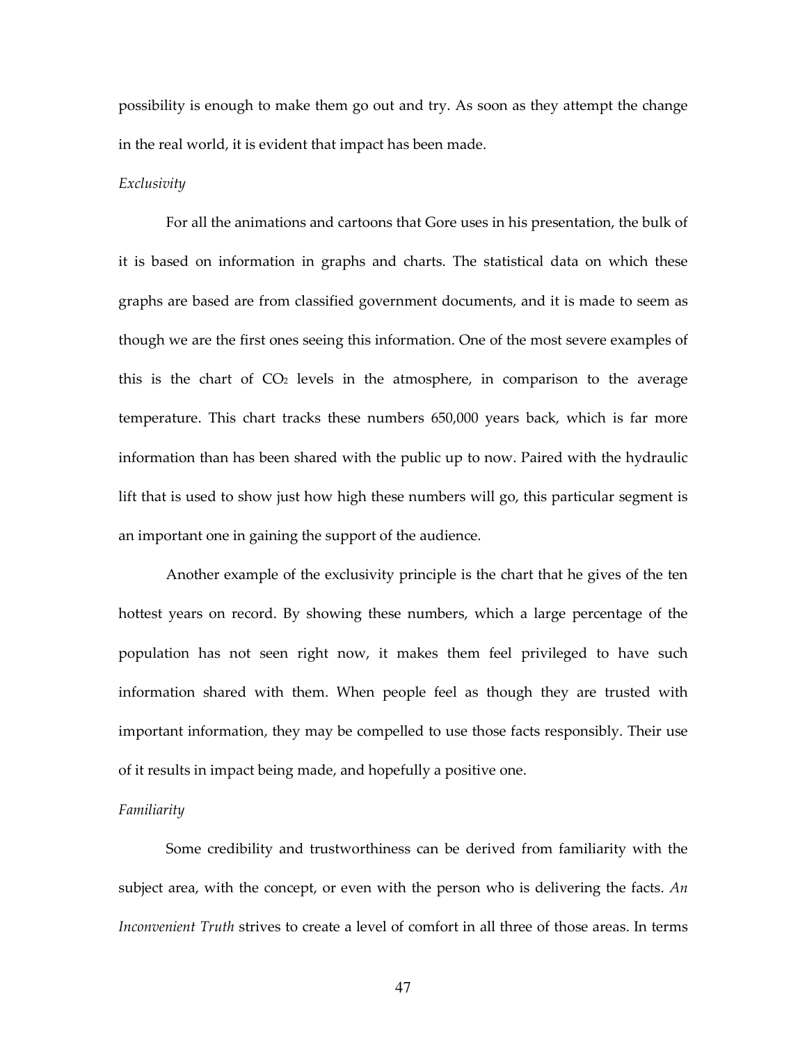possibility is enough to make them go out and try. As soon as they attempt the change in the real world, it is evident that impact has been made.

*Exclusivity*

For all the animations and cartoons that Gore uses in his presentation, the bulk of it is based on information in graphs and charts. The statistical data on which these graphs are based are from classified government documents, and it is made to seem as though we are the first ones seeing this information. One of the most severe examples of this is the chart of $CO_2$ levels in the atmosphere, in comparison to the average temperature. This chart tracks these numbers 650,000 years back, which is far more information than has been shared with the public up to now. Paired with the hydraulic lift that is used to show just how high these numbers will go, this particular segment is an important one in gaining the support of the audience.

Another example of the exclusivity principle is the chart that he gives of the ten hottest years on record. By showing these numbers, which a large percentage of the population has not seen right now, it makes them feel privileged to have such information shared with them. When people feel as though they are trusted with important information, they may be compelled to use those facts responsibly. Their use of it results in impact being made, and hopefully a positive one.

*Familiarity*

Some credibility and trustworthiness can be derived from familiarity with the subject area, with the concept, or even with the person who is delivering the facts. *An Inconvenient Truth* strives to create a level of comfort in all three of those areas. In terms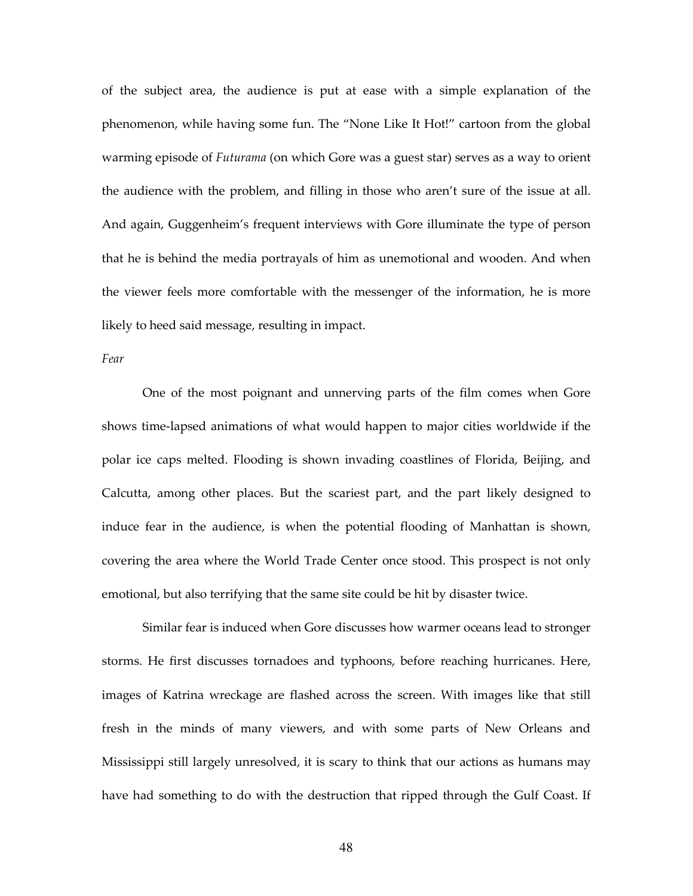of the subject area, the audience is put at ease with a simple explanation of the phenomenon, while having some fun. The "None Like It Hot!" cartoon from the global warming episode of *Futurama* (on which Gore was a guest star) serves as a way to orient the audience with the problem, and filling in those who aren't sure of the issue at all. And again, Guggenheim's frequent interviews with Gore illuminate the type of person that he is behind the media portrayals of him as unemotional and wooden. And when the viewer feels more comfortable with the messenger of the information, he is more likely to heed said message, resulting in impact.

*Fear*

One of the most poignant and unnerving parts of the film comes when Gore shows time-lapsed animations of what would happen to major cities worldwide if the polar ice caps melted. Flooding is shown invading coastlines of Florida, Beijing, and Calcutta, among other places. But the scariest part, and the part likely designed to induce fear in the audience, is when the potential flooding of Manhattan is shown, covering the area where the World Trade Center once stood. This prospect is not only emotional, but also terrifying that the same site could be hit by disaster twice.

Similar fear is induced when Gore discusses how warmer oceans lead to stronger storms. He first discusses tornadoes and typhoons, before reaching hurricanes. Here, images of Katrina wreckage are flashed across the screen. With images like that still fresh in the minds of many viewers, and with some parts of New Orleans and Mississippi still largely unresolved, it is scary to think that our actions as humans may have had something to do with the destruction that ripped through the Gulf Coast. If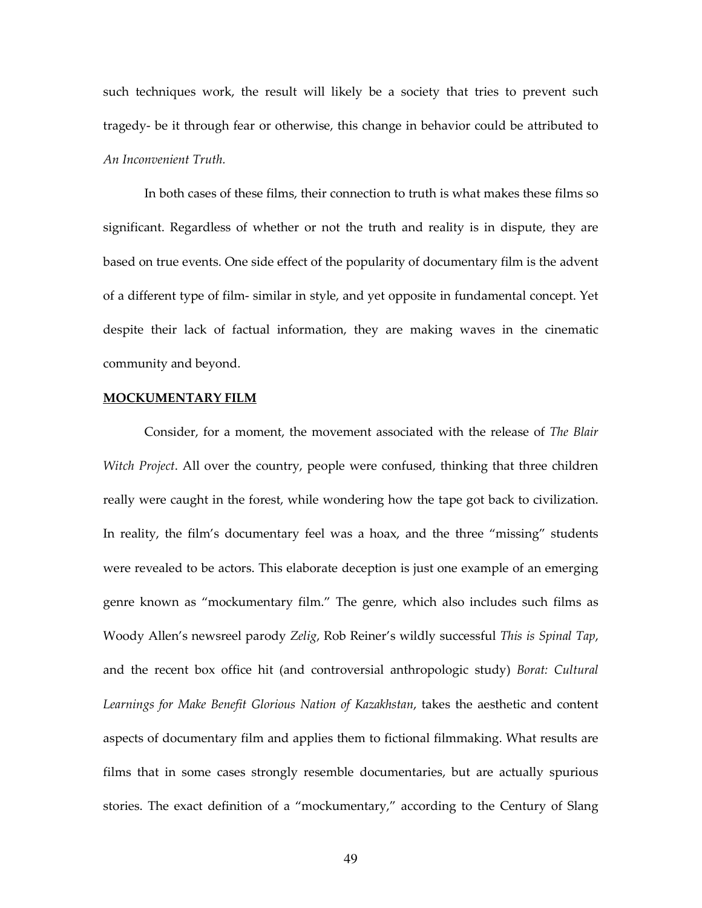such techniques work, the result will likely be a society that tries to prevent such tragedy- be it through fear or otherwise, this change in behavior could be attributed to *An Inconvenient Truth.*

In both cases of these films, their connection to truth is what makes these films so significant. Regardless of whether or not the truth and reality is in dispute, they are based on true events. One side effect of the popularity of documentary film is the advent of a different type of film- similar in style, and yet opposite in fundamental concept. Yet despite their lack of factual information, they are making waves in the cinematic community and beyond.

## MOCKUMENTARY FILM

Consider, for a moment, the movement associated with the release of *The Blair Witch Project*. All over the country, people were confused, thinking that three children really were caught in the forest, while wondering how the tape got back to civilization. In reality, the film's documentary feel was a hoax, and the three "missing" students were revealed to be actors. This elaborate deception is just one example of an emerging genre known as "mockumentary film." The genre, which also includes such films as Woody Allen's newsreel parody *Zelig*, Rob Reiner's wildly successful *This is Spinal Tap*, and the recent box office hit (and controversial anthropologic study) *Borat: Cultural Learnings for Make Benefit Glorious Nation of Kazakhstan*, takes the aesthetic and content aspects of documentary film and applies them to fictional filmmaking. What results are films that in some cases strongly resemble documentaries, but are actually spurious stories. The exact definition of a "mockumentary," according to the Century of Slang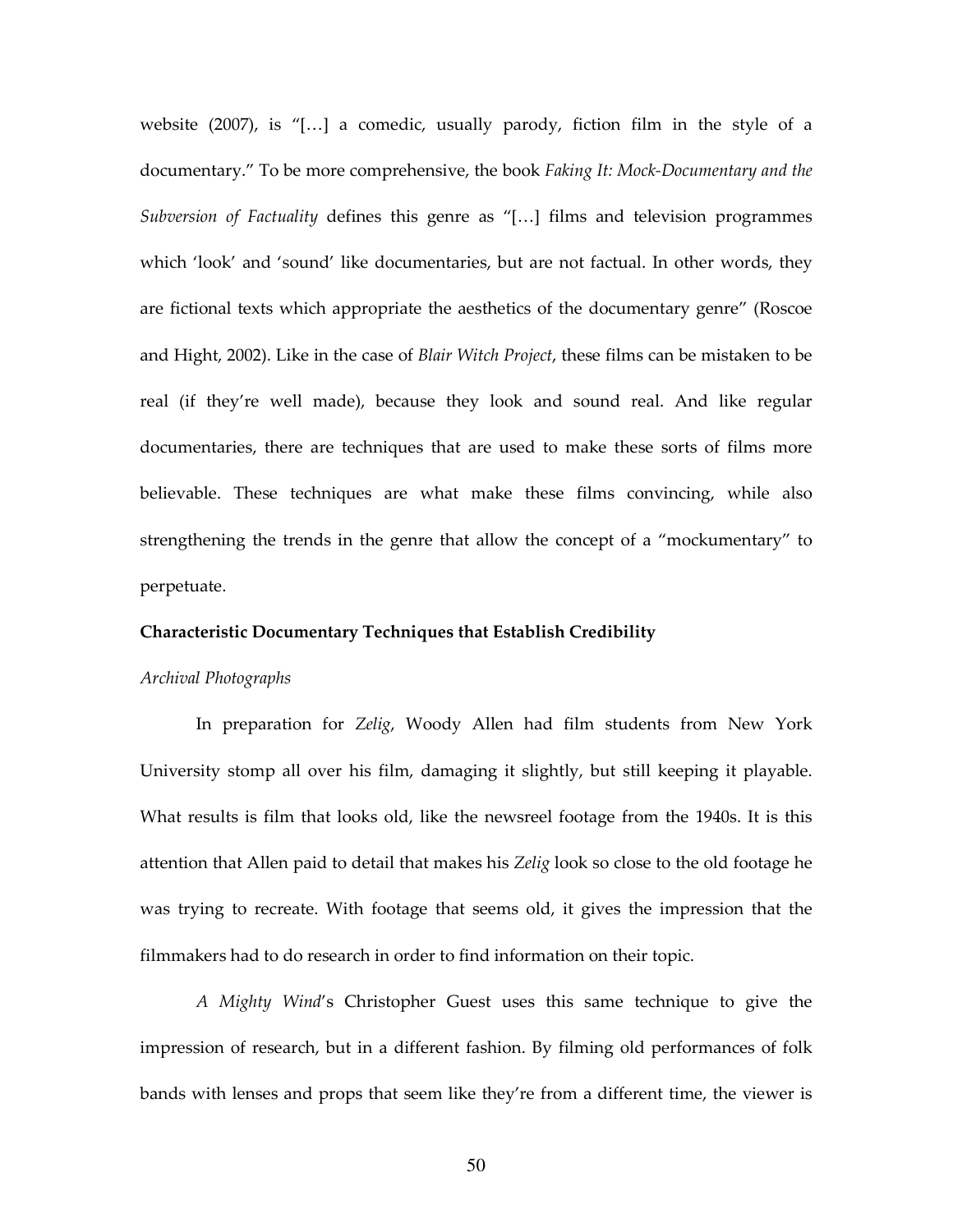website (2007), is "[…] a comedic, usually parody, fiction film in the style of a documentary." To be more comprehensive, the book *Faking It: Mock-Documentary and the Subversion of Factuality* defines this genre as "[…] films and television programmes which 'look' and 'sound' like documentaries, but are not factual. In other words, they are fictional texts which appropriate the aesthetics of the documentary genre" (Roscoe and Hight, 2002). Like in the case of *Blair Witch Project*, these films can be mistaken to be real (if they're well made), because they look and sound real. And like regular documentaries, there are techniques that are used to make these sorts of films more believable. These techniques are what make these films convincing, while also strengthening the trends in the genre that allow the concept of a "mockumentary" to perpetuate.

**Characteristic Documentary Techniques that Establish Credibility**

*Archival Photographs*

In preparation for *Zelig*, Woody Allen had film students from New York University stomp all over his film, damaging it slightly, but still keeping it playable. What results is film that looks old, like the newsreel footage from the 1940s. It is this attention that Allen paid to detail that makes his *Zelig* look so close to the old footage he was trying to recreate. With footage that seems old, it gives the impression that the filmmakers had to do research in order to find information on their topic.

*A Mighty Wind*'s Christopher Guest uses this same technique to give the impression of research, but in a different fashion. By filming old performances of folk bands with lenses and props that seem like they're from a different time, the viewer is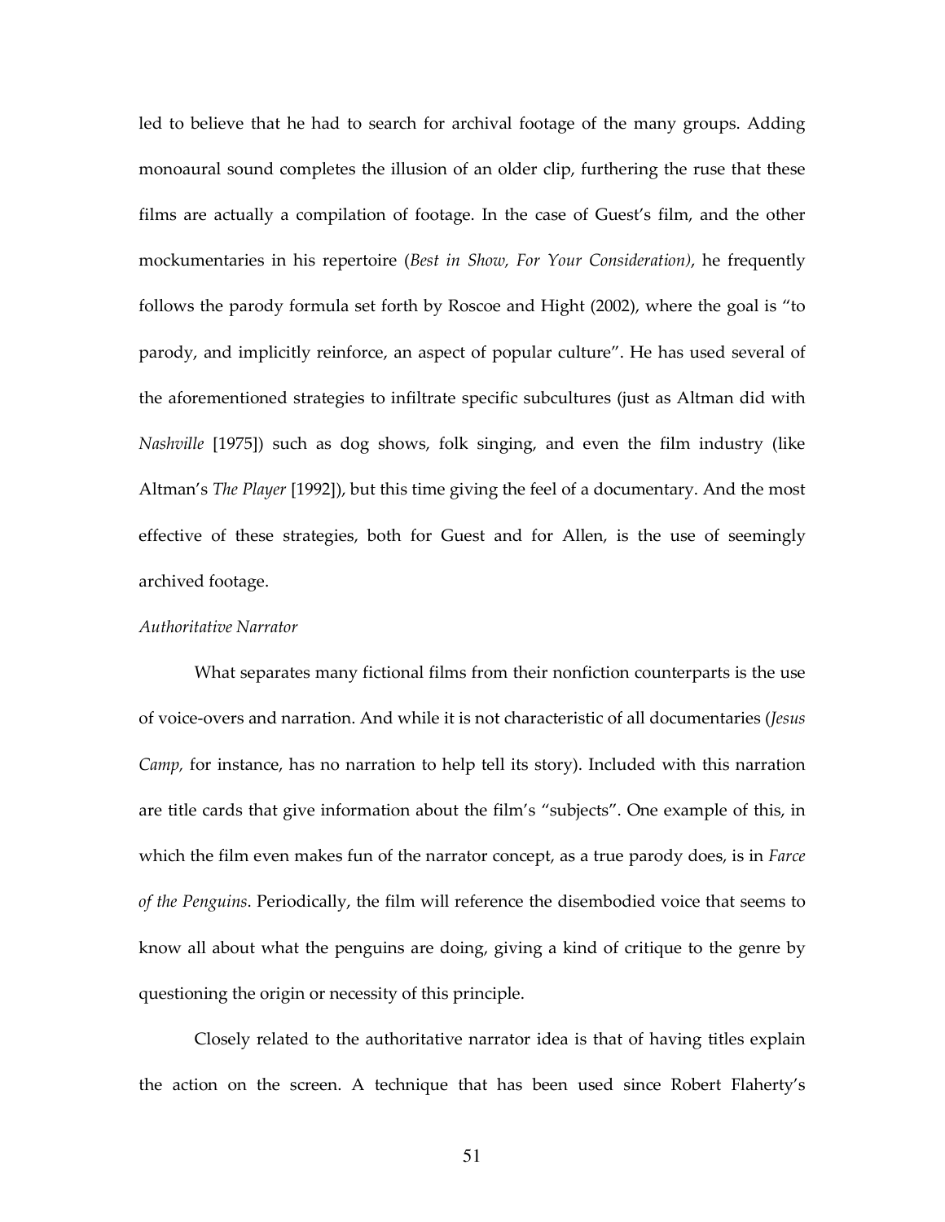led to believe that he had to search for archival footage of the many groups. Adding monoaural sound completes the illusion of an older clip, furthering the ruse that these films are actually a compilation of footage. In the case of Guest's film, and the other mockumentaries in his repertoire (*Best in Show, For Your Consideration)*, he frequently follows the parody formula set forth by Roscoe and Hight (2002), where the goal is "to parody, and implicitly reinforce, an aspect of popular culture". He has used several of the aforementioned strategies to infiltrate specific subcultures (just as Altman did with *Nashville* [1975]) such as dog shows, folk singing, and even the film industry (like Altman's *The Player* [1992]), but this time giving the feel of a documentary. And the most effective of these strategies, both for Guest and for Allen, is the use of seemingly archived footage.

*Authoritative Narrator*

What separates many fictional films from their nonfiction counterparts is the use of voice-overs and narration. And while it is not characteristic of all documentaries (*Jesus Camp,* for instance, has no narration to help tell its story). Included with this narration are title cards that give information about the film's "subjects". One example of this, in which the film even makes fun of the narrator concept, as a true parody does, is in *Farce of the Penguins*. Periodically, the film will reference the disembodied voice that seems to know all about what the penguins are doing, giving a kind of critique to the genre by questioning the origin or necessity of this principle.

Closely related to the authoritative narrator idea is that of having titles explain the action on the screen. A technique that has been used since Robert Flaherty's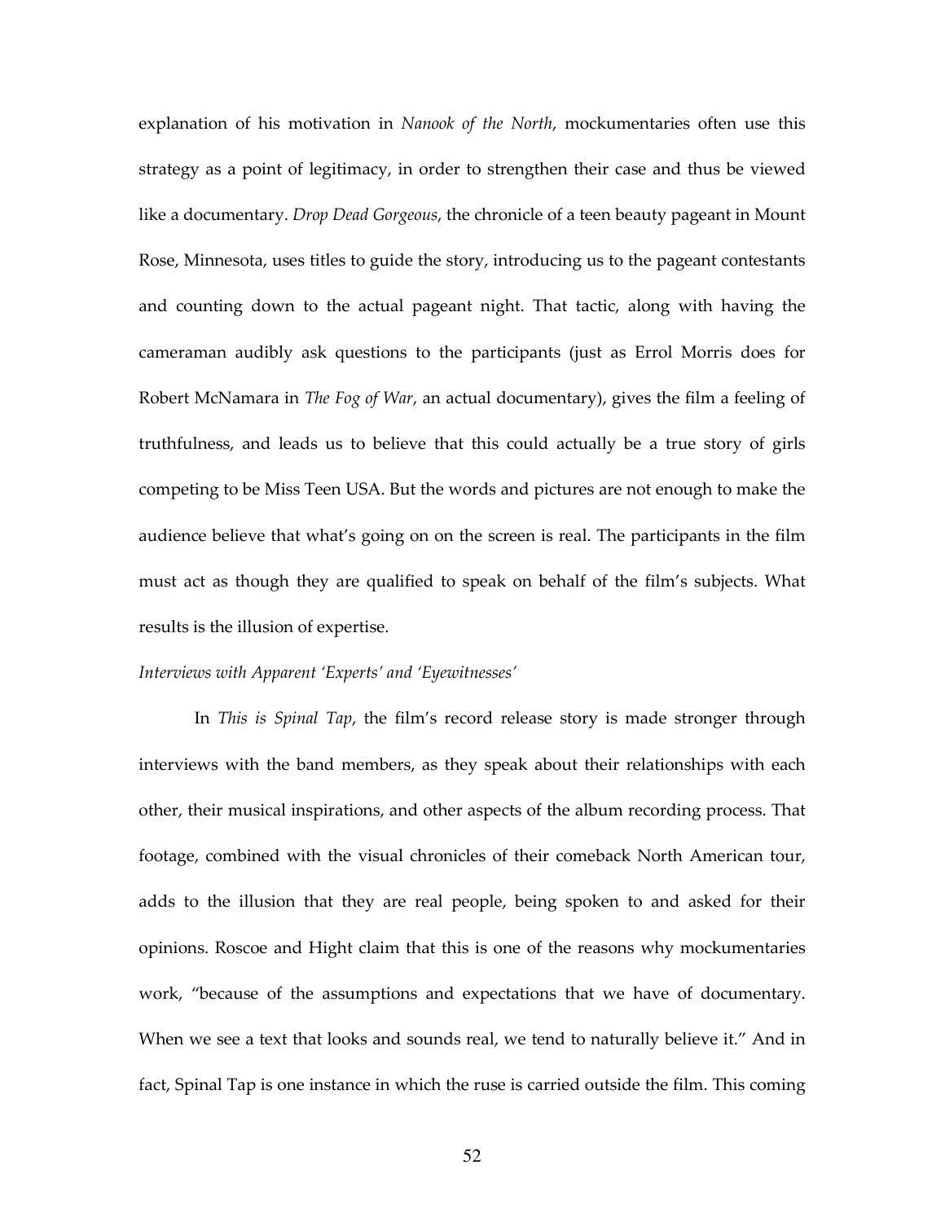explanation of his motivation in *Nanook of the North*, mockumentaries often use this strategy as a point of legitimacy, in order to strengthen their case and thus be viewed like a documentary. *Drop Dead Gorgeous*, the chronicle of a teen beauty pageant in Mount Rose, Minnesota, uses titles to guide the story, introducing us to the pageant contestants and counting down to the actual pageant night. That tactic, along with having the cameraman audibly ask questions to the participants (just as Errol Morris does for Robert McNamara in *The Fog of War*, an actual documentary), gives the film a feeling of truthfulness, and leads us to believe that this could actually be a true story of girls competing to be Miss Teen USA. But the words and pictures are not enough to make the audience believe that what's going on on the screen is real. The participants in the film must act as though they are qualified to speak on behalf of the film's subjects. What results is the illusion of expertise.

*Interviews with Apparent 'Experts' and 'Eyewitnesses'*

In *This is Spinal Tap*, the film's record release story is made stronger through interviews with the band members, as they speak about their relationships with each other, their musical inspirations, and other aspects of the album recording process. That footage, combined with the visual chronicles of their comeback North American tour, adds to the illusion that they are real people, being spoken to and asked for their opinions. Roscoe and Hight claim that this is one of the reasons why mockumentaries work, "because of the assumptions and expectations that we have of documentary. When we see a text that looks and sounds real, we tend to naturally believe it." And in fact, Spinal Tap is one instance in which the ruse is carried outside the film. This coming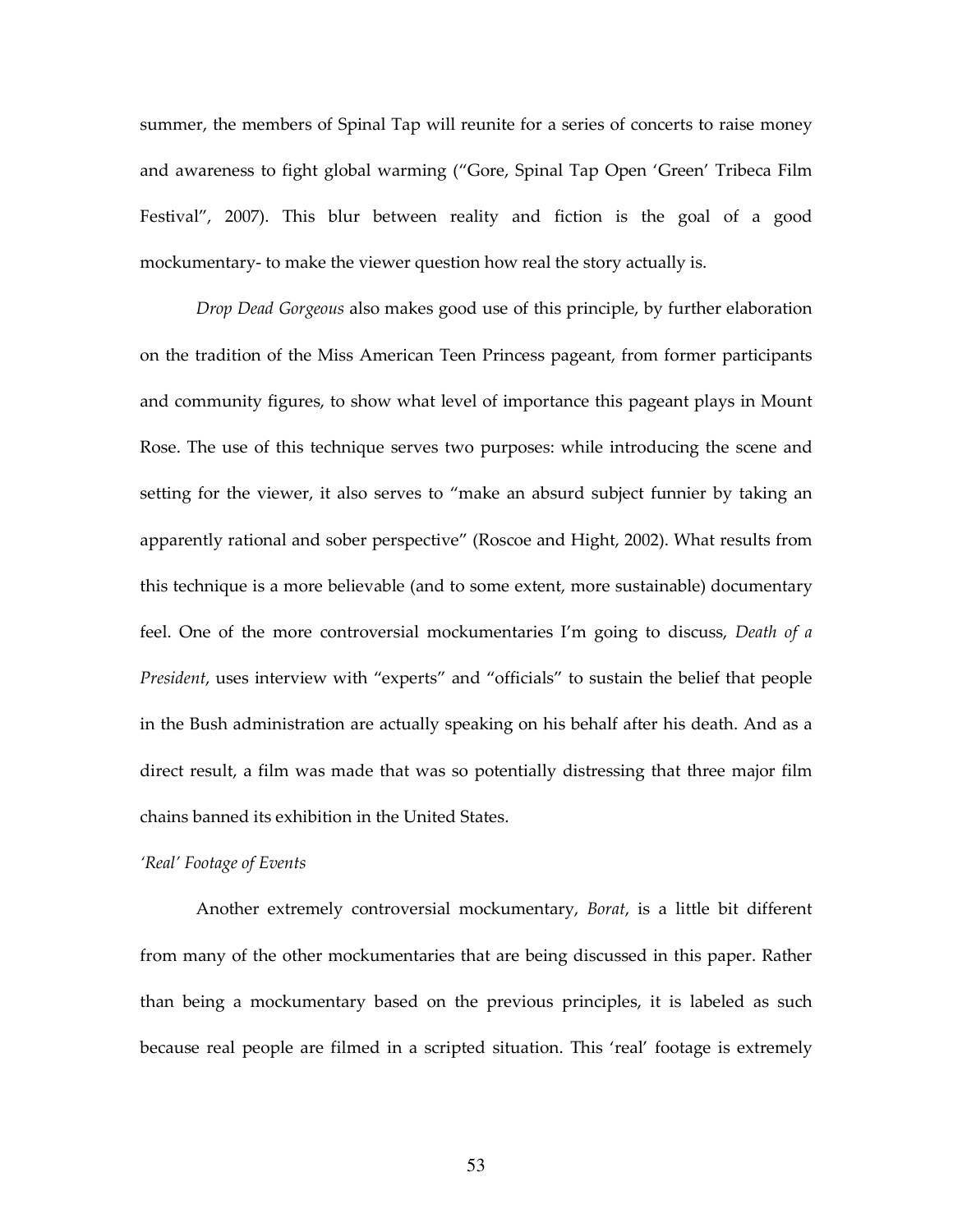summer, the members of Spinal Tap will reunite for a series of concerts to raise money and awareness to fight global warming ("Gore, Spinal Tap Open 'Green' Tribeca Film Festival", 2007). This blur between reality and fiction is the goal of a good mockumentary- to make the viewer question how real the story actually is.

*Drop Dead Gorgeous* also makes good use of this principle, by further elaboration on the tradition of the Miss American Teen Princess pageant, from former participants and community figures, to show what level of importance this pageant plays in Mount Rose. The use of this technique serves two purposes: while introducing the scene and setting for the viewer, it also serves to "make an absurd subject funnier by taking an apparently rational and sober perspective" (Roscoe and Hight, 2002). What results from this technique is a more believable (and to some extent, more sustainable) documentary feel. One of the more controversial mockumentaries I'm going to discuss, *Death of a President*, uses interview with "experts" and "officials" to sustain the belief that people in the Bush administration are actually speaking on his behalf after his death. And as a direct result, a film was made that was so potentially distressing that three major film chains banned its exhibition in the United States.

*'Real' Footage of Events*

Another extremely controversial mockumentary, *Borat*, is a little bit different from many of the other mockumentaries that are being discussed in this paper. Rather than being a mockumentary based on the previous principles, it is labeled as such because real people are filmed in a scripted situation. This 'real' footage is extremely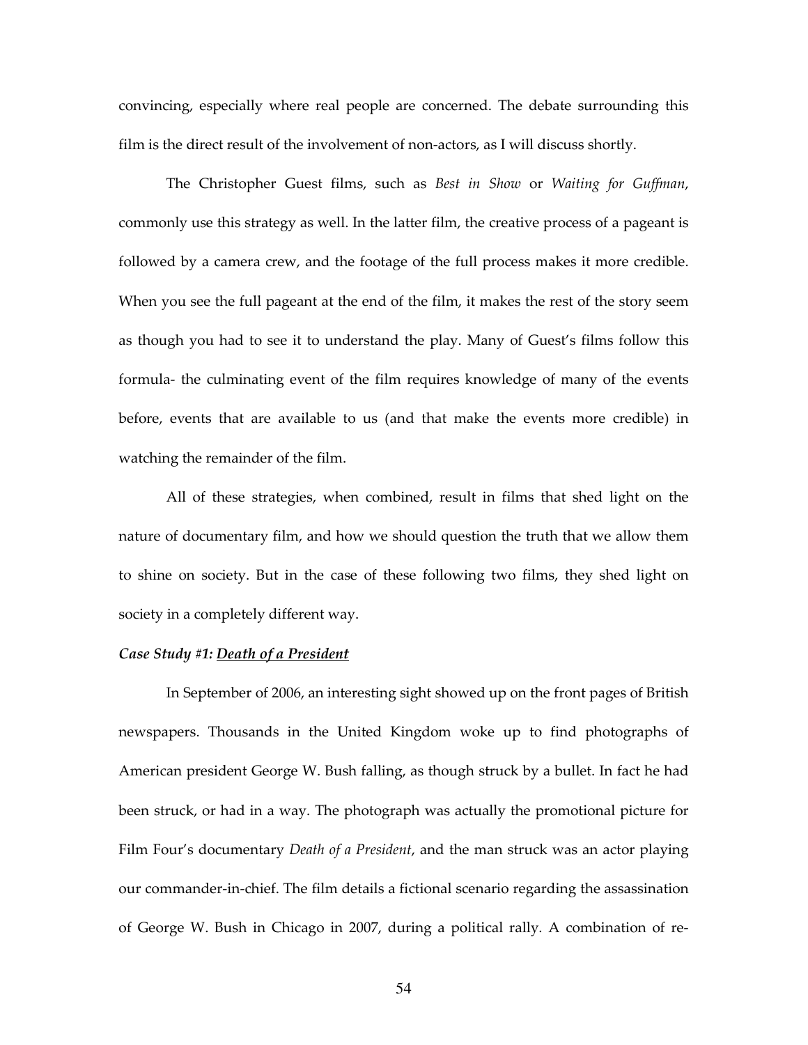convincing, especially where real people are concerned. The debate surrounding this film is the direct result of the involvement of non-actors, as I will discuss shortly.

The Christopher Guest films, such as *Best in Show* or *Waiting for Guffman*, commonly use this strategy as well. In the latter film, the creative process of a pageant is followed by a camera crew, and the footage of the full process makes it more credible. When you see the full pageant at the end of the film, it makes the rest of the story seem as though you had to see it to understand the play. Many of Guest's films follow this formula- the culminating event of the film requires knowledge of many of the events before, events that are available to us (and that make the events more credible) in watching the remainder of the film.

All of these strategies, when combined, result in films that shed light on the nature of documentary film, and how we should question the truth that we allow them to shine on society. But in the case of these following two films, they shed light on society in a completely different way.

***Case Study #1: <u>Death of a President</u>***

In September of 2006, an interesting sight showed up on the front pages of British newspapers. Thousands in the United Kingdom woke up to find photographs of American president George W. Bush falling, as though struck by a bullet. In fact he had been struck, or had in a way. The photograph was actually the promotional picture for Film Four's documentary *Death of a President*, and the man struck was an actor playing our commander-in-chief. The film details a fictional scenario regarding the assassination of George W. Bush in Chicago in 2007, during a political rally. A combination of re-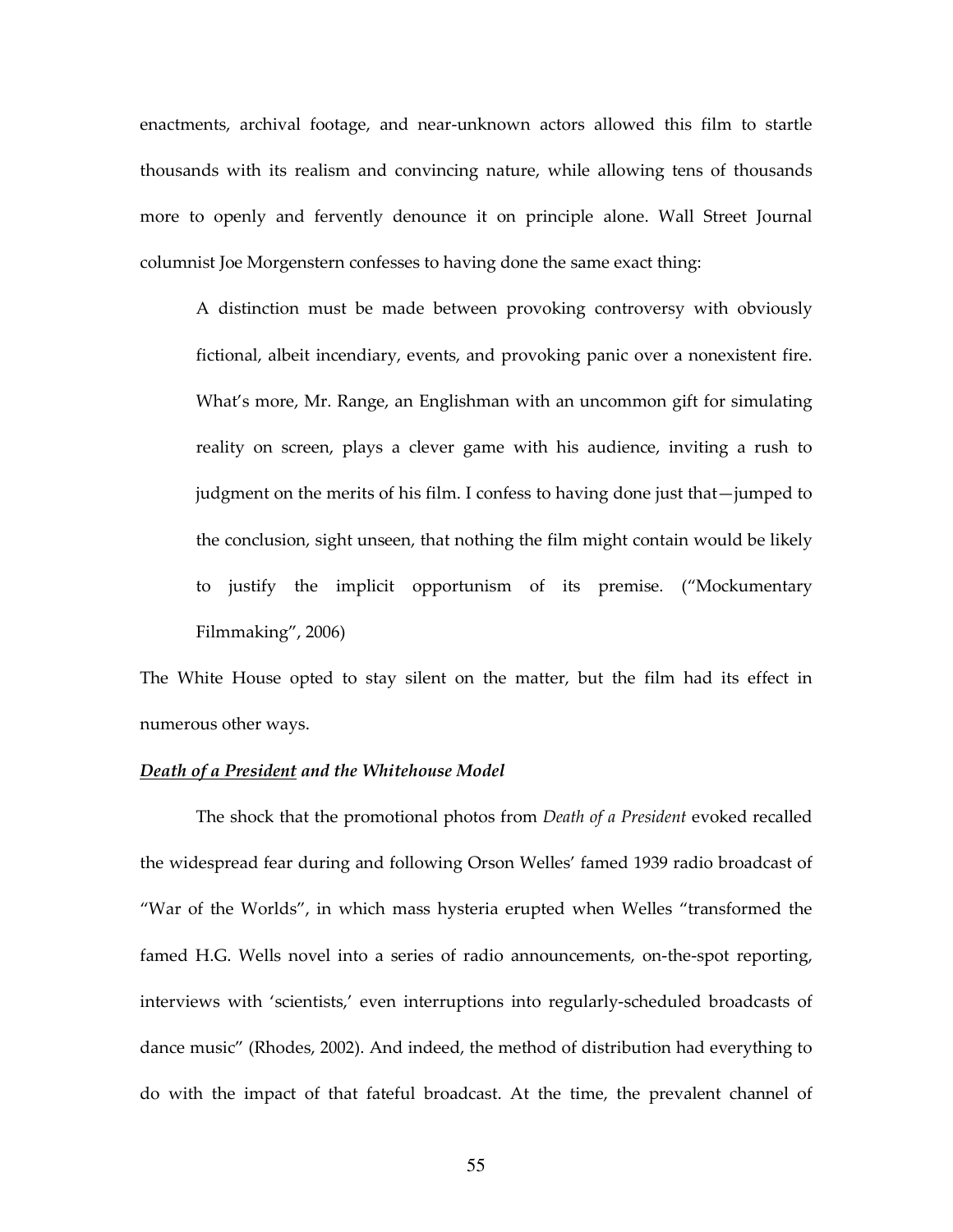enactments, archival footage, and near-unknown actors allowed this film to startle thousands with its realism and convincing nature, while allowing tens of thousands more to openly and fervently denounce it on principle alone. Wall Street Journal columnist Joe Morgenstern confesses to having done the same exact thing:

> A distinction must be made between provoking controversy with obviously fictional, albeit incendiary, events, and provoking panic over a nonexistent fire. What's more, Mr. Range, an Englishman with an uncommon gift for simulating reality on screen, plays a clever game with his audience, inviting a rush to judgment on the merits of his film. I confess to having done just that—jumped to the conclusion, sight unseen, that nothing the film might contain would be likely to justify the implicit opportunism of its premise. ("Mockumentary Filmmaking", 2006)

The White House opted to stay silent on the matter, but the film had its effect in numerous other ways.

### ***Death of a President* and the Whitehouse Model**

The shock that the promotional photos from *Death of a President* evoked recalled the widespread fear during and following Orson Welles' famed 1939 radio broadcast of "War of the Worlds", in which mass hysteria erupted when Welles "transformed the famed H.G. Wells novel into a series of radio announcements, on-the-spot reporting, interviews with 'scientists,' even interruptions into regularly-scheduled broadcasts of dance music" (Rhodes, 2002). And indeed, the method of distribution had everything to do with the impact of that fateful broadcast. At the time, the prevalent channel of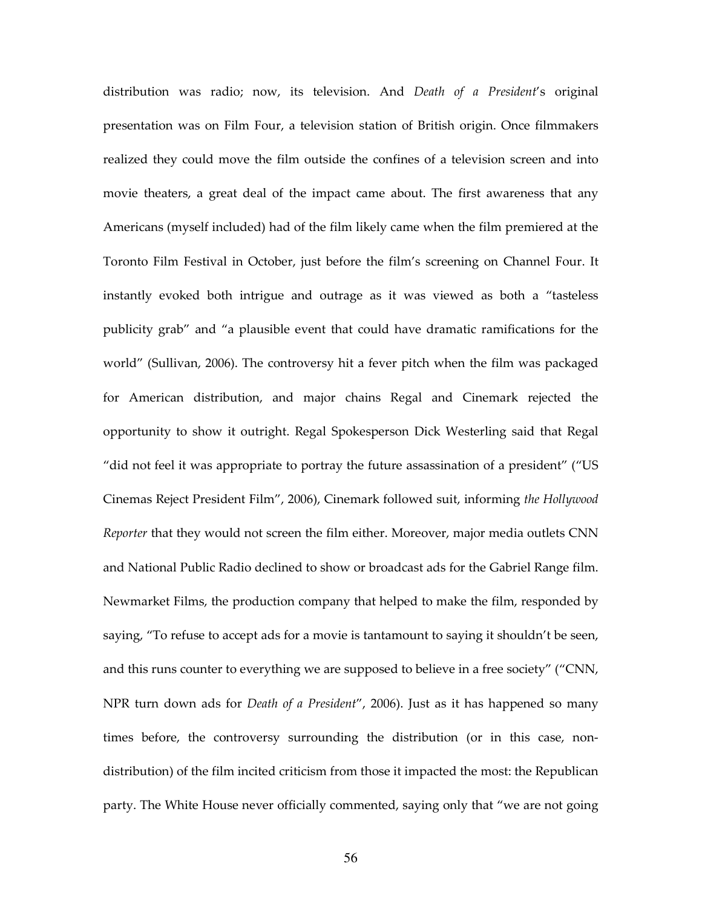distribution was radio; now, its television. And *Death of a President*'s original presentation was on Film Four, a television station of British origin. Once filmmakers realized they could move the film outside the confines of a television screen and into movie theaters, a great deal of the impact came about. The first awareness that any Americans (myself included) had of the film likely came when the film premiered at the Toronto Film Festival in October, just before the film's screening on Channel Four. It instantly evoked both intrigue and outrage as it was viewed as both a "tasteless publicity grab" and "a plausible event that could have dramatic ramifications for the world" (Sullivan, 2006). The controversy hit a fever pitch when the film was packaged for American distribution, and major chains Regal and Cinemark rejected the opportunity to show it outright. Regal Spokesperson Dick Westerling said that Regal "did not feel it was appropriate to portray the future assassination of a president" ("US Cinemas Reject President Film", 2006), Cinemark followed suit, informing *the Hollywood Reporter* that they would not screen the film either. Moreover, major media outlets CNN and National Public Radio declined to show or broadcast ads for the Gabriel Range film. Newmarket Films, the production company that helped to make the film, responded by saying, "To refuse to accept ads for a movie is tantamount to saying it shouldn't be seen, and this runs counter to everything we are supposed to believe in a free society" ("CNN, NPR turn down ads for *Death of a President*", 2006). Just as it has happened so many times before, the controversy surrounding the distribution (or in this case, non-distribution) of the film incited criticism from those it impacted the most: the Republican party. The White House never officially commented, saying only that "we are not going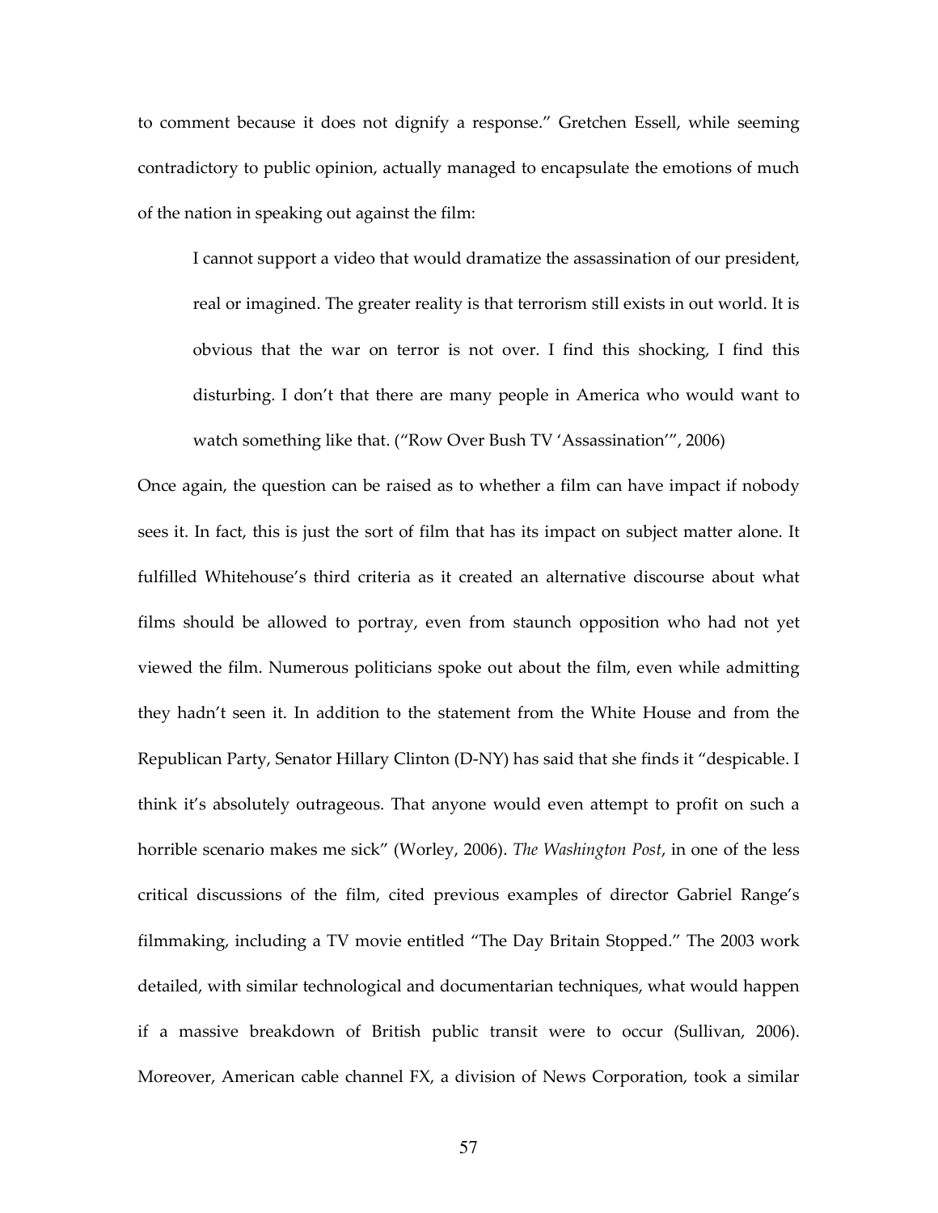to comment because it does not dignify a response." Gretchen Essell, while seeming contradictory to public opinion, actually managed to encapsulate the emotions of much of the nation in speaking out against the film:

> I cannot support a video that would dramatize the assassination of our president, real or imagined. The greater reality is that terrorism still exists in out world. It is obvious that the war on terror is not over. I find this shocking, I find this disturbing. I don't that there are many people in America who would want to watch something like that. ("Row Over Bush TV 'Assassination'", 2006)

Once again, the question can be raised as to whether a film can have impact if nobody sees it. In fact, this is just the sort of film that has its impact on subject matter alone. It fulfilled Whitehouse's third criteria as it created an alternative discourse about what films should be allowed to portray, even from staunch opposition who had not yet viewed the film. Numerous politicians spoke out about the film, even while admitting they hadn't seen it. In addition to the statement from the White House and from the Republican Party, Senator Hillary Clinton (D-NY) has said that she finds it "despicable. I think it's absolutely outrageous. That anyone would even attempt to profit on such a horrible scenario makes me sick" (Worley, 2006). *The Washington Post*, in one of the less critical discussions of the film, cited previous examples of director Gabriel Range's filmmaking, including a TV movie entitled "The Day Britain Stopped." The 2003 work detailed, with similar technological and documentarian techniques, what would happen if a massive breakdown of British public transit were to occur (Sullivan, 2006). Moreover, American cable channel FX, a division of News Corporation, took a similar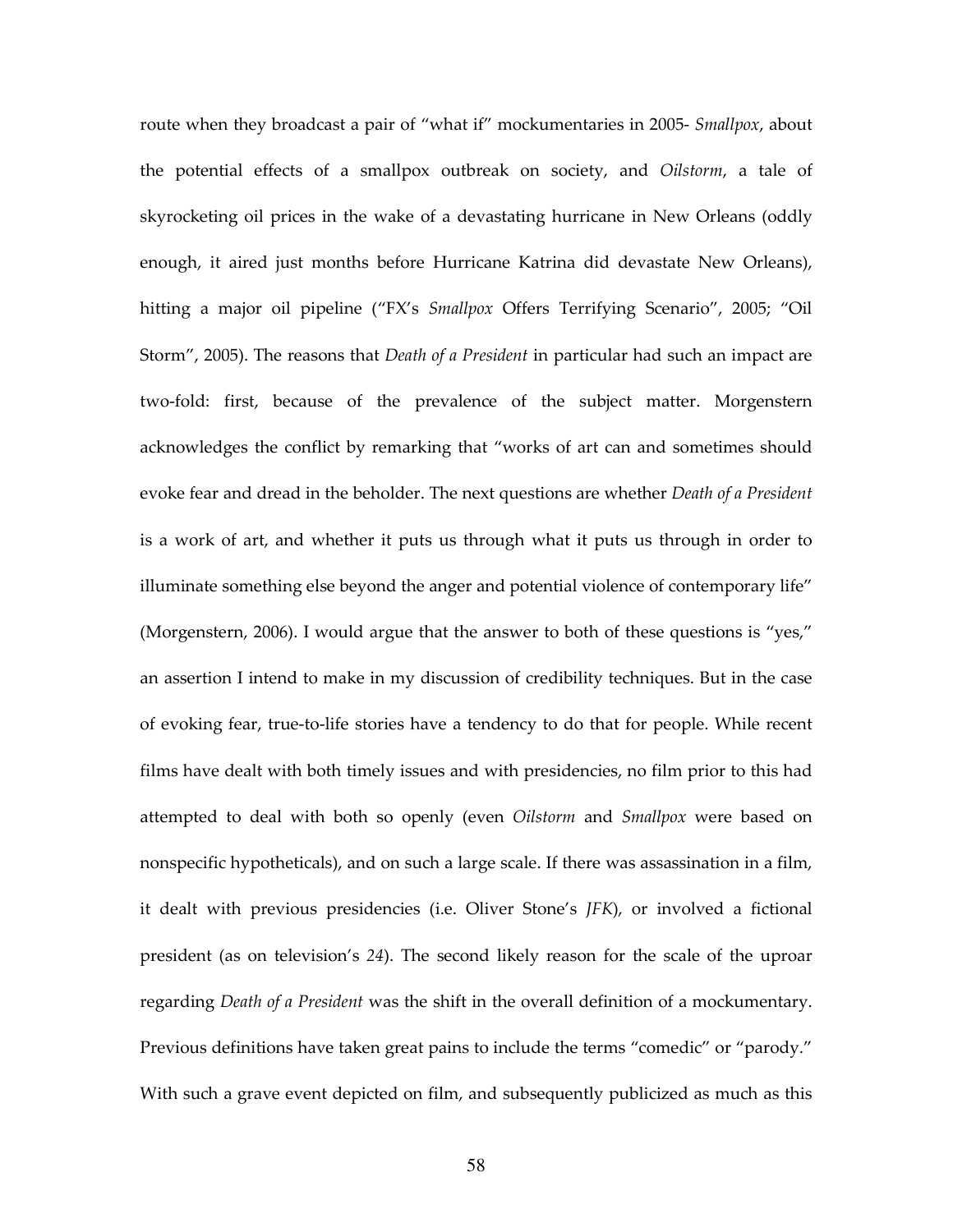route when they broadcast a pair of "what if" mockumentaries in 2005- *Smallpox*, about the potential effects of a smallpox outbreak on society, and *Oilstorm*, a tale of skyrocketing oil prices in the wake of a devastating hurricane in New Orleans (oddly enough, it aired just months before Hurricane Katrina did devastate New Orleans), hitting a major oil pipeline ("FX's *Smallpox* Offers Terrifying Scenario", 2005; "Oil Storm", 2005). The reasons that *Death of a President* in particular had such an impact are two-fold: first, because of the prevalence of the subject matter. Morgenstern acknowledges the conflict by remarking that "works of art can and sometimes should evoke fear and dread in the beholder. The next questions are whether *Death of a President* is a work of art, and whether it puts us through what it puts us through in order to illuminate something else beyond the anger and potential violence of contemporary life" (Morgenstern, 2006). I would argue that the answer to both of these questions is "yes," an assertion I intend to make in my discussion of credibility techniques. But in the case of evoking fear, true-to-life stories have a tendency to do that for people. While recent films have dealt with both timely issues and with presidencies, no film prior to this had attempted to deal with both so openly (even *Oilstorm* and *Smallpox* were based on nonspecific hypotheticals), and on such a large scale. If there was assassination in a film, it dealt with previous presidencies (i.e. Oliver Stone's *JFK*), or involved a fictional president (as on television's *24*). The second likely reason for the scale of the uproar regarding *Death of a President* was the shift in the overall definition of a mockumentary. Previous definitions have taken great pains to include the terms "comedic" or "parody." With such a grave event depicted on film, and subsequently publicized as much as this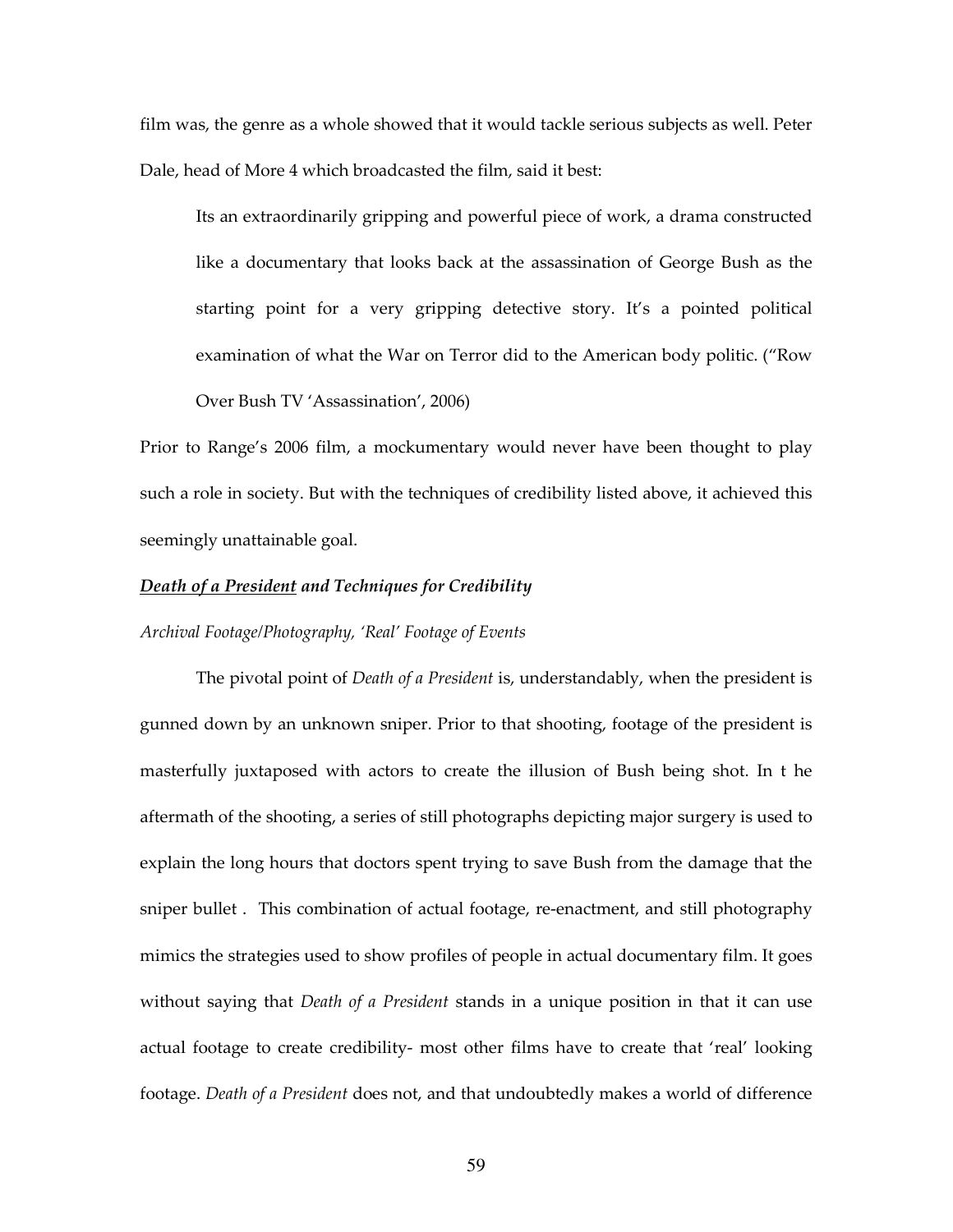film was, the genre as a whole showed that it would tackle serious subjects as well. Peter Dale, head of More 4 which broadcasted the film, said it best:

> Its an extraordinarily gripping and powerful piece of work, a drama constructed like a documentary that looks back at the assassination of George Bush as the starting point for a very gripping detective story. It's a pointed political examination of what the War on Terror did to the American body politic. ("Row Over Bush TV 'Assassination', 2006)

Prior to Range's 2006 film, a mockumentary would never have been thought to play such a role in society. But with the techniques of credibility listed above, it achieved this seemingly unattainable goal.

### ***Death of a President* and Techniques for Credibility**

#### *Archival Footage/Photography, 'Real' Footage of Events*

The pivotal point of *Death of a President* is, understandably, when the president is gunned down by an unknown sniper. Prior to that shooting, footage of the president is masterfully juxtaposed with actors to create the illusion of Bush being shot. In t he aftermath of the shooting, a series of still photographs depicting major surgery is used to explain the long hours that doctors spent trying to save Bush from the damage that the sniper bullet . This combination of actual footage, re-enactment, and still photography mimics the strategies used to show profiles of people in actual documentary film. It goes without saying that *Death of a President* stands in a unique position in that it can use actual footage to create credibility- most other films have to create that 'real' looking footage. *Death of a President* does not, and that undoubtedly makes a world of difference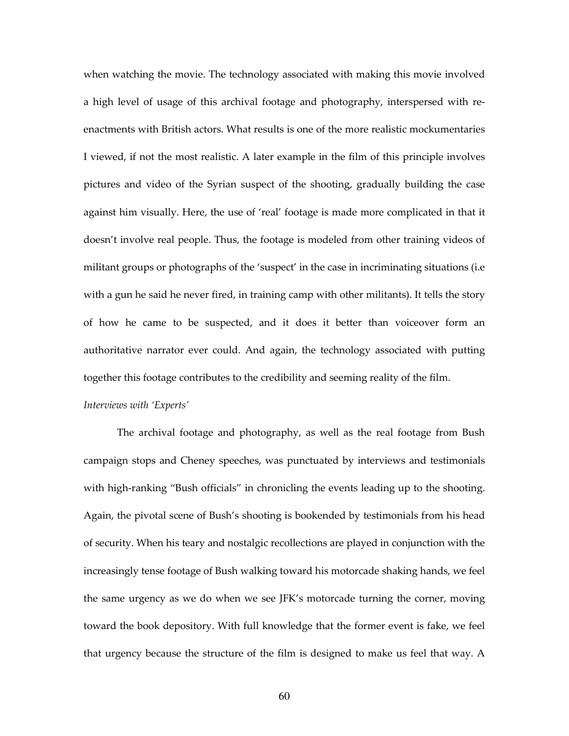when watching the movie. The technology associated with making this movie involved a high level of usage of this archival footage and photography, interspersed with re-enactments with British actors. What results is one of the more realistic mockumentaries I viewed, if not the most realistic. A later example in the film of this principle involves pictures and video of the Syrian suspect of the shooting, gradually building the case against him visually. Here, the use of 'real' footage is made more complicated in that it doesn't involve real people. Thus, the footage is modeled from other training videos of militant groups or photographs of the 'suspect' in the case in incriminating situations (i.e with a gun he said he never fired, in training camp with other militants). It tells the story of how he came to be suspected, and it does it better than voiceover form an authoritative narrator ever could. And again, the technology associated with putting together this footage contributes to the credibility and seeming reality of the film.

*Interviews with 'Experts'*

The archival footage and photography, as well as the real footage from Bush campaign stops and Cheney speeches, was punctuated by interviews and testimonials with high-ranking "Bush officials" in chronicling the events leading up to the shooting. Again, the pivotal scene of Bush's shooting is bookended by testimonials from his head of security. When his teary and nostalgic recollections are played in conjunction with the increasingly tense footage of Bush walking toward his motorcade shaking hands, we feel the same urgency as we do when we see JFK's motorcade turning the corner, moving toward the book depository. With full knowledge that the former event is fake, we feel that urgency because the structure of the film is designed to make us feel that way. A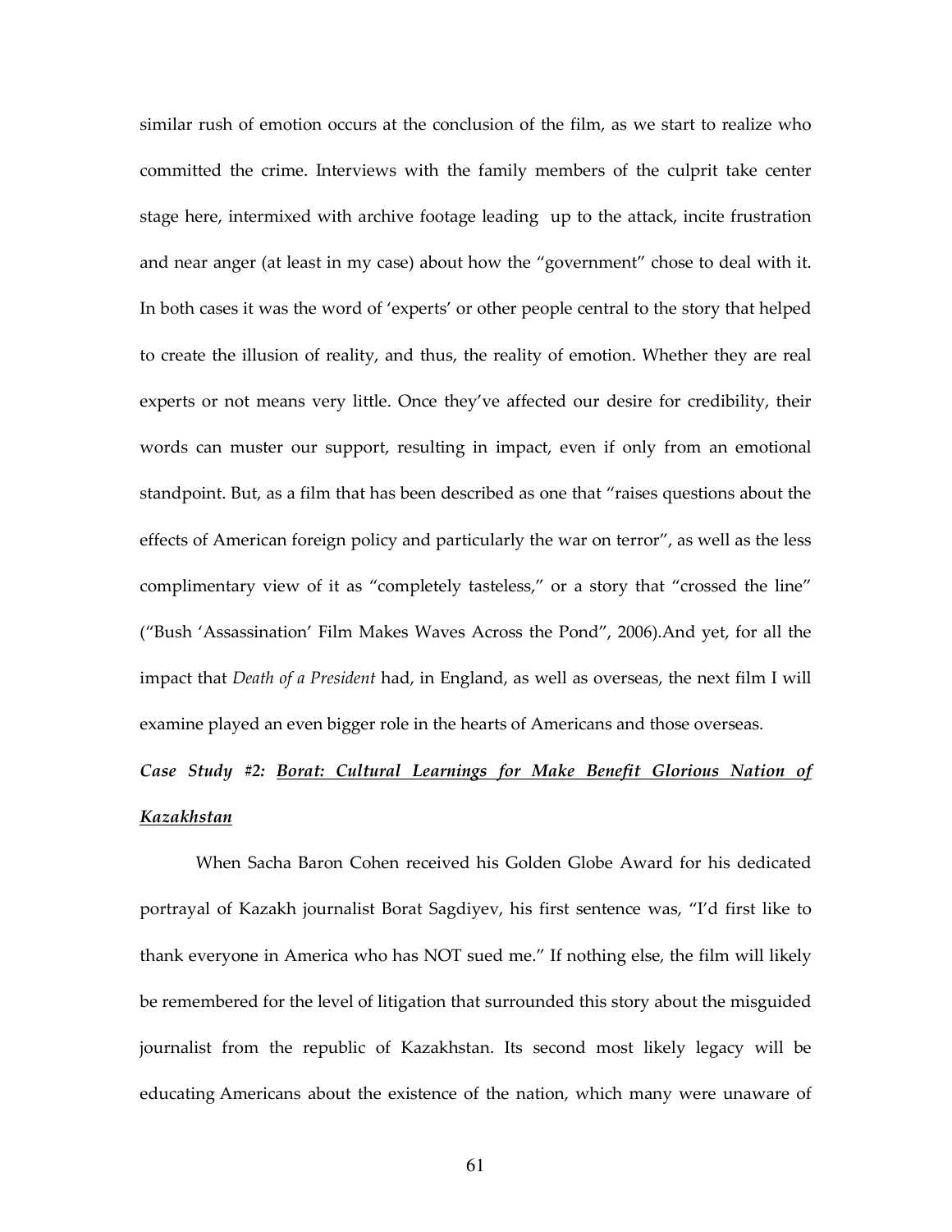similar rush of emotion occurs at the conclusion of the film, as we start to realize who committed the crime. Interviews with the family members of the culprit take center stage here, intermixed with archive footage leading up to the attack, incite frustration and near anger (at least in my case) about how the "government" chose to deal with it. In both cases it was the word of 'experts' or other people central to the story that helped to create the illusion of reality, and thus, the reality of emotion. Whether they are real experts or not means very little. Once they've affected our desire for credibility, their words can muster our support, resulting in impact, even if only from an emotional standpoint. But, as a film that has been described as one that "raises questions about the effects of American foreign policy and particularly the war on terror", as well as the less complimentary view of it as "completely tasteless," or a story that "crossed the line" ("Bush 'Assassination' Film Makes Waves Across the Pond", 2006).And yet, for all the impact that *Death of a President* had, in England, as well as overseas, the next film I will examine played an even bigger role in the hearts of Americans and those overseas.

***Case Study #2: <u>Borat: Cultural Learnings for Make Benefit Glorious Nation of Kazakhstan</u>***

When Sacha Baron Cohen received his Golden Globe Award for his dedicated portrayal of Kazakh journalist Borat Sagdiyev, his first sentence was, "I'd first like to thank everyone in America who has NOT sued me." If nothing else, the film will likely be remembered for the level of litigation that surrounded this story about the misguided journalist from the republic of Kazakhstan. Its second most likely legacy will be educating Americans about the existence of the nation, which many were unaware of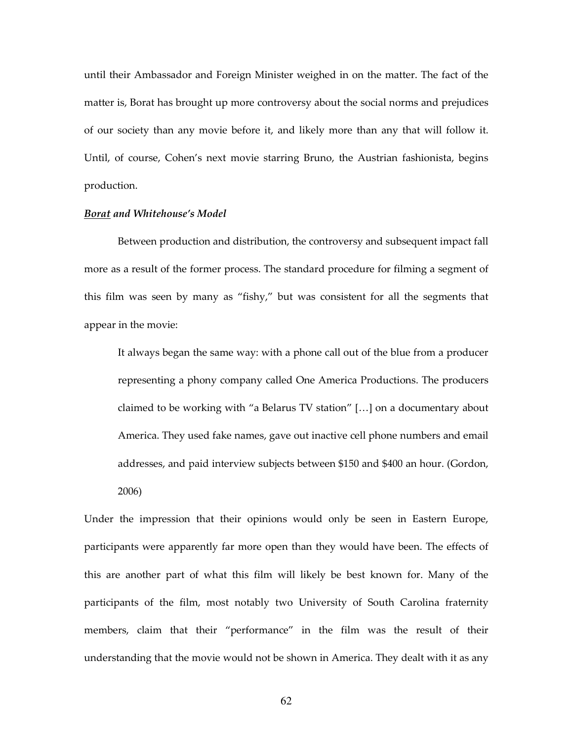until their Ambassador and Foreign Minister weighed in on the matter. The fact of the matter is, Borat has brought up more controversy about the social norms and prejudices of our society than any movie before it, and likely more than any that will follow it. Until, of course, Cohen's next movie starring Bruno, the Austrian fashionista, begins production.

### ***Borat* and Whitehouse's Model**

Between production and distribution, the controversy and subsequent impact fall more as a result of the former process. The standard procedure for filming a segment of this film was seen by many as "fishy," but was consistent for all the segments that appear in the movie:

> It always began the same way: with a phone call out of the blue from a producer representing a phony company called One America Productions. The producers claimed to be working with "a Belarus TV station" […] on a documentary about America. They used fake names, gave out inactive cell phone numbers and email addresses, and paid interview subjects between $150 and $400 an hour. (Gordon, 2006)

Under the impression that their opinions would only be seen in Eastern Europe, participants were apparently far more open than they would have been. The effects of this are another part of what this film will likely be best known for. Many of the participants of the film, most notably two University of South Carolina fraternity members, claim that their "performance" in the film was the result of their understanding that the movie would not be shown in America. They dealt with it as any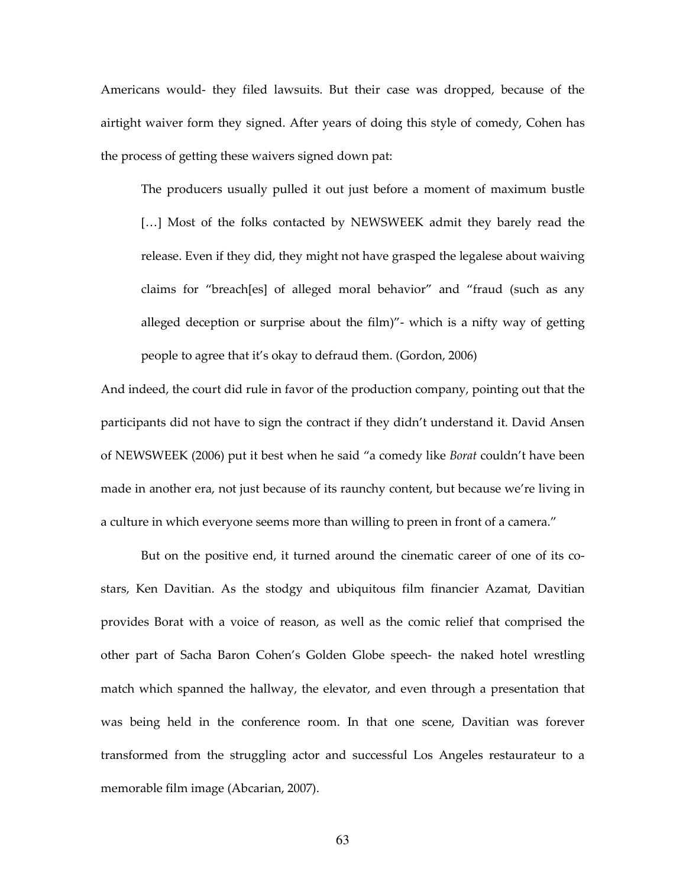Americans would- they filed lawsuits. But their case was dropped, because of the airtight waiver form they signed. After years of doing this style of comedy, Cohen has the process of getting these waivers signed down pat:

> The producers usually pulled it out just before a moment of maximum bustle […] Most of the folks contacted by NEWSWEEK admit they barely read the release. Even if they did, they might not have grasped the legalese about waiving claims for "breach[es] of alleged moral behavior" and "fraud (such as any alleged deception or surprise about the film)"- which is a nifty way of getting people to agree that it's okay to defraud them. (Gordon, 2006)

And indeed, the court did rule in favor of the production company, pointing out that the participants did not have to sign the contract if they didn't understand it. David Ansen of NEWSWEEK (2006) put it best when he said "a comedy like *Borat* couldn't have been made in another era, not just because of its raunchy content, but because we're living in a culture in which everyone seems more than willing to preen in front of a camera."

But on the positive end, it turned around the cinematic career of one of its co-stars, Ken Davitian. As the stodgy and ubiquitous film financier Azamat, Davitian provides Borat with a voice of reason, as well as the comic relief that comprised the other part of Sacha Baron Cohen's Golden Globe speech- the naked hotel wrestling match which spanned the hallway, the elevator, and even through a presentation that was being held in the conference room. In that one scene, Davitian was forever transformed from the struggling actor and successful Los Angeles restaurateur to a memorable film image (Abcarian, 2007).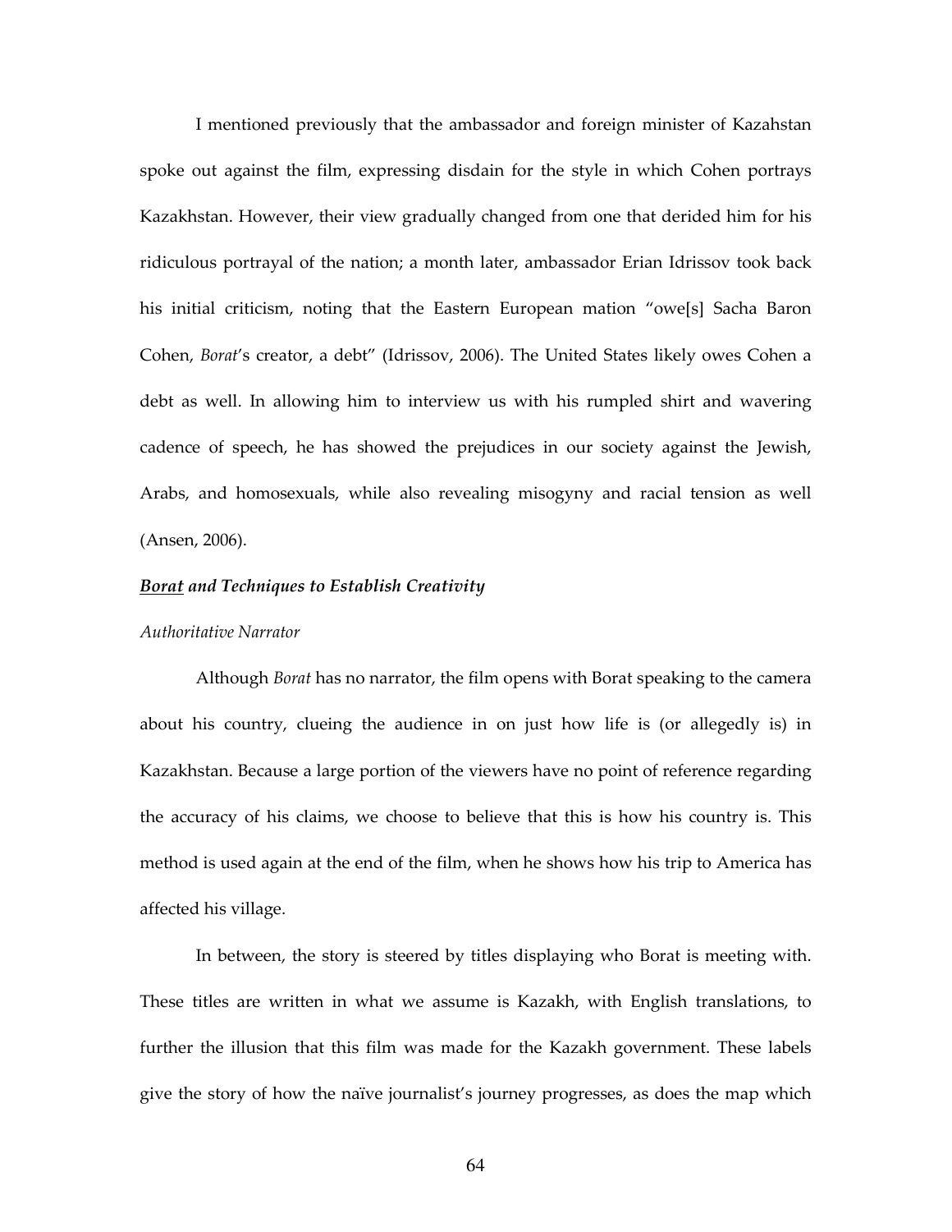I mentioned previously that the ambassador and foreign minister of Kazahstan spoke out against the film, expressing disdain for the style in which Cohen portrays Kazakhstan. However, their view gradually changed from one that derided him for his ridiculous portrayal of the nation; a month later, ambassador Erian Idrissov took back his initial criticism, noting that the Eastern European mation "owe[s] Sacha Baron Cohen, *Borat*'s creator, a debt" (Idrissov, 2006). The United States likely owes Cohen a debt as well. In allowing him to interview us with his rumpled shirt and wavering cadence of speech, he has showed the prejudices in our society against the Jewish, Arabs, and homosexuals, while also revealing misogyny and racial tension as well (Ansen, 2006).

### ***Borat* and Techniques to Establish Creativity**

#### *Authoritative Narrator*

Although *Borat* has no narrator, the film opens with Borat speaking to the camera about his country, clueing the audience in on just how life is (or allegedly is) in Kazakhstan. Because a large portion of the viewers have no point of reference regarding the accuracy of his claims, we choose to believe that this is how his country is. This method is used again at the end of the film, when he shows how his trip to America has affected his village.

In between, the story is steered by titles displaying who Borat is meeting with. These titles are written in what we assume is Kazakh, with English translations, to further the illusion that this film was made for the Kazakh government. These labels give the story of how the naïve journalist's journey progresses, as does the map which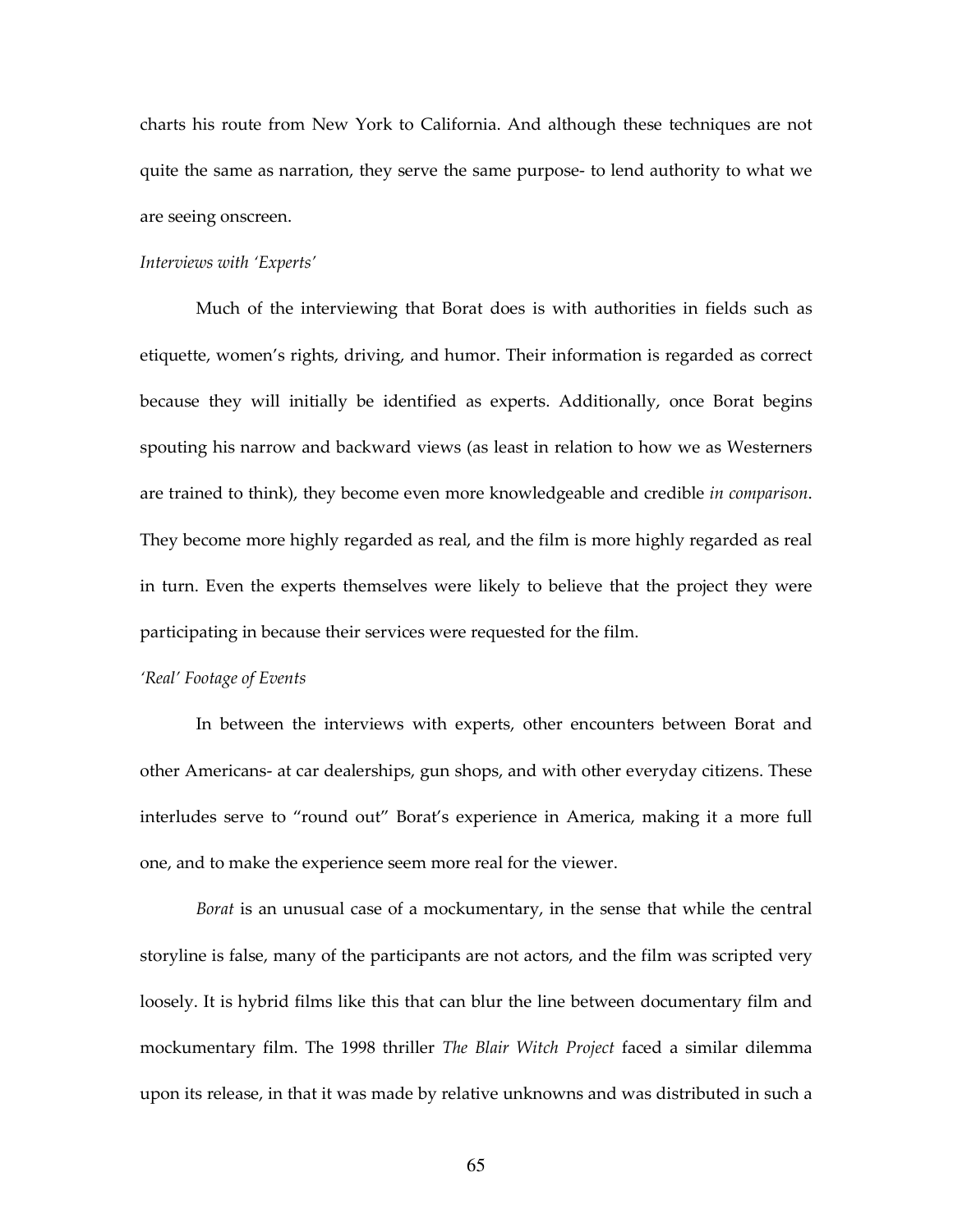charts his route from New York to California. And although these techniques are not quite the same as narration, they serve the same purpose- to lend authority to what we are seeing onscreen.

*Interviews with 'Experts'*

Much of the interviewing that Borat does is with authorities in fields such as etiquette, women's rights, driving, and humor. Their information is regarded as correct because they will initially be identified as experts. Additionally, once Borat begins spouting his narrow and backward views (as least in relation to how we as Westerners are trained to think), they become even more knowledgeable and credible *in comparison*. They become more highly regarded as real, and the film is more highly regarded as real in turn. Even the experts themselves were likely to believe that the project they were participating in because their services were requested for the film.

*'Real' Footage of Events*

In between the interviews with experts, other encounters between Borat and other Americans- at car dealerships, gun shops, and with other everyday citizens. These interludes serve to "round out" Borat's experience in America, making it a more full one, and to make the experience seem more real for the viewer.

*Borat* is an unusual case of a mockumentary, in the sense that while the central storyline is false, many of the participants are not actors, and the film was scripted very loosely. It is hybrid films like this that can blur the line between documentary film and mockumentary film. The 1998 thriller *The Blair Witch Project* faced a similar dilemma upon its release, in that it was made by relative unknowns and was distributed in such a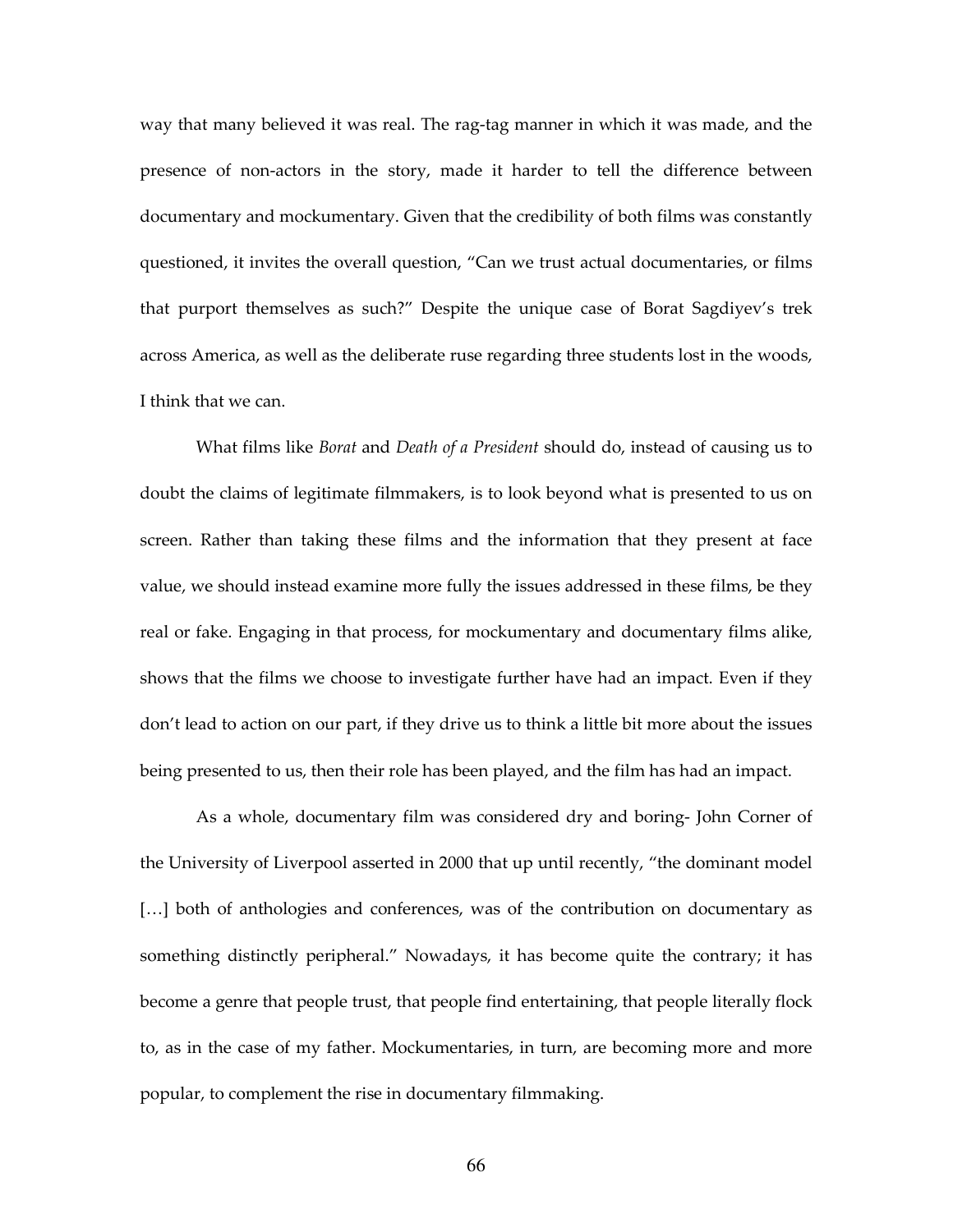way that many believed it was real. The rag-tag manner in which it was made, and the presence of non-actors in the story, made it harder to tell the difference between documentary and mockumentary. Given that the credibility of both films was constantly questioned, it invites the overall question, "Can we trust actual documentaries, or films that purport themselves as such?" Despite the unique case of Borat Sagdiyev's trek across America, as well as the deliberate ruse regarding three students lost in the woods, I think that we can.

What films like *Borat* and *Death of a President* should do, instead of causing us to doubt the claims of legitimate filmmakers, is to look beyond what is presented to us on screen. Rather than taking these films and the information that they present at face value, we should instead examine more fully the issues addressed in these films, be they real or fake. Engaging in that process, for mockumentary and documentary films alike, shows that the films we choose to investigate further have had an impact. Even if they don't lead to action on our part, if they drive us to think a little bit more about the issues being presented to us, then their role has been played, and the film has had an impact.

As a whole, documentary film was considered dry and boring- John Corner of the University of Liverpool asserted in 2000 that up until recently, "the dominant model [...] both of anthologies and conferences, was of the contribution on documentary as something distinctly peripheral." Nowadays, it has become quite the contrary; it has become a genre that people trust, that people find entertaining, that people literally flock to, as in the case of my father. Mockumentaries, in turn, are becoming more and more popular, to complement the rise in documentary filmmaking.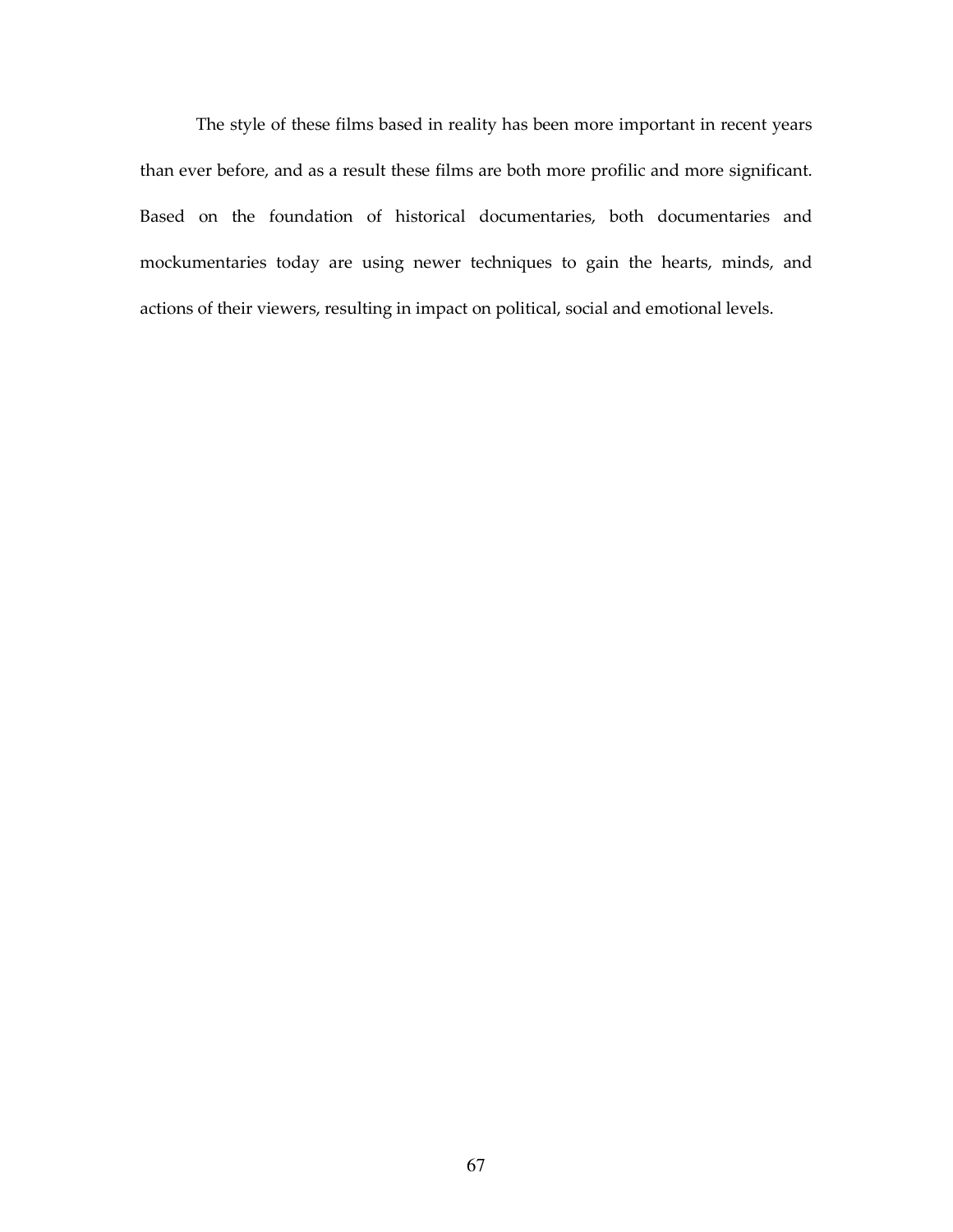The style of these films based in reality has been more important in recent years than ever before, and as a result these films are both more profilic and more significant. Based on the foundation of historical documentaries, both documentaries and mockumentaries today are using newer techniques to gain the hearts, minds, and actions of their viewers, resulting in impact on political, social and emotional levels.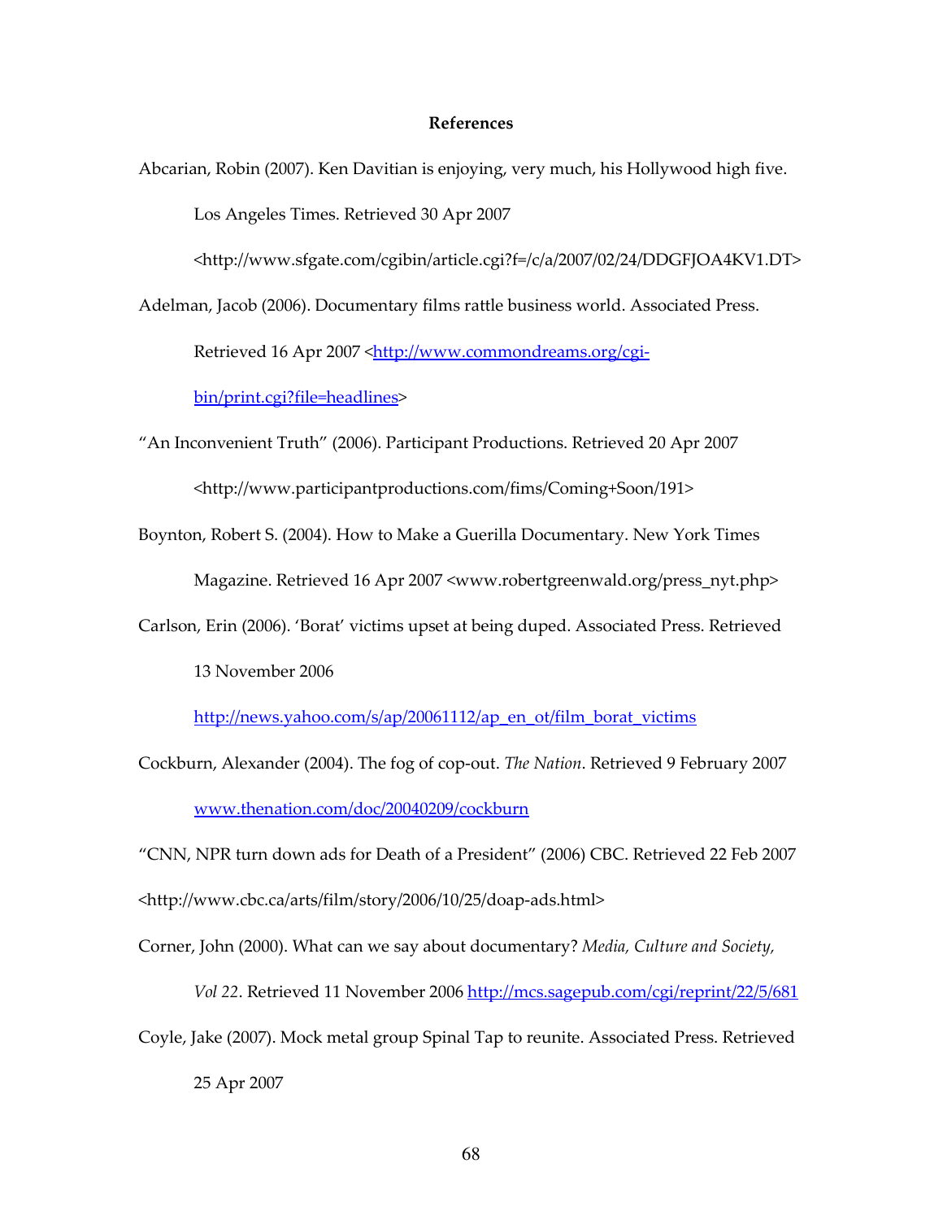**References**

Abcarian, Robin (2007). Ken Davitian is enjoying, very much, his Hollywood high five. Los Angeles Times. Retrieved 30 Apr 2007 <http://www.sfgate.com/cgibin/article.cgi?f=/c/a/2007/02/24/DDGFJOA4KV1.DT>

Adelman, Jacob (2006). Documentary films rattle business world. Associated Press. Retrieved 16 Apr 2007 <http://www.commondreams.org/cgi-bin/print.cgi?file=headlines>

"An Inconvenient Truth" (2006). Participant Productions. Retrieved 20 Apr 2007 <http://www.participantproductions.com/fims/Coming+Soon/191>

Boynton, Robert S. (2004). How to Make a Guerilla Documentary. New York Times Magazine. Retrieved 16 Apr 2007 <www.robertgreenwald.org/press_nyt.php>

Carlson, Erin (2006). 'Borat' victims upset at being duped. Associated Press. Retrieved 13 November 2006 http://news.yahoo.com/s/ap/20061112/ap_en_ot/film_borat_victims

Cockburn, Alexander (2004). The fog of cop-out. *The Nation*. Retrieved 9 February 2007 www.thenation.com/doc/20040209/cockburn

"CNN, NPR turn down ads for Death of a President" (2006) CBC. Retrieved 22 Feb 2007 <http://www.cbc.ca/arts/film/story/2006/10/25/doap-ads.html>

Corner, John (2000). What can we say about documentary? *Media, Culture and Society, Vol 22*. Retrieved 11 November 2006 http://mcs.sagepub.com/cgi/reprint/22/5/681

Coyle, Jake (2007). Mock metal group Spinal Tap to reunite. Associated Press. Retrieved 25 Apr 2007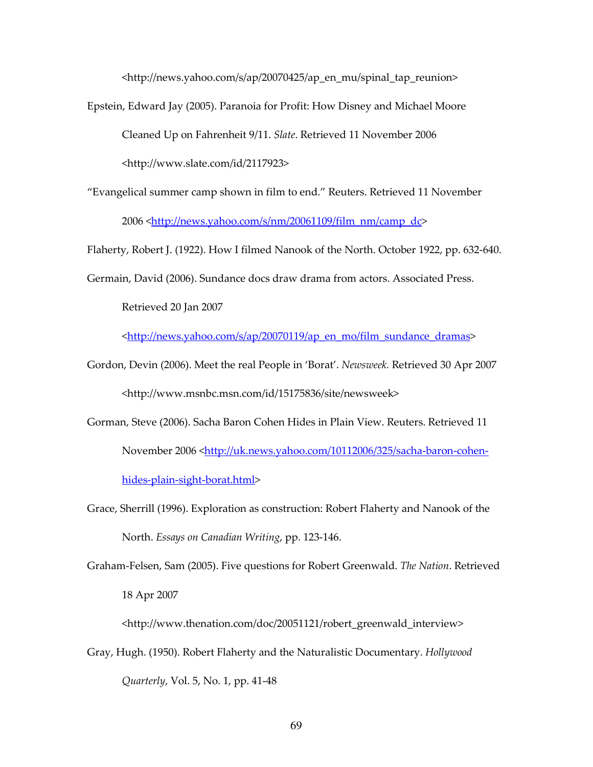<http://news.yahoo.com/s/ap/20070425/ap_en_mu/spinal_tap_reunion>

Epstein, Edward Jay (2005). Paranoia for Profit: How Disney and Michael Moore Cleaned Up on Fahrenheit 9/11. *Slate*. Retrieved 11 November 2006 <http://www.slate.com/id/2117923>

"Evangelical summer camp shown in film to end." Reuters. Retrieved 11 November 2006 <http://news.yahoo.com/s/nm/20061109/film_nm/camp_dc>

Flaherty, Robert J. (1922). How I filmed Nanook of the North. October 1922, pp. 632-640.

Germain, David (2006). Sundance docs draw drama from actors. Associated Press. Retrieved 20 Jan 2007 <http://news.yahoo.com/s/ap/20070119/ap_en_mo/film_sundance_dramas>

Gordon, Devin (2006). Meet the real People in 'Borat'. *Newsweek.* Retrieved 30 Apr 2007 <http://www.msnbc.msn.com/id/15175836/site/newsweek>

Gorman, Steve (2006). Sacha Baron Cohen Hides in Plain View. Reuters. Retrieved 11 November 2006 <http://uk.news.yahoo.com/10112006/325/sacha-baron-cohen-hides-plain-sight-borat.html>

Grace, Sherrill (1996). Exploration as construction: Robert Flaherty and Nanook of the North. *Essays on Canadian Writing*, pp. 123-146.

Graham-Felsen, Sam (2005). Five questions for Robert Greenwald. *The Nation*. Retrieved 18 Apr 2007 <http://www.thenation.com/doc/20051121/robert_greenwald_interview>

Gray, Hugh. (1950). Robert Flaherty and the Naturalistic Documentary. *Hollywood Quarterly*, Vol. 5, No. 1, pp. 41-48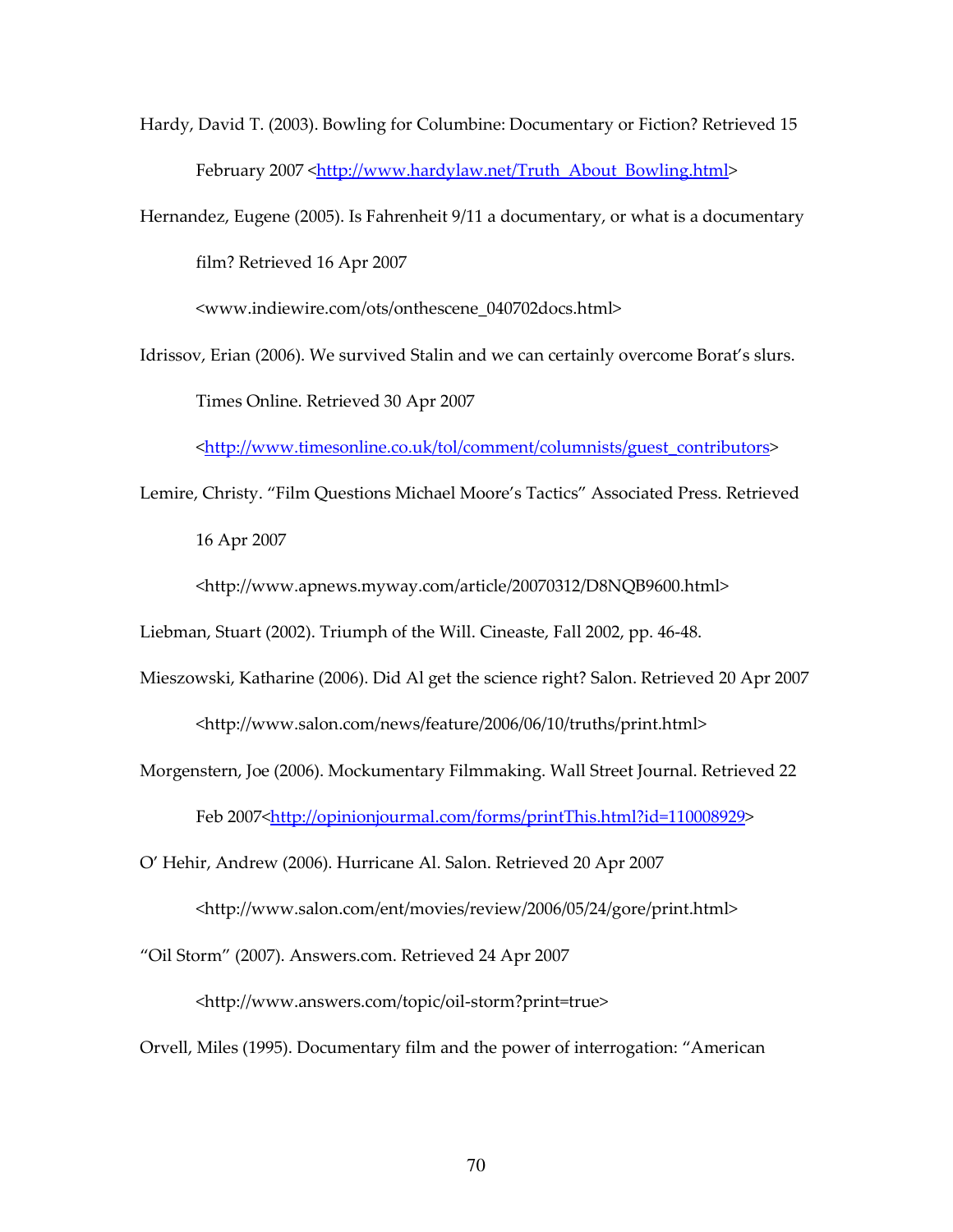Hardy, David T. (2003). Bowling for Columbine: Documentary or Fiction? Retrieved 15 February 2007 <http://www.hardylaw.net/Truth_About_Bowling.html>

Hernandez, Eugene (2005). Is Fahrenheit 9/11 a documentary, or what is a documentary film? Retrieved 16 Apr 2007 <www.indiewire.com/ots/onthescene_040702docs.html>

Idrissov, Erian (2006). We survived Stalin and we can certainly overcome Borat's slurs. Times Online. Retrieved 30 Apr 2007 <http://www.timesonline.co.uk/tol/comment/columnists/guest_contributors>

Lemire, Christy. "Film Questions Michael Moore's Tactics" Associated Press. Retrieved 16 Apr 2007 <http://www.apnews.myway.com/article/20070312/D8NQB9600.html>

Liebman, Stuart (2002). Triumph of the Will. Cineaste, Fall 2002, pp. 46-48.

Mieszowski, Katharine (2006). Did Al get the science right? Salon. Retrieved 20 Apr 2007 <http://www.salon.com/news/feature/2006/06/10/truths/print.html>

Morgenstern, Joe (2006). Mockumentary Filmmaking. Wall Street Journal. Retrieved 22 Feb 2007<http://opinionjourmal.com/forms/printThis.html?id=110008929>

O' Hehir, Andrew (2006). Hurricane Al. Salon. Retrieved 20 Apr 2007 <http://www.salon.com/ent/movies/review/2006/05/24/gore/print.html>

"Oil Storm" (2007). Answers.com. Retrieved 24 Apr 2007 <http://www.answers.com/topic/oil-storm?print=true>

Orvell, Miles (1995). Documentary film and the power of interrogation: "American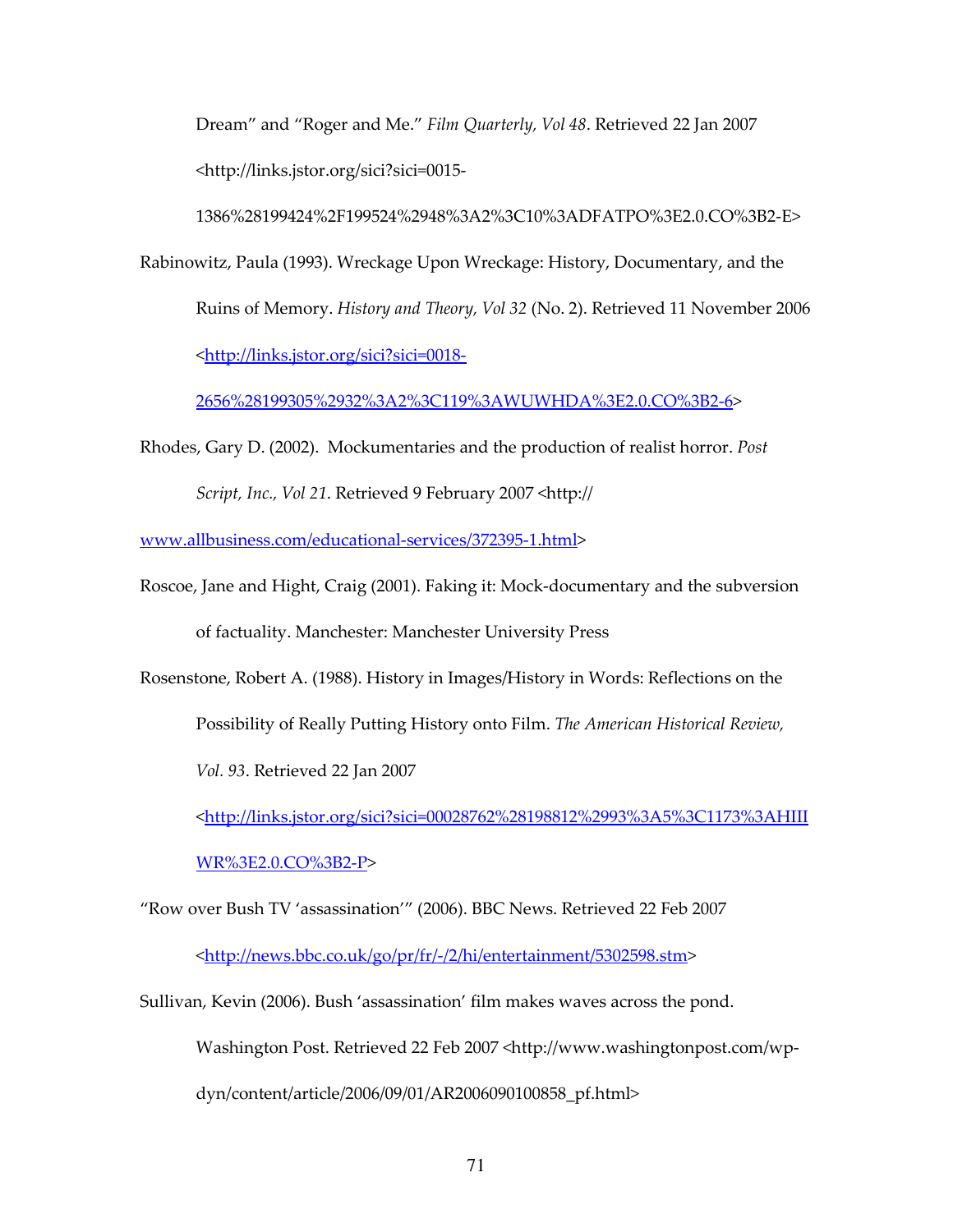Dream" and "Roger and Me." *Film Quarterly, Vol 48*. Retrieved 22 Jan 2007 <http://links.jstor.org/sici?sici=0015-1386%28199424%2F199524%2948%3A2%3C10%3ADFATPO%3E2.0.CO%3B2-E>

Rabinowitz, Paula (1993). Wreckage Upon Wreckage: History, Documentary, and the Ruins of Memory. *History and Theory, Vol 32* (No. 2). Retrieved 11 November 2006 <http://links.jstor.org/sici?sici=0018-2656%28199305%2932%3A2%3C119%3AWUWHDA%3E2.0.CO%3B2-6>

Rhodes, Gary D. (2002). Mockumentaries and the production of realist horror. *Post Script, Inc., Vol 21*. Retrieved 9 February 2007 <http:// www.allbusiness.com/educational-services/372395-1.html>

Roscoe, Jane and Hight, Craig (2001). Faking it: Mock-documentary and the subversion of factuality. Manchester: Manchester University Press

Rosenstone, Robert A. (1988). History in Images/History in Words: Reflections on the Possibility of Really Putting History onto Film. *The American Historical Review, Vol. 93*. Retrieved 22 Jan 2007 <http://links.jstor.org/sici?sici=00028762%28198812%2993%3A5%3C1173%3AHIIIWR%3E2.0.CO%3B2-P>

"Row over Bush TV 'assassination'" (2006). BBC News. Retrieved 22 Feb 2007 <http://news.bbc.co.uk/go/pr/fr/-/2/hi/entertainment/5302598.stm>

Sullivan, Kevin (2006). Bush 'assassination' film makes waves across the pond. Washington Post. Retrieved 22 Feb 2007 <http://www.washingtonpost.com/wp-dyn/content/article/2006/09/01/AR2006090100858_pf.html>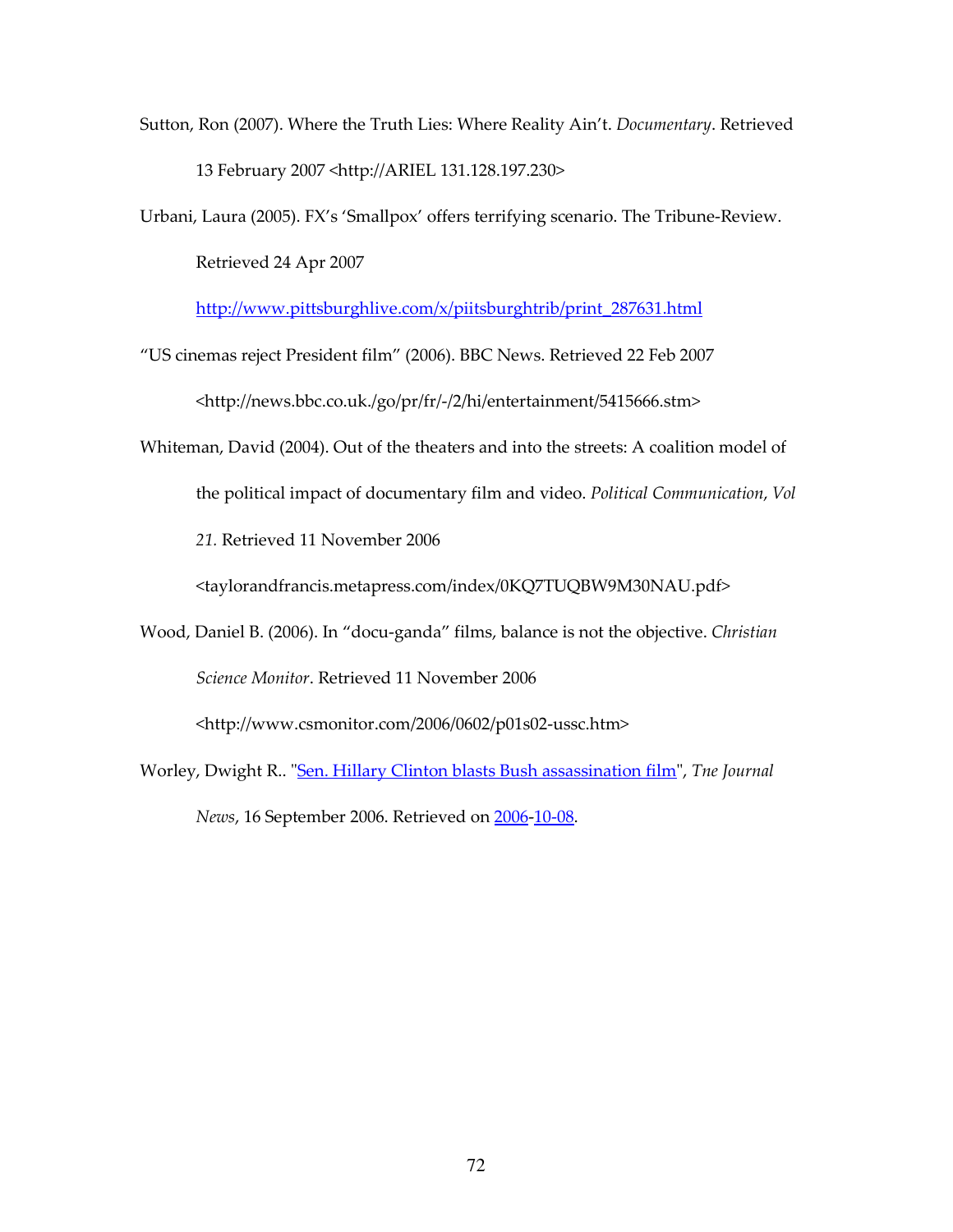Sutton, Ron (2007). Where the Truth Lies: Where Reality Ain't. *Documentary*. Retrieved 13 February 2007 <http://ARIEL 131.128.197.230>

Urbani, Laura (2005). FX's 'Smallpox' offers terrifying scenario. The Tribune-Review. Retrieved 24 Apr 2007 http://www.pittsburghlive.com/x/piitsburghtrib/print_287631.html

"US cinemas reject President film" (2006). BBC News. Retrieved 22 Feb 2007 <http://news.bbc.co.uk./go/pr/fr/-/2/hi/entertainment/5415666.stm>

Whiteman, David (2004). Out of the theaters and into the streets: A coalition model of the political impact of documentary film and video. *Political Communication*, *Vol 21.* Retrieved 11 November 2006 <taylorandfrancis.metapress.com/index/0KQ7TUQBW9M30NAU.pdf>

Wood, Daniel B. (2006). In "docu-ganda" films, balance is not the objective. *Christian Science Monitor*. Retrieved 11 November 2006 <http://www.csmonitor.com/2006/0602/p01s02-ussc.htm>

Worley, Dwight R.. "Sen. Hillary Clinton blasts Bush assassination film", *Tne Journal News*, 16 September 2006. Retrieved on 2006-10-08.